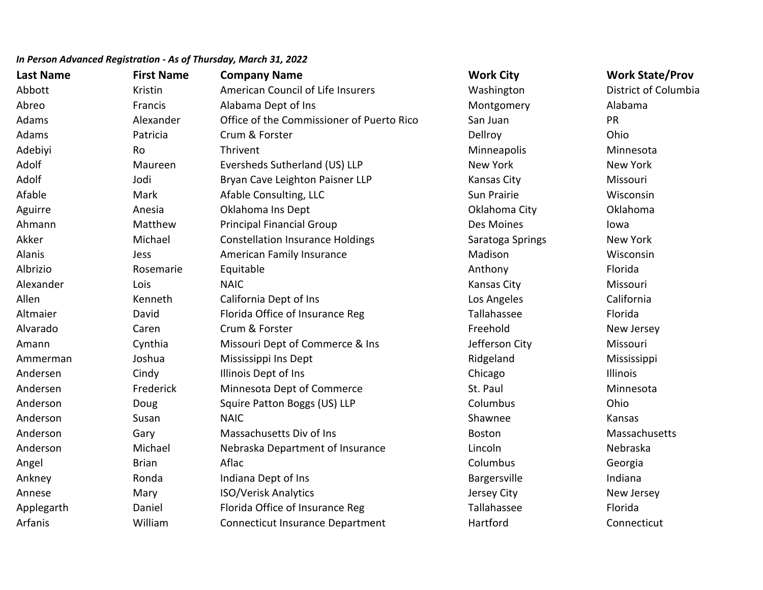***In Person Advanced Registration - As of Thursday, March 31, 2022***

| Last Name | First Name | Company Name | Work City | Work State/Prov |
|---|---|---|---|---|
| Abbott | Kristin | American Council of Life Insurers | Washington | District of Columbia |
| Abreo | Francis | Alabama Dept of Ins | Montgomery | Alabama |
| Adams | Alexander | Office of the Commissioner of Puerto Rico | San Juan | PR |
| Adams | Patricia | Crum & Forster | Dellroy | Ohio |
| Adebiyi | Ro | Thrivent | Minneapolis | Minnesota |
| Adolf | Maureen | Eversheds Sutherland (US) LLP | New York | New York |
| Adolf | Jodi | Bryan Cave Leighton Paisner LLP | Kansas City | Missouri |
| Afable | Mark | Afable Consulting, LLC | Sun Prairie | Wisconsin |
| Aguirre | Anesia | Oklahoma Ins Dept | Oklahoma City | Oklahoma |
| Ahmann | Matthew | Principal Financial Group | Des Moines | Iowa |
| Akker | Michael | Constellation Insurance Holdings | Saratoga Springs | New York |
| Alanis | Jess | American Family Insurance | Madison | Wisconsin |
| Albrizio | Rosemarie | Equitable | Anthony | Florida |
| Alexander | Lois | NAIC | Kansas City | Missouri |
| Allen | Kenneth | California Dept of Ins | Los Angeles | California |
| Altmaier | David | Florida Office of Insurance Reg | Tallahassee | Florida |
| Alvarado | Caren | Crum & Forster | Freehold | New Jersey |
| Amann | Cynthia | Missouri Dept of Commerce & Ins | Jefferson City | Missouri |
| Ammerman | Joshua | Mississippi Ins Dept | Ridgeland | Mississippi |
| Andersen | Cindy | Illinois Dept of Ins | Chicago | Illinois |
| Andersen | Frederick | Minnesota Dept of Commerce | St. Paul | Minnesota |
| Anderson | Doug | Squire Patton Boggs (US) LLP | Columbus | Ohio |
| Anderson | Susan | NAIC | Shawnee | Kansas |
| Anderson | Gary | Massachusetts Div of Ins | Boston | Massachusetts |
| Anderson | Michael | Nebraska Department of Insurance | Lincoln | Nebraska |
| Angel | Brian | Aflac | Columbus | Georgia |
| Ankney | Ronda | Indiana Dept of Ins | Bargersville | Indiana |
| Annese | Mary | ISO/Verisk Analytics | Jersey City | New Jersey |
| Applegarth | Daniel | Florida Office of Insurance Reg | Tallahassee | Florida |
| Arfanis | William | Connecticut Insurance Department | Hartford | Connecticut |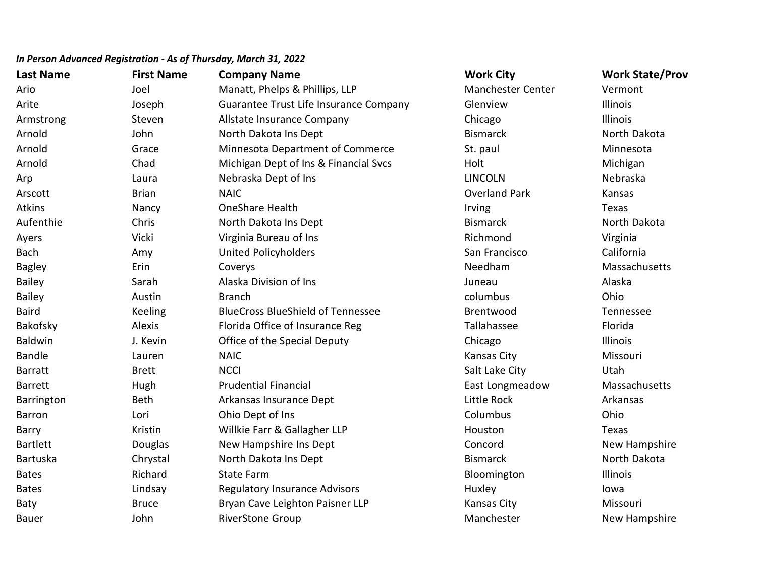*In Person Advanced Registration - As of Thursday, March 31, 2022*

| Last Name | First Name | Company Name | Work City | Work State/Prov |
|---|---|---|---|---|
| Ario | Joel | Manatt, Phelps & Phillips, LLP | Manchester Center | Vermont |
| Arite | Joseph | Guarantee Trust Life Insurance Company | Glenview | Illinois |
| Armstrong | Steven | Allstate Insurance Company | Chicago | Illinois |
| Arnold | John | North Dakota Ins Dept | Bismarck | North Dakota |
| Arnold | Grace | Minnesota Department of Commerce | St. paul | Minnesota |
| Arnold | Chad | Michigan Dept of Ins & Financial Svcs | Holt | Michigan |
| Arp | Laura | Nebraska Dept of Ins | LINCOLN | Nebraska |
| Arscott | Brian | NAIC | Overland Park | Kansas |
| Atkins | Nancy | OneShare Health | Irving | Texas |
| Aufenthie | Chris | North Dakota Ins Dept | Bismarck | North Dakota |
| Ayers | Vicki | Virginia Bureau of Ins | Richmond | Virginia |
| Bach | Amy | United Policyholders | San Francisco | California |
| Bagley | Erin | Coverys | Needham | Massachusetts |
| Bailey | Sarah | Alaska Division of Ins | Juneau | Alaska |
| Bailey | Austin | Branch | columbus | Ohio |
| Baird | Keeling | BlueCross BlueShield of Tennessee | Brentwood | Tennessee |
| Bakofsky | Alexis | Florida Office of Insurance Reg | Tallahassee | Florida |
| Baldwin | J. Kevin | Office of the Special Deputy | Chicago | Illinois |
| Bandle | Lauren | NAIC | Kansas City | Missouri |
| Barratt | Brett | NCCI | Salt Lake City | Utah |
| Barrett | Hugh | Prudential Financial | East Longmeadow | Massachusetts |
| Barrington | Beth | Arkansas Insurance Dept | Little Rock | Arkansas |
| Barron | Lori | Ohio Dept of Ins | Columbus | Ohio |
| Barry | Kristin | Willkie Farr & Gallagher LLP | Houston | Texas |
| Bartlett | Douglas | New Hampshire Ins Dept | Concord | New Hampshire |
| Bartuska | Chrystal | North Dakota Ins Dept | Bismarck | North Dakota |
| Bates | Richard | State Farm | Bloomington | Illinois |
| Bates | Lindsay | Regulatory Insurance Advisors | Huxley | Iowa |
| Baty | Bruce | Bryan Cave Leighton Paisner LLP | Kansas City | Missouri |
| Bauer | John | RiverStone Group | Manchester | New Hampshire |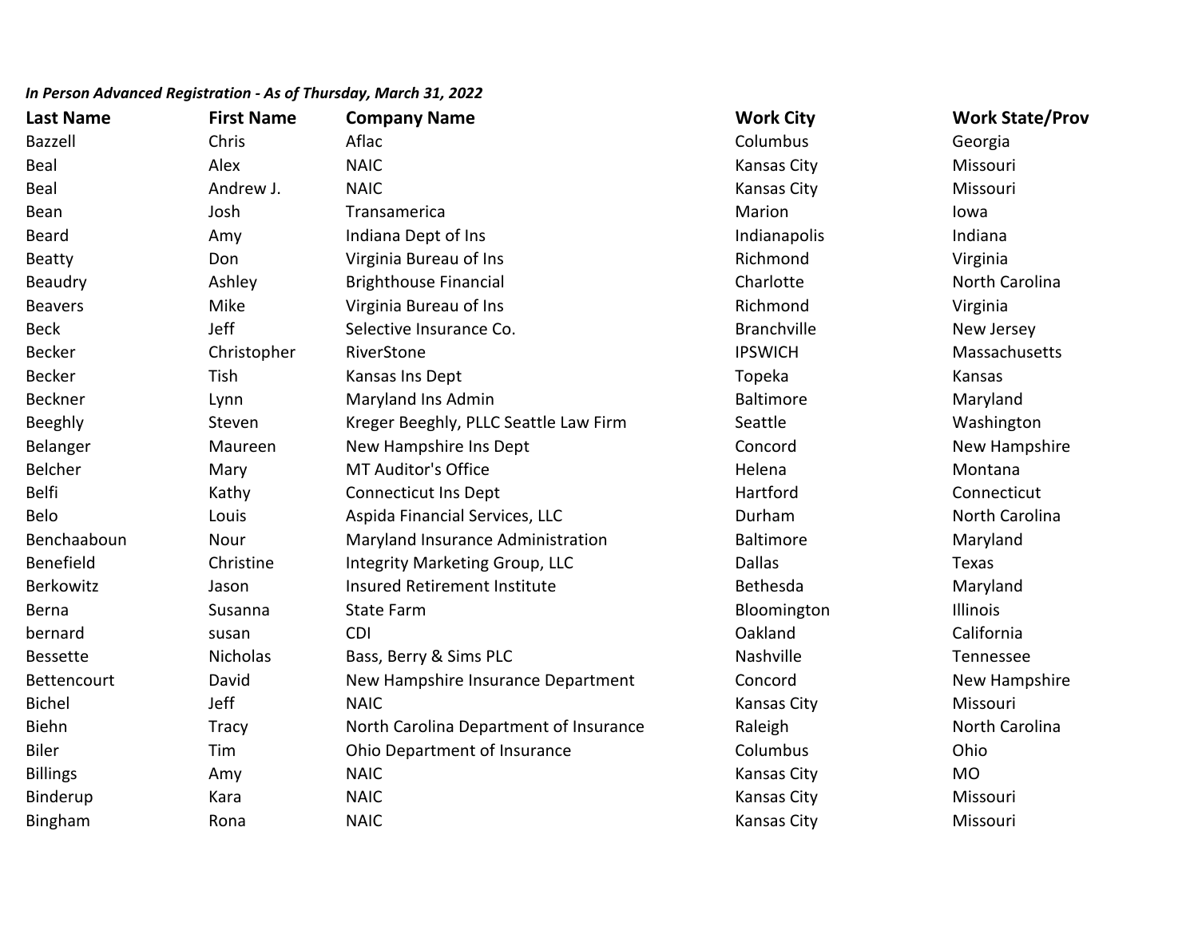*In Person Advanced Registration - As of Thursday, March 31, 2022*

| Last Name | First Name | Company Name | Work City | Work State/Prov |
|---|---|---|---|---|
| Bazzell | Chris | Aflac | Columbus | Georgia |
| Beal | Alex | NAIC | Kansas City | Missouri |
| Beal | Andrew J. | NAIC | Kansas City | Missouri |
| Bean | Josh | Transamerica | Marion | Iowa |
| Beard | Amy | Indiana Dept of Ins | Indianapolis | Indiana |
| Beatty | Don | Virginia Bureau of Ins | Richmond | Virginia |
| Beaudry | Ashley | Brighthouse Financial | Charlotte | North Carolina |
| Beavers | Mike | Virginia Bureau of Ins | Richmond | Virginia |
| Beck | Jeff | Selective Insurance Co. | Branchville | New Jersey |
| Becker | Christopher | RiverStone | IPSWICH | Massachusetts |
| Becker | Tish | Kansas Ins Dept | Topeka | Kansas |
| Beckner | Lynn | Maryland Ins Admin | Baltimore | Maryland |
| Beeghly | Steven | Kreger Beeghly, PLLC Seattle Law Firm | Seattle | Washington |
| Belanger | Maureen | New Hampshire Ins Dept | Concord | New Hampshire |
| Belcher | Mary | MT Auditor's Office | Helena | Montana |
| Belfi | Kathy | Connecticut Ins Dept | Hartford | Connecticut |
| Belo | Louis | Aspida Financial Services, LLC | Durham | North Carolina |
| Benchaaboun | Nour | Maryland Insurance Administration | Baltimore | Maryland |
| Benefield | Christine | Integrity Marketing Group, LLC | Dallas | Texas |
| Berkowitz | Jason | Insured Retirement Institute | Bethesda | Maryland |
| Berna | Susanna | State Farm | Bloomington | Illinois |
| bernard | susan | CDI | Oakland | California |
| Bessette | Nicholas | Bass, Berry & Sims PLC | Nashville | Tennessee |
| Bettencourt | David | New Hampshire Insurance Department | Concord | New Hampshire |
| Bichel | Jeff | NAIC | Kansas City | Missouri |
| Biehn | Tracy | North Carolina Department of Insurance | Raleigh | North Carolina |
| Biler | Tim | Ohio Department of Insurance | Columbus | Ohio |
| Billings | Amy | NAIC | Kansas City | MO |
| Binderup | Kara | NAIC | Kansas City | Missouri |
| Bingham | Rona | NAIC | Kansas City | Missouri |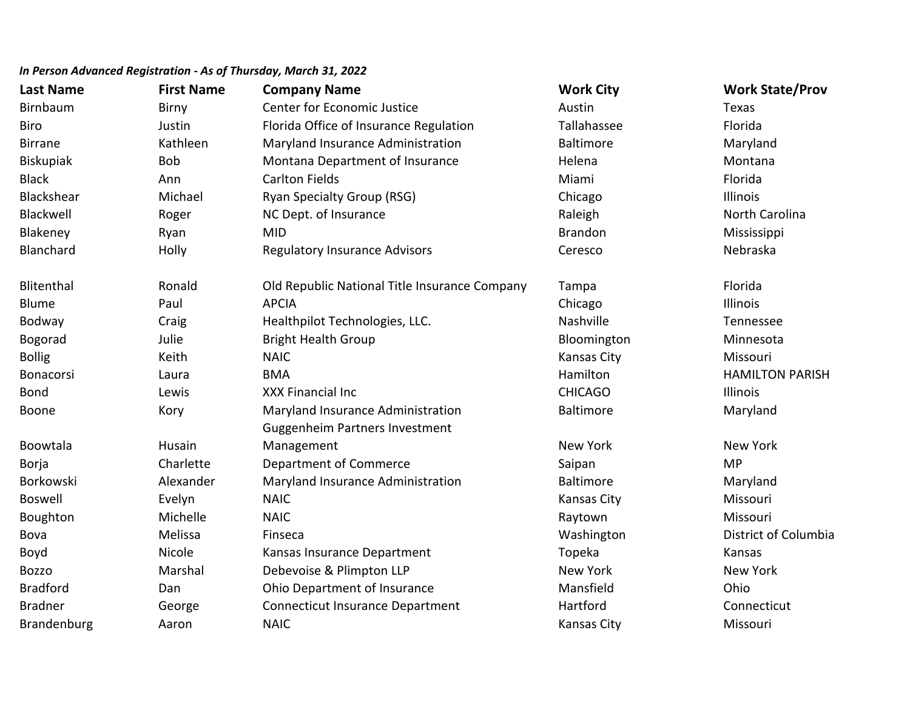*In Person Advanced Registration - As of Thursday, March 31, 2022*

| Last Name | First Name | Company Name | Work City | Work State/Prov |
|---|---|---|---|---|
| Birnbaum | Birny | Center for Economic Justice | Austin | Texas |
| Biro | Justin | Florida Office of Insurance Regulation | Tallahassee | Florida |
| Birrane | Kathleen | Maryland Insurance Administration | Baltimore | Maryland |
| Biskupiak | Bob | Montana Department of Insurance | Helena | Montana |
| Black | Ann | Carlton Fields | Miami | Florida |
| Blackshear | Michael | Ryan Specialty Group (RSG) | Chicago | Illinois |
| Blackwell | Roger | NC Dept. of Insurance | Raleigh | North Carolina |
| Blakeney | Ryan | MID | Brandon | Mississippi |
| Blanchard | Holly | Regulatory Insurance Advisors | Ceresco | Nebraska |
| Blitenthal | Ronald | Old Republic National Title Insurance Company | Tampa | Florida |
| Blume | Paul | APCIA | Chicago | Illinois |
| Bodway | Craig | Healthpilot Technologies, LLC. | Nashville | Tennessee |
| Bogorad | Julie | Bright Health Group | Bloomington | Minnesota |
| Bollig | Keith | NAIC | Kansas City | Missouri |
| Bonacorsi | Laura | BMA | Hamilton | HAMILTON PARISH |
| Bond | Lewis | XXX Financial Inc | CHICAGO | Illinois |
| Boone | Kory | Maryland Insurance Administration | Baltimore | Maryland |
| Boowtala | Husain | Guggenheim Partners Investment Management | New York | New York |
| Borja | Charlette | Department of Commerce | Saipan | MP |
| Borkowski | Alexander | Maryland Insurance Administration | Baltimore | Maryland |
| Boswell | Evelyn | NAIC | Kansas City | Missouri |
| Boughton | Michelle | NAIC | Raytown | Missouri |
| Bova | Melissa | Finseca | Washington | District of Columbia |
| Boyd | Nicole | Kansas Insurance Department | Topeka | Kansas |
| Bozzo | Marshal | Debevoise & Plimpton LLP | New York | New York |
| Bradford | Dan | Ohio Department of Insurance | Mansfield | Ohio |
| Bradner | George | Connecticut Insurance Department | Hartford | Connecticut |
| Brandenburg | Aaron | NAIC | Kansas City | Missouri |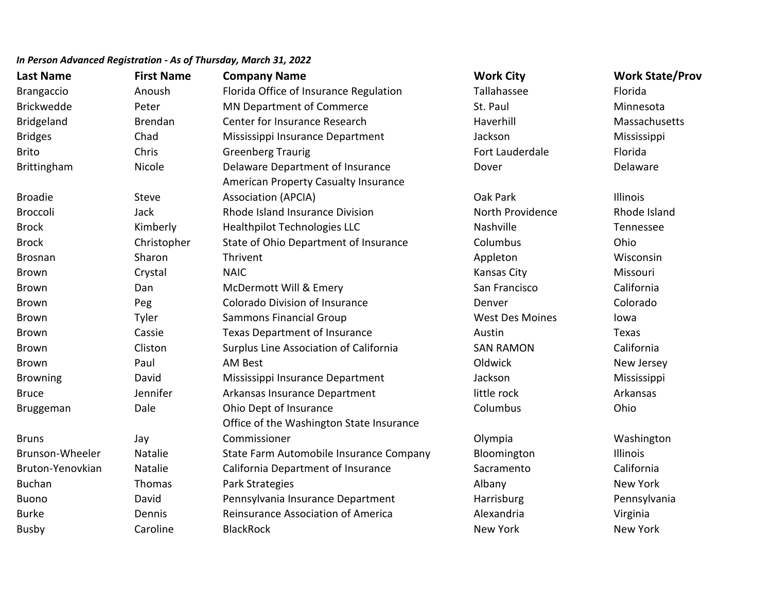*In Person Advanced Registration - As of Thursday, March 31, 2022*

| Last Name | First Name | Company Name | Work City | Work State/Prov |
|---|---|---|---|---|
| Brangaccio | Anoush | Florida Office of Insurance Regulation | Tallahassee | Florida |
| Brickwedde | Peter | MN Department of Commerce | St. Paul | Minnesota |
| Bridgeland | Brendan | Center for Insurance Research | Haverhill | Massachusetts |
| Bridges | Chad | Mississippi Insurance Department | Jackson | Mississippi |
| Brito | Chris | Greenberg Traurig | Fort Lauderdale | Florida |
| Brittingham | Nicole | Delaware Department of Insurance | Dover | Delaware |
| Broadie | Steve | American Property Casualty Insurance Association (APCIA) | Oak Park | Illinois |
| Broccoli | Jack | Rhode Island Insurance Division | North Providence | Rhode Island |
| Brock | Kimberly | Healthpilot Technologies LLC | Nashville | Tennessee |
| Brock | Christopher | State of Ohio Department of Insurance | Columbus | Ohio |
| Brosnan | Sharon | Thrivent | Appleton | Wisconsin |
| Brown | Crystal | NAIC | Kansas City | Missouri |
| Brown | Dan | McDermott Will & Emery | San Francisco | California |
| Brown | Peg | Colorado Division of Insurance | Denver | Colorado |
| Brown | Tyler | Sammons Financial Group | West Des Moines | Iowa |
| Brown | Cassie | Texas Department of Insurance | Austin | Texas |
| Brown | Cliston | Surplus Line Association of California | SAN RAMON | California |
| Brown | Paul | AM Best | Oldwick | New Jersey |
| Browning | David | Mississippi Insurance Department | Jackson | Mississippi |
| Bruce | Jennifer | Arkansas Insurance Department | little rock | Arkansas |
| Bruggeman | Dale | Ohio Dept of Insurance | Columbus | Ohio |
| Bruns | Jay | Office of the Washington State Insurance Commissioner | Olympia | Washington |
| Brunson-Wheeler | Natalie | State Farm Automobile Insurance Company | Bloomington | Illinois |
| Bruton-Yenovkian | Natalie | California Department of Insurance | Sacramento | California |
| Buchan | Thomas | Park Strategies | Albany | New York |
| Buono | David | Pennsylvania Insurance Department | Harrisburg | Pennsylvania |
| Burke | Dennis | Reinsurance Association of America | Alexandria | Virginia |
| Busby | Caroline | BlackRock | New York | New York |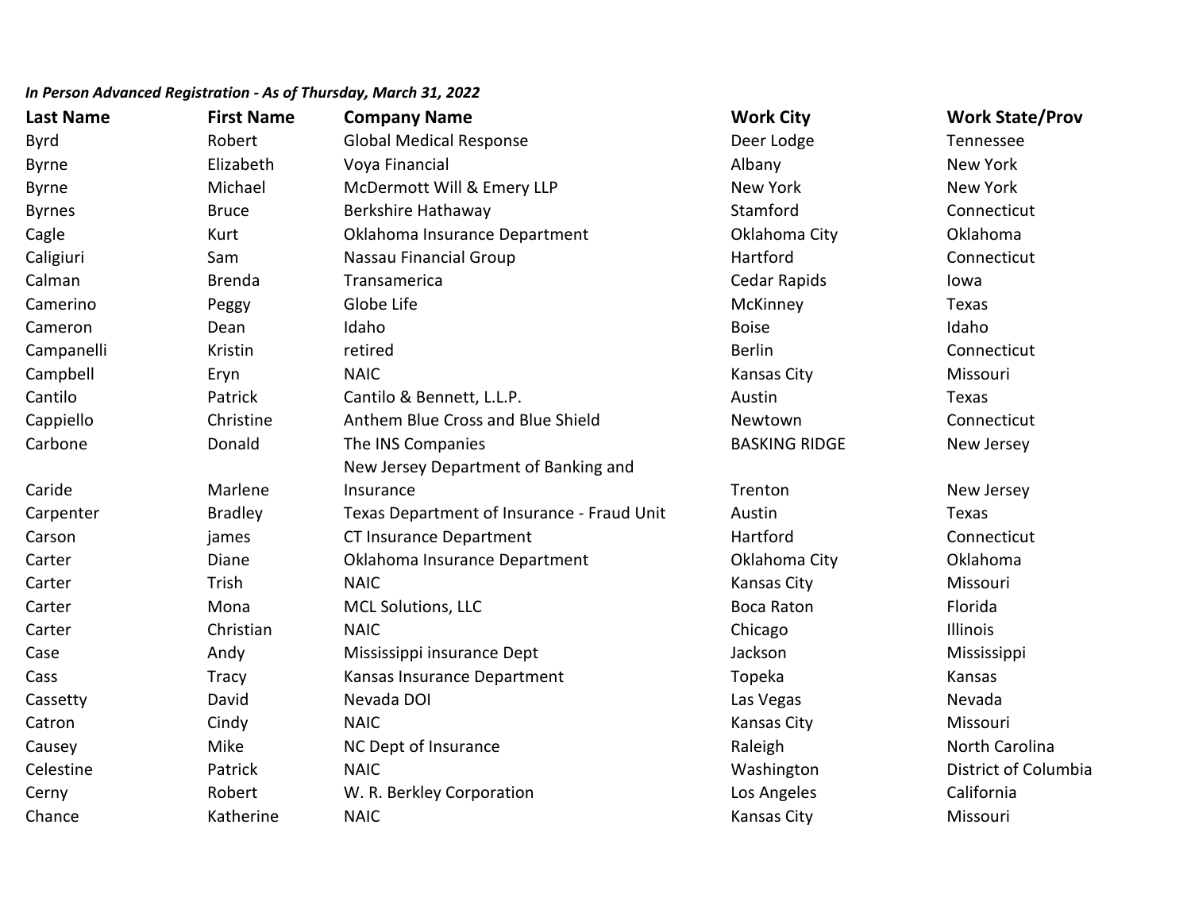*In Person Advanced Registration - As of Thursday, March 31, 2022*

| Last Name | First Name | Company Name | Work City | Work State/Prov |
|---|---|---|---|---|
| Byrd | Robert | Global Medical Response | Deer Lodge | Tennessee |
| Byrne | Elizabeth | Voya Financial | Albany | New York |
| Byrne | Michael | McDermott Will & Emery LLP | New York | New York |
| Byrnes | Bruce | Berkshire Hathaway | Stamford | Connecticut |
| Cagle | Kurt | Oklahoma Insurance Department | Oklahoma City | Oklahoma |
| Caligiuri | Sam | Nassau Financial Group | Hartford | Connecticut |
| Calman | Brenda | Transamerica | Cedar Rapids | Iowa |
| Camerino | Peggy | Globe Life | McKinney | Texas |
| Cameron | Dean | Idaho | Boise | Idaho |
| Campanelli | Kristin | retired | Berlin | Connecticut |
| Campbell | Eryn | NAIC | Kansas City | Missouri |
| Cantilo | Patrick | Cantilo & Bennett, L.L.P. | Austin | Texas |
| Cappiello | Christine | Anthem Blue Cross and Blue Shield | Newtown | Connecticut |
| Carbone | Donald | The INS Companies | BASKING RIDGE | New Jersey |
| Caride | Marlene | New Jersey Department of Banking and Insurance | Trenton | New Jersey |
| Carpenter | Bradley | Texas Department of Insurance - Fraud Unit | Austin | Texas |
| Carson | james | CT Insurance Department | Hartford | Connecticut |
| Carter | Diane | Oklahoma Insurance Department | Oklahoma City | Oklahoma |
| Carter | Trish | NAIC | Kansas City | Missouri |
| Carter | Mona | MCL Solutions, LLC | Boca Raton | Florida |
| Carter | Christian | NAIC | Chicago | Illinois |
| Case | Andy | Mississippi insurance Dept | Jackson | Mississippi |
| Cass | Tracy | Kansas Insurance Department | Topeka | Kansas |
| Cassetty | David | Nevada DOI | Las Vegas | Nevada |
| Catron | Cindy | NAIC | Kansas City | Missouri |
| Causey | Mike | NC Dept of Insurance | Raleigh | North Carolina |
| Celestine | Patrick | NAIC | Washington | District of Columbia |
| Cerny | Robert | W. R. Berkley Corporation | Los Angeles | California |
| Chance | Katherine | NAIC | Kansas City | Missouri |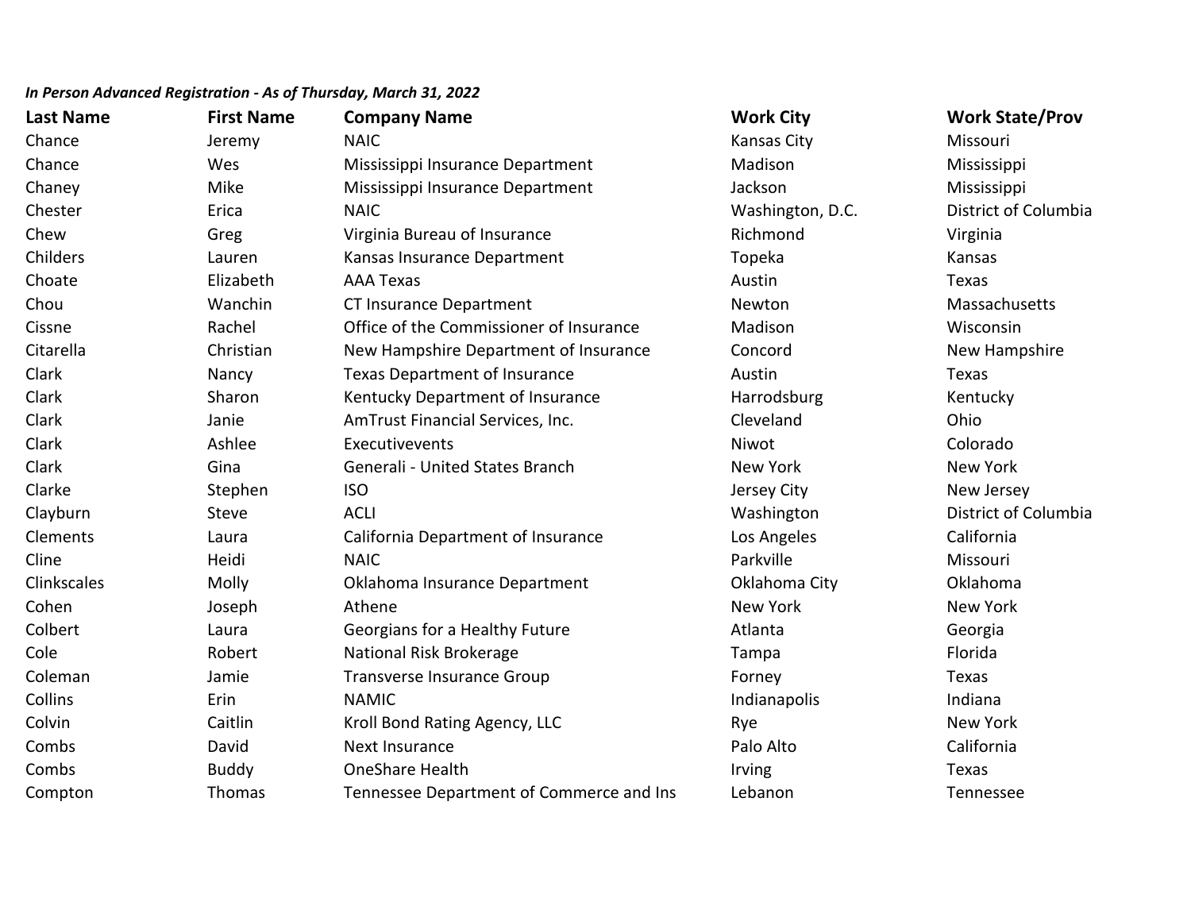***In Person Advanced Registration - As of Thursday, March 31, 2022***

| Last Name | First Name | Company Name | Work City | Work State/Prov |
|---|---|---|---|---|
| Chance | Jeremy | NAIC | Kansas City | Missouri |
| Chance | Wes | Mississippi Insurance Department | Madison | Mississippi |
| Chaney | Mike | Mississippi Insurance Department | Jackson | Mississippi |
| Chester | Erica | NAIC | Washington, D.C. | District of Columbia |
| Chew | Greg | Virginia Bureau of Insurance | Richmond | Virginia |
| Childers | Lauren | Kansas Insurance Department | Topeka | Kansas |
| Choate | Elizabeth | AAA Texas | Austin | Texas |
| Chou | Wanchin | CT Insurance Department | Newton | Massachusetts |
| Cissne | Rachel | Office of the Commissioner of Insurance | Madison | Wisconsin |
| Citarella | Christian | New Hampshire Department of Insurance | Concord | New Hampshire |
| Clark | Nancy | Texas Department of Insurance | Austin | Texas |
| Clark | Sharon | Kentucky Department of Insurance | Harrodsburg | Kentucky |
| Clark | Janie | AmTrust Financial Services, Inc. | Cleveland | Ohio |
| Clark | Ashlee | Executivevents | Niwot | Colorado |
| Clark | Gina | Generali - United States Branch | New York | New York |
| Clarke | Stephen | ISO | Jersey City | New Jersey |
| Clayburn | Steve | ACLI | Washington | District of Columbia |
| Clements | Laura | California Department of Insurance | Los Angeles | California |
| Cline | Heidi | NAIC | Parkville | Missouri |
| Clinkscales | Molly | Oklahoma Insurance Department | Oklahoma City | Oklahoma |
| Cohen | Joseph | Athene | New York | New York |
| Colbert | Laura | Georgians for a Healthy Future | Atlanta | Georgia |
| Cole | Robert | National Risk Brokerage | Tampa | Florida |
| Coleman | Jamie | Transverse Insurance Group | Forney | Texas |
| Collins | Erin | NAMIC | Indianapolis | Indiana |
| Colvin | Caitlin | Kroll Bond Rating Agency, LLC | Rye | New York |
| Combs | David | Next Insurance | Palo Alto | California |
| Combs | Buddy | OneShare Health | Irving | Texas |
| Compton | Thomas | Tennessee Department of Commerce and Ins | Lebanon | Tennessee |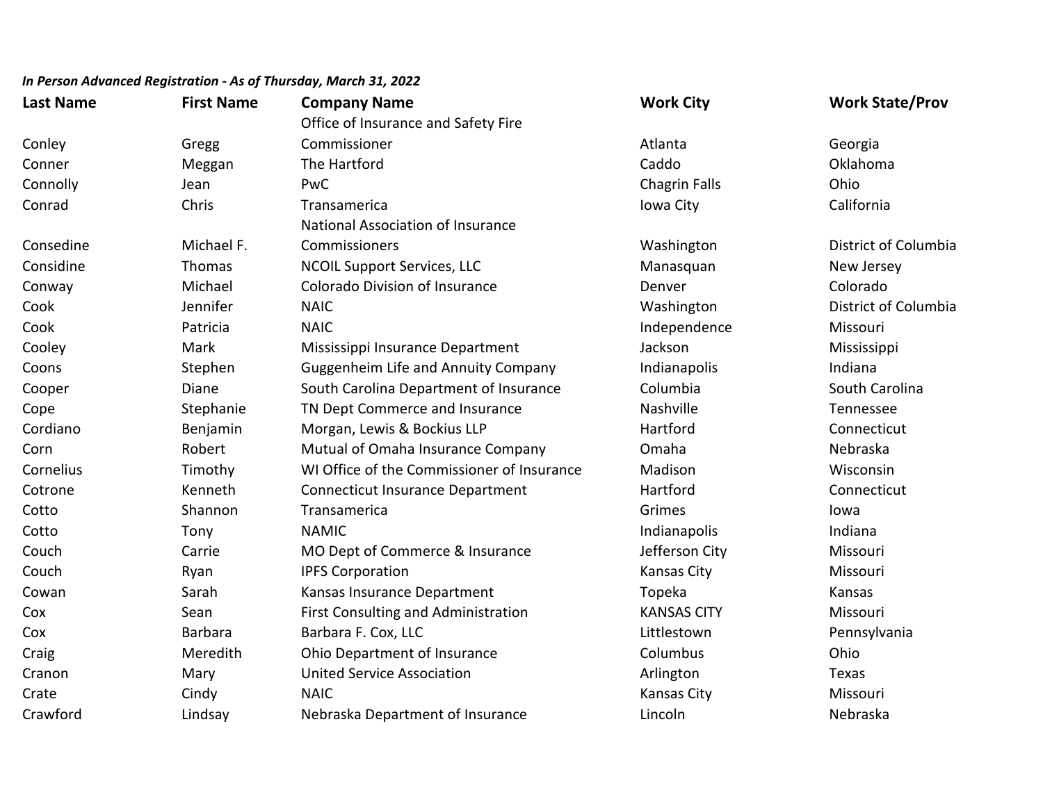*In Person Advanced Registration - As of Thursday, March 31, 2022*

| Last Name | First Name | Company Name | Work City | Work State/Prov |
|---|---|---|---|---|
| Conley | Gregg | Office of Insurance and Safety Fire Commissioner | Atlanta | Georgia |
| Conner | Meggan | The Hartford | Caddo | Oklahoma |
| Connolly | Jean | PwC | Chagrin Falls | Ohio |
| Conrad | Chris | Transamerica | Iowa City | California |
| Consedine | Michael F. | National Association of Insurance Commissioners | Washington | District of Columbia |
| Considine | Thomas | NCOIL Support Services, LLC | Manasquan | New Jersey |
| Conway | Michael | Colorado Division of Insurance | Denver | Colorado |
| Cook | Jennifer | NAIC | Washington | District of Columbia |
| Cook | Patricia | NAIC | Independence | Missouri |
| Cooley | Mark | Mississippi Insurance Department | Jackson | Mississippi |
| Coons | Stephen | Guggenheim Life and Annuity Company | Indianapolis | Indiana |
| Cooper | Diane | South Carolina Department of Insurance | Columbia | South Carolina |
| Cope | Stephanie | TN Dept Commerce and Insurance | Nashville | Tennessee |
| Cordiano | Benjamin | Morgan, Lewis & Bockius LLP | Hartford | Connecticut |
| Corn | Robert | Mutual of Omaha Insurance Company | Omaha | Nebraska |
| Cornelius | Timothy | WI Office of the Commissioner of Insurance | Madison | Wisconsin |
| Cotrone | Kenneth | Connecticut Insurance Department | Hartford | Connecticut |
| Cotto | Shannon | Transamerica | Grimes | Iowa |
| Cotto | Tony | NAMIC | Indianapolis | Indiana |
| Couch | Carrie | MO Dept of Commerce & Insurance | Jefferson City | Missouri |
| Couch | Ryan | IPFS Corporation | Kansas City | Missouri |
| Cowan | Sarah | Kansas Insurance Department | Topeka | Kansas |
| Cox | Sean | First Consulting and Administration | KANSAS CITY | Missouri |
| Cox | Barbara | Barbara F. Cox, LLC | Littlestown | Pennsylvania |
| Craig | Meredith | Ohio Department of Insurance | Columbus | Ohio |
| Cranon | Mary | United Service Association | Arlington | Texas |
| Crate | Cindy | NAIC | Kansas City | Missouri |
| Crawford | Lindsay | Nebraska Department of Insurance | Lincoln | Nebraska |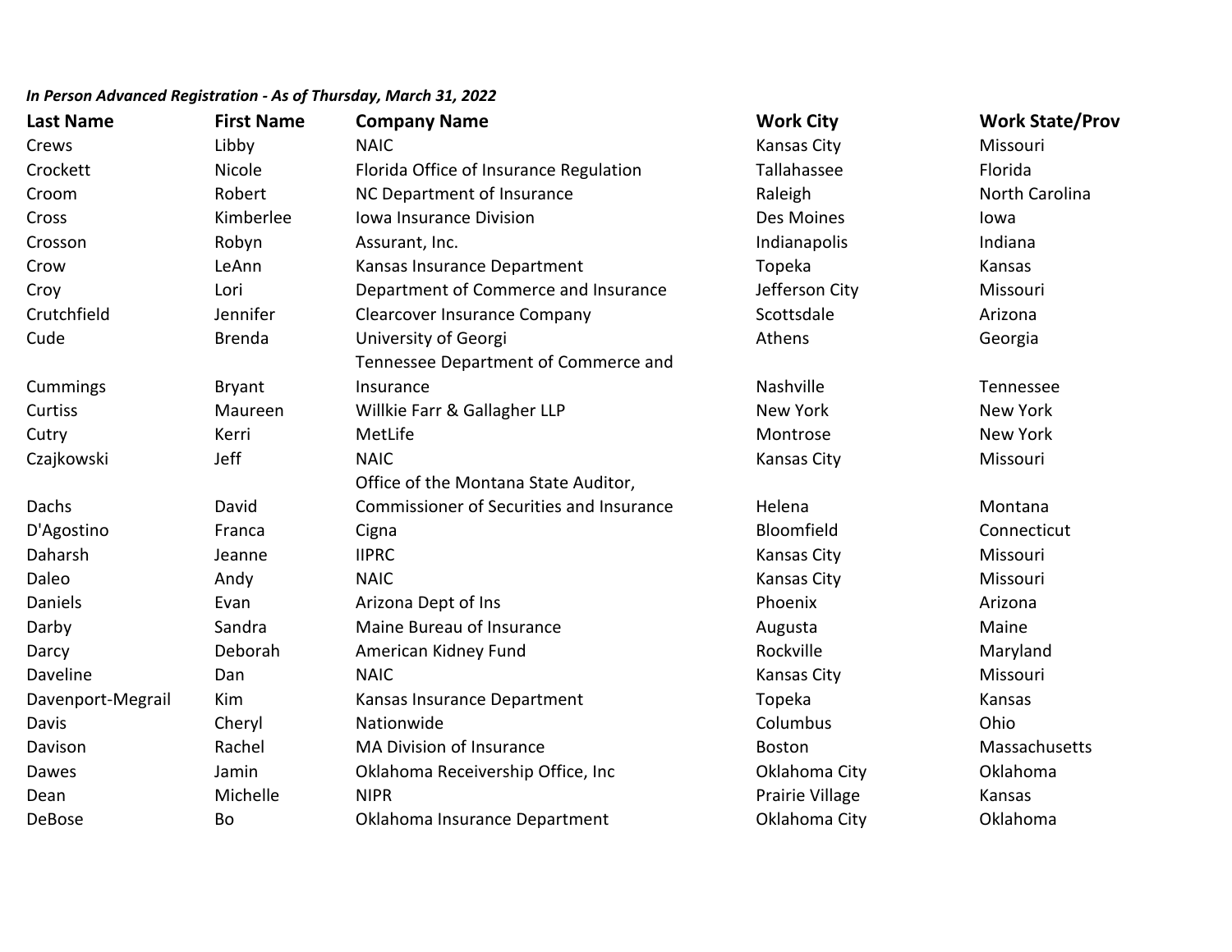***In Person Advanced Registration - As of Thursday, March 31, 2022***

| Last Name | First Name | Company Name | Work City | Work State/Prov |
| --- | --- | --- | --- | --- |
| Crews | Libby | NAIC | Kansas City | Missouri |
| Crockett | Nicole | Florida Office of Insurance Regulation | Tallahassee | Florida |
| Croom | Robert | NC Department of Insurance | Raleigh | North Carolina |
| Cross | Kimberlee | Iowa Insurance Division | Des Moines | Iowa |
| Crosson | Robyn | Assurant, Inc. | Indianapolis | Indiana |
| Crow | LeAnn | Kansas Insurance Department | Topeka | Kansas |
| Croy | Lori | Department of Commerce and Insurance | Jefferson City | Missouri |
| Crutchfield | Jennifer | Clearcover Insurance Company | Scottsdale | Arizona |
| Cude | Brenda | University of Georgi | Athens | Georgia |
| Cummings | Bryant | Tennessee Department of Commerce and Insurance | Nashville | Tennessee |
| Curtiss | Maureen | Willkie Farr & Gallagher LLP | New York | New York |
| Cutry | Kerri | MetLife | Montrose | New York |
| Czajkowski | Jeff | NAIC | Kansas City | Missouri |
| Dachs | David | Office of the Montana State Auditor, Commissioner of Securities and Insurance | Helena | Montana |
| D'Agostino | Franca | Cigna | Bloomfield | Connecticut |
| Daharsh | Jeanne | IIPRC | Kansas City | Missouri |
| Daleo | Andy | NAIC | Kansas City | Missouri |
| Daniels | Evan | Arizona Dept of Ins | Phoenix | Arizona |
| Darby | Sandra | Maine Bureau of Insurance | Augusta | Maine |
| Darcy | Deborah | American Kidney Fund | Rockville | Maryland |
| Daveline | Dan | NAIC | Kansas City | Missouri |
| Davenport-Megrail | Kim | Kansas Insurance Department | Topeka | Kansas |
| Davis | Cheryl | Nationwide | Columbus | Ohio |
| Davison | Rachel | MA Division of Insurance | Boston | Massachusetts |
| Dawes | Jamin | Oklahoma Receivership Office, Inc | Oklahoma City | Oklahoma |
| Dean | Michelle | NIPR | Prairie Village | Kansas |
| DeBose | Bo | Oklahoma Insurance Department | Oklahoma City | Oklahoma |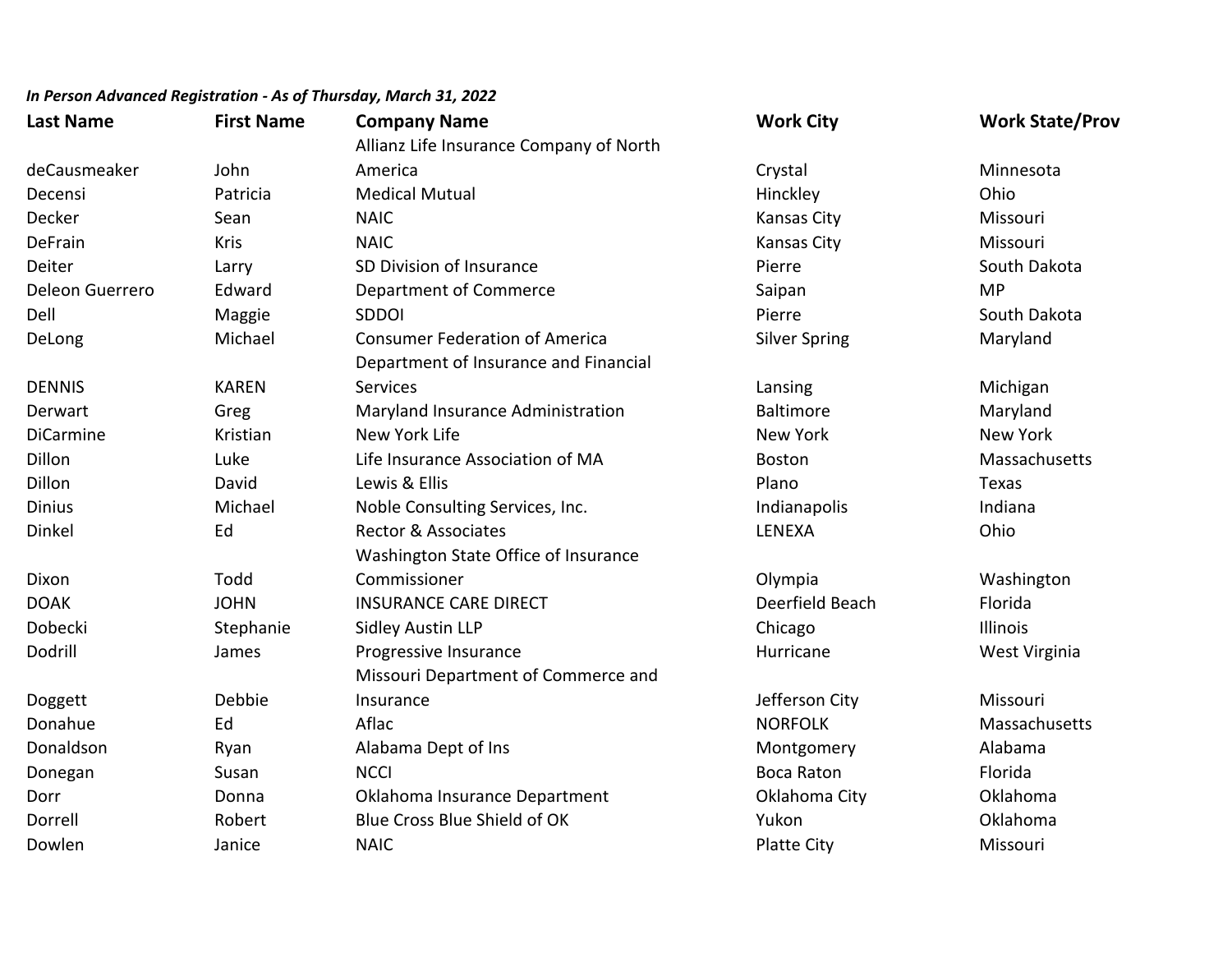*In Person Advanced Registration - As of Thursday, March 31, 2022*

| Last Name | First Name | Company Name | Work City | Work State/Prov |
| --- | --- | --- | --- | --- |
| deCausmeaker | John | Allianz Life Insurance Company of North America | Crystal | Minnesota |
| Decensi | Patricia | Medical Mutual | Hinckley | Ohio |
| Decker | Sean | NAIC | Kansas City | Missouri |
| DeFrain | Kris | NAIC | Kansas City | Missouri |
| Deiter | Larry | SD Division of Insurance | Pierre | South Dakota |
| Deleon Guerrero | Edward | Department of Commerce | Saipan | MP |
| Dell | Maggie | SDDOI | Pierre | South Dakota |
| DeLong | Michael | Consumer Federation of America | Silver Spring | Maryland |
| DENNIS | KAREN | Department of Insurance and Financial Services | Lansing | Michigan |
| Derwart | Greg | Maryland Insurance Administration | Baltimore | Maryland |
| DiCarmine | Kristian | New York Life | New York | New York |
| Dillon | Luke | Life Insurance Association of MA | Boston | Massachusetts |
| Dillon | David | Lewis & Ellis | Plano | Texas |
| Dinius | Michael | Noble Consulting Services, Inc. | Indianapolis | Indiana |
| Dinkel | Ed | Rector & Associates | LENEXA | Ohio |
| Dixon | Todd | Washington State Office of Insurance Commissioner | Olympia | Washington |
| DOAK | JOHN | INSURANCE CARE DIRECT | Deerfield Beach | Florida |
| Dobecki | Stephanie | Sidley Austin LLP | Chicago | Illinois |
| Dodrill | James | Progressive Insurance | Hurricane | West Virginia |
| Doggett | Debbie | Missouri Department of Commerce and Insurance | Jefferson City | Missouri |
| Donahue | Ed | Aflac | NORFOLK | Massachusetts |
| Donaldson | Ryan | Alabama Dept of Ins | Montgomery | Alabama |
| Donegan | Susan | NCCI | Boca Raton | Florida |
| Dorr | Donna | Oklahoma Insurance Department | Oklahoma City | Oklahoma |
| Dorrell | Robert | Blue Cross Blue Shield of OK | Yukon | Oklahoma |
| Dowlen | Janice | NAIC | Platte City | Missouri |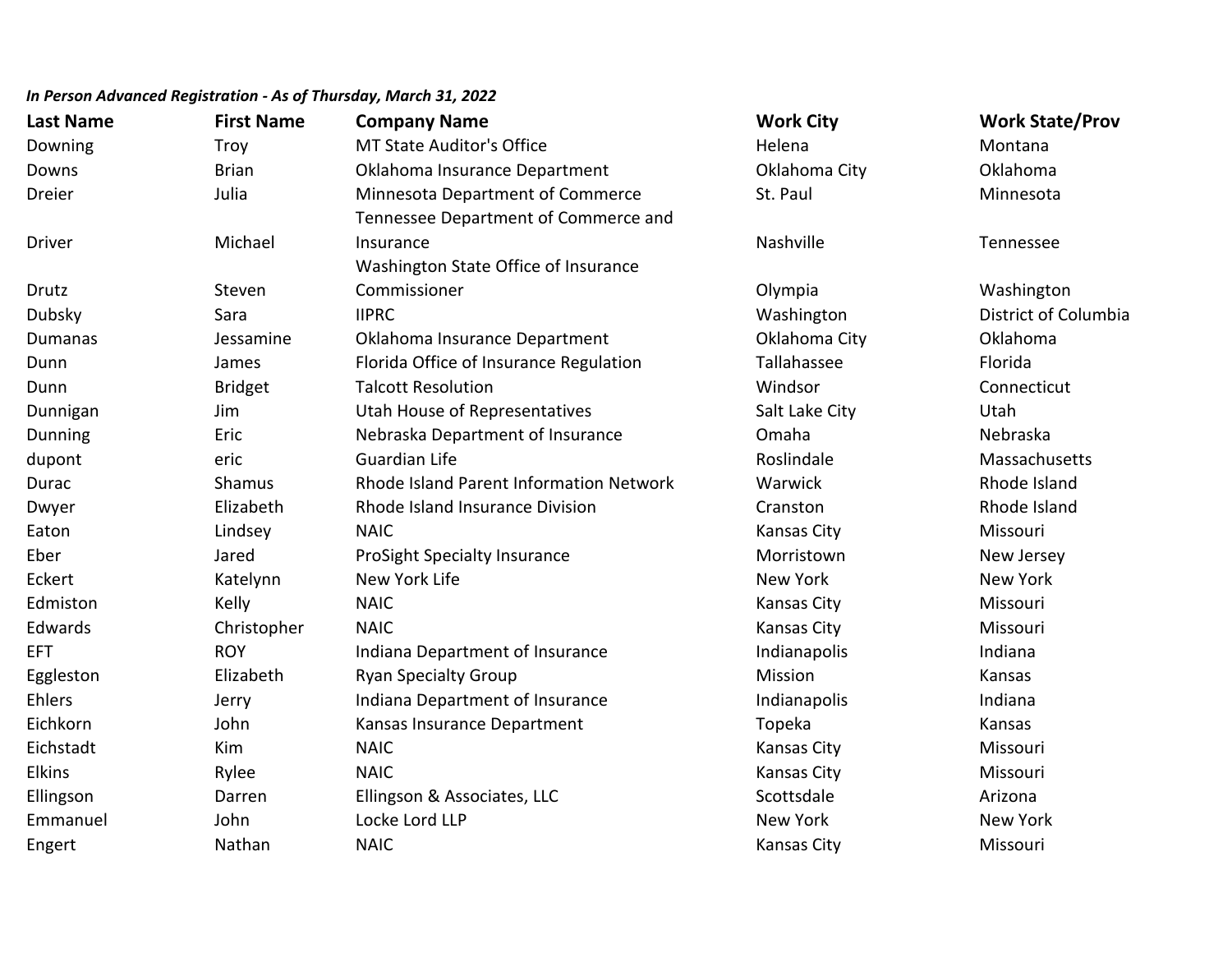*In Person Advanced Registration - As of Thursday, March 31, 2022*

| Last Name | First Name | Company Name | Work City | Work State/Prov |
|---|---|---|---|---|
| Downing | Troy | MT State Auditor's Office | Helena | Montana |
| Downs | Brian | Oklahoma Insurance Department | Oklahoma City | Oklahoma |
| Dreier | Julia | Minnesota Department of Commerce | St. Paul | Minnesota |
| Driver | Michael | Tennessee Department of Commerce and Insurance | Nashville | Tennessee |
| Drutz | Steven | Washington State Office of Insurance Commissioner | Olympia | Washington |
| Dubsky | Sara | IIPRC | Washington | District of Columbia |
| Dumanas | Jessamine | Oklahoma Insurance Department | Oklahoma City | Oklahoma |
| Dunn | James | Florida Office of Insurance Regulation | Tallahassee | Florida |
| Dunn | Bridget | Talcott Resolution | Windsor | Connecticut |
| Dunnigan | Jim | Utah House of Representatives | Salt Lake City | Utah |
| Dunning | Eric | Nebraska Department of Insurance | Omaha | Nebraska |
| dupont | eric | Guardian Life | Roslindale | Massachusetts |
| Durac | Shamus | Rhode Island Parent Information Network | Warwick | Rhode Island |
| Dwyer | Elizabeth | Rhode Island Insurance Division | Cranston | Rhode Island |
| Eaton | Lindsey | NAIC | Kansas City | Missouri |
| Eber | Jared | ProSight Specialty Insurance | Morristown | New Jersey |
| Eckert | Katelynn | New York Life | New York | New York |
| Edmiston | Kelly | NAIC | Kansas City | Missouri |
| Edwards | Christopher | NAIC | Kansas City | Missouri |
| EFT | ROY | Indiana Department of Insurance | Indianapolis | Indiana |
| Eggleston | Elizabeth | Ryan Specialty Group | Mission | Kansas |
| Ehlers | Jerry | Indiana Department of Insurance | Indianapolis | Indiana |
| Eichkorn | John | Kansas Insurance Department | Topeka | Kansas |
| Eichstadt | Kim | NAIC | Kansas City | Missouri |
| Elkins | Rylee | NAIC | Kansas City | Missouri |
| Ellingson | Darren | Ellingson & Associates, LLC | Scottsdale | Arizona |
| Emmanuel | John | Locke Lord LLP | New York | New York |
| Engert | Nathan | NAIC | Kansas City | Missouri |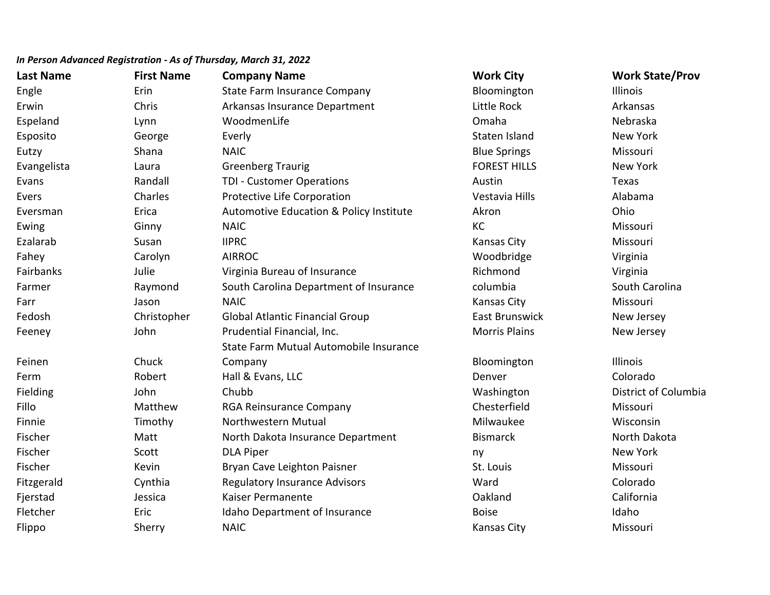***In Person Advanced Registration - As of Thursday, March 31, 2022***

| Last Name | First Name | Company Name | Work City | Work State/Prov |
| --- | --- | --- | --- | --- |
| Engle | Erin | State Farm Insurance Company | Bloomington | Illinois |
| Erwin | Chris | Arkansas Insurance Department | Little Rock | Arkansas |
| Espeland | Lynn | WoodmenLife | Omaha | Nebraska |
| Esposito | George | Everly | Staten Island | New York |
| Eutzy | Shana | NAIC | Blue Springs | Missouri |
| Evangelista | Laura | Greenberg Traurig | FOREST HILLS | New York |
| Evans | Randall | TDI - Customer Operations | Austin | Texas |
| Evers | Charles | Protective Life Corporation | Vestavia Hills | Alabama |
| Eversman | Erica | Automotive Education & Policy Institute | Akron | Ohio |
| Ewing | Ginny | NAIC | KC | Missouri |
| Ezalarab | Susan | IIPRC | Kansas City | Missouri |
| Fahey | Carolyn | AIRROC | Woodbridge | Virginia |
| Fairbanks | Julie | Virginia Bureau of Insurance | Richmond | Virginia |
| Farmer | Raymond | South Carolina Department of Insurance | columbia | South Carolina |
| Farr | Jason | NAIC | Kansas City | Missouri |
| Fedosh | Christopher | Global Atlantic Financial Group | East Brunswick | New Jersey |
| Feeney | John | Prudential Financial, Inc. | Morris Plains | New Jersey |
| Feinen | Chuck | State Farm Mutual Automobile Insurance Company | Bloomington | Illinois |
| Ferm | Robert | Hall & Evans, LLC | Denver | Colorado |
| Fielding | John | Chubb | Washington | District of Columbia |
| Fillo | Matthew | RGA Reinsurance Company | Chesterfield | Missouri |
| Finnie | Timothy | Northwestern Mutual | Milwaukee | Wisconsin |
| Fischer | Matt | North Dakota Insurance Department | Bismarck | North Dakota |
| Fischer | Scott | DLA Piper | ny | New York |
| Fischer | Kevin | Bryan Cave Leighton Paisner | St. Louis | Missouri |
| Fitzgerald | Cynthia | Regulatory Insurance Advisors | Ward | Colorado |
| Fjerstad | Jessica | Kaiser Permanente | Oakland | California |
| Fletcher | Eric | Idaho Department of Insurance | Boise | Idaho |
| Flippo | Sherry | NAIC | Kansas City | Missouri |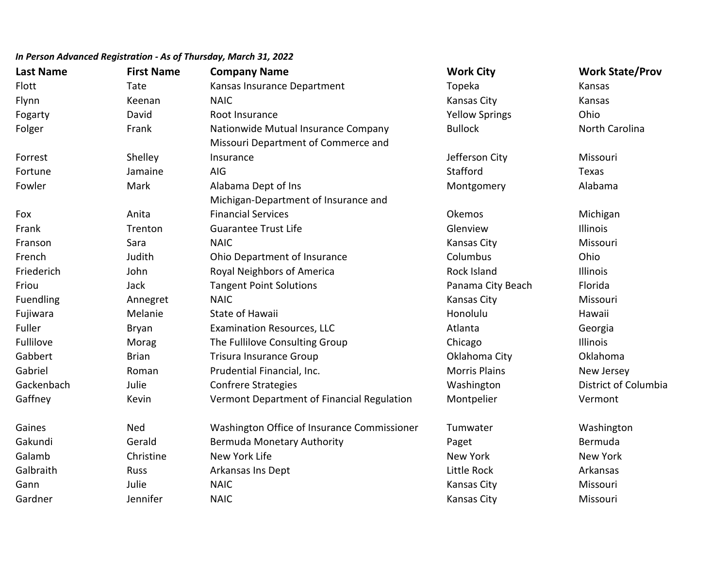*In Person Advanced Registration - As of Thursday, March 31, 2022*

| Last Name | First Name | Company Name | Work City | Work State/Prov |
|---|---|---|---|---|
| Flott | Tate | Kansas Insurance Department | Topeka | Kansas |
| Flynn | Keenan | NAIC | Kansas City | Kansas |
| Fogarty | David | Root Insurance | Yellow Springs | Ohio |
| Folger | Frank | Nationwide Mutual Insurance Company | Bullock | North Carolina |
| Forrest | Shelley | Missouri Department of Commerce and Insurance | Jefferson City | Missouri |
| Fortune | Jamaine | AIG | Stafford | Texas |
| Fowler | Mark | Alabama Dept of Ins | Montgomery | Alabama |
| Fox | Anita | Michigan-Department of Insurance and Financial Services | Okemos | Michigan |
| Frank | Trenton | Guarantee Trust Life | Glenview | Illinois |
| Franson | Sara | NAIC | Kansas City | Missouri |
| French | Judith | Ohio Department of Insurance | Columbus | Ohio |
| Friederich | John | Royal Neighbors of America | Rock Island | Illinois |
| Friou | Jack | Tangent Point Solutions | Panama City Beach | Florida |
| Fuendling | Annegret | NAIC | Kansas City | Missouri |
| Fujiwara | Melanie | State of Hawaii | Honolulu | Hawaii |
| Fuller | Bryan | Examination Resources, LLC | Atlanta | Georgia |
| Fullilove | Morag | The Fullilove Consulting Group | Chicago | Illinois |
| Gabbert | Brian | Trisura Insurance Group | Oklahoma City | Oklahoma |
| Gabriel | Roman | Prudential Financial, Inc. | Morris Plains | New Jersey |
| Gackenbach | Julie | Confrere Strategies | Washington | District of Columbia |
| Gaffney | Kevin | Vermont Department of Financial Regulation | Montpelier | Vermont |
| Gaines | Ned | Washington Office of Insurance Commissioner | Tumwater | Washington |
| Gakundi | Gerald | Bermuda Monetary Authority | Paget | Bermuda |
| Galamb | Christine | New York Life | New York | New York |
| Galbraith | Russ | Arkansas Ins Dept | Little Rock | Arkansas |
| Gann | Julie | NAIC | Kansas City | Missouri |
| Gardner | Jennifer | NAIC | Kansas City | Missouri |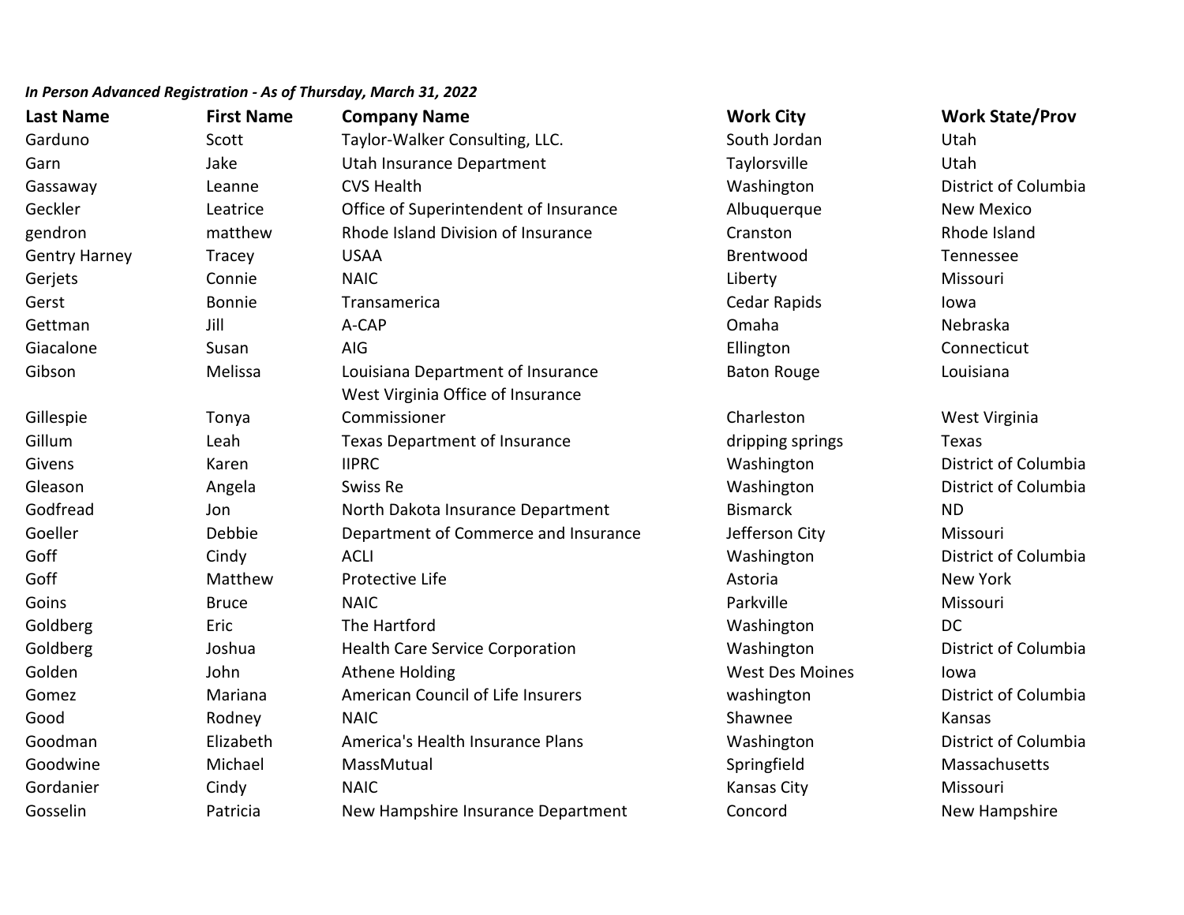***In Person Advanced Registration - As of Thursday, March 31, 2022***

| Last Name | First Name | Company Name | Work City | Work State/Prov |
|---|---|---|---|---|
| Garduno | Scott | Taylor-Walker Consulting, LLC. | South Jordan | Utah |
| Garn | Jake | Utah Insurance Department | Taylorsville | Utah |
| Gassaway | Leanne | CVS Health | Washington | District of Columbia |
| Geckler | Leatrice | Office of Superintendent of Insurance | Albuquerque | New Mexico |
| gendron | matthew | Rhode Island Division of Insurance | Cranston | Rhode Island |
| Gentry Harney | Tracey | USAA | Brentwood | Tennessee |
| Gerjets | Connie | NAIC | Liberty | Missouri |
| Gerst | Bonnie | Transamerica | Cedar Rapids | Iowa |
| Gettman | Jill | A-CAP | Omaha | Nebraska |
| Giacalone | Susan | AIG | Ellington | Connecticut |
| Gibson | Melissa | Louisiana Department of Insurance | Baton Rouge | Louisiana |
| Gillespie | Tonya | West Virginia Office of Insurance Commissioner | Charleston | West Virginia |
| Gillum | Leah | Texas Department of Insurance | dripping springs | Texas |
| Givens | Karen | IIPRC | Washington | District of Columbia |
| Gleason | Angela | Swiss Re | Washington | District of Columbia |
| Godfread | Jon | North Dakota Insurance Department | Bismarck | ND |
| Goeller | Debbie | Department of Commerce and Insurance | Jefferson City | Missouri |
| Goff | Cindy | ACLI | Washington | District of Columbia |
| Goff | Matthew | Protective Life | Astoria | New York |
| Goins | Bruce | NAIC | Parkville | Missouri |
| Goldberg | Eric | The Hartford | Washington | DC |
| Goldberg | Joshua | Health Care Service Corporation | Washington | District of Columbia |
| Golden | John | Athene Holding | West Des Moines | Iowa |
| Gomez | Mariana | American Council of Life Insurers | washington | District of Columbia |
| Good | Rodney | NAIC | Shawnee | Kansas |
| Goodman | Elizabeth | America's Health Insurance Plans | Washington | District of Columbia |
| Goodwine | Michael | MassMutual | Springfield | Massachusetts |
| Gordanier | Cindy | NAIC | Kansas City | Missouri |
| Gosselin | Patricia | New Hampshire Insurance Department | Concord | New Hampshire |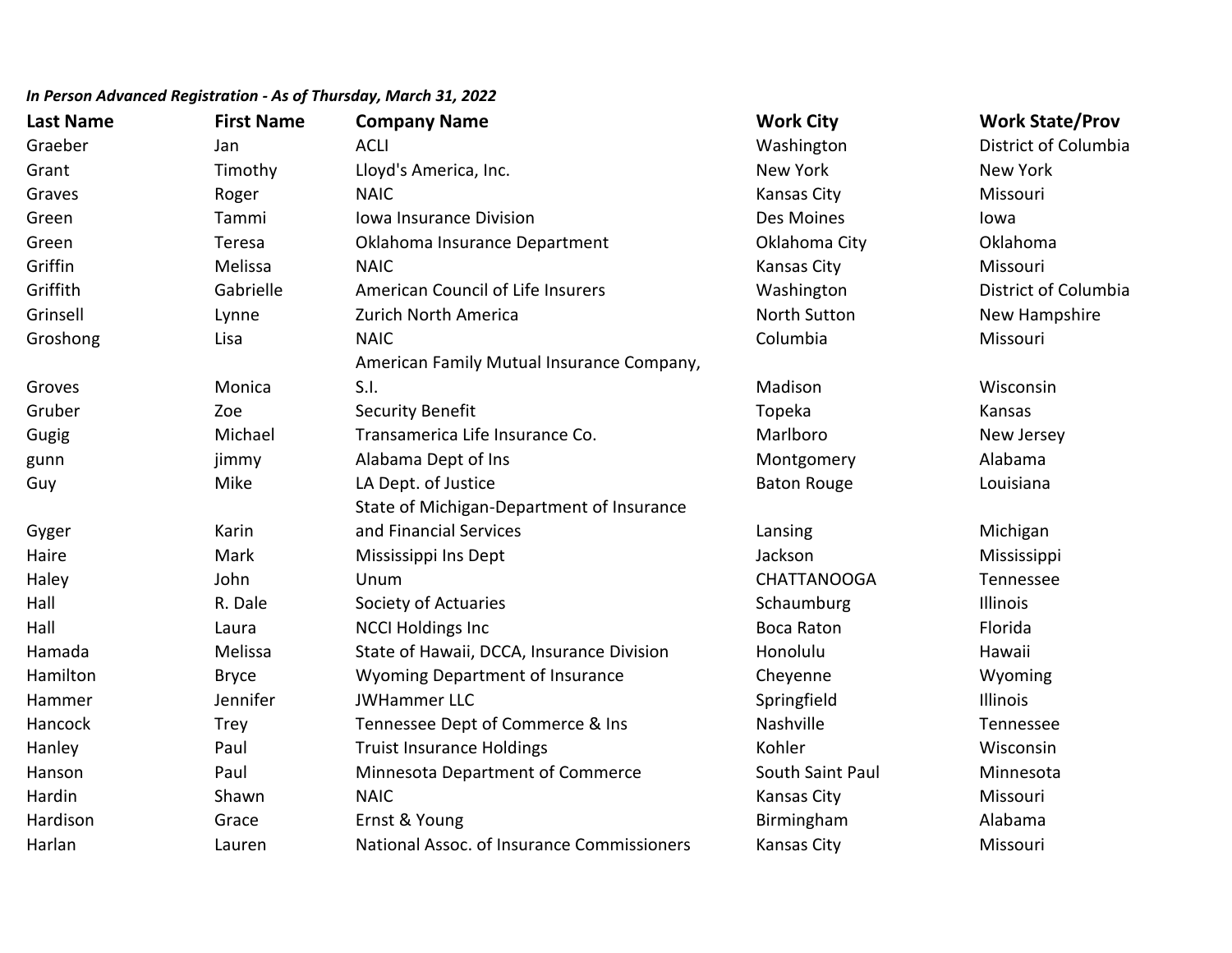*In Person Advanced Registration - As of Thursday, March 31, 2022*

| Last Name | First Name | Company Name | Work City | Work State/Prov |
|---|---|---|---|---|
| Graeber | Jan | ACLI | Washington | District of Columbia |
| Grant | Timothy | Lloyd's America, Inc. | New York | New York |
| Graves | Roger | NAIC | Kansas City | Missouri |
| Green | Tammi | Iowa Insurance Division | Des Moines | Iowa |
| Green | Teresa | Oklahoma Insurance Department | Oklahoma City | Oklahoma |
| Griffin | Melissa | NAIC | Kansas City | Missouri |
| Griffith | Gabrielle | American Council of Life Insurers | Washington | District of Columbia |
| Grinsell | Lynne | Zurich North America | North Sutton | New Hampshire |
| Groshong | Lisa | NAIC | Columbia | Missouri |
| Groves | Monica | American Family Mutual Insurance Company, S.I. | Madison | Wisconsin |
| Gruber | Zoe | Security Benefit | Topeka | Kansas |
| Gugig | Michael | Transamerica Life Insurance Co. | Marlboro | New Jersey |
| gunn | jimmy | Alabama Dept of Ins | Montgomery | Alabama |
| Guy | Mike | LA Dept. of Justice | Baton Rouge | Louisiana |
| Gyger | Karin | State of Michigan-Department of Insurance and Financial Services | Lansing | Michigan |
| Haire | Mark | Mississippi Ins Dept | Jackson | Mississippi |
| Haley | John | Unum | CHATTANOOGA | Tennessee |
| Hall | R. Dale | Society of Actuaries | Schaumburg | Illinois |
| Hall | Laura | NCCI Holdings Inc | Boca Raton | Florida |
| Hamada | Melissa | State of Hawaii, DCCA, Insurance Division | Honolulu | Hawaii |
| Hamilton | Bryce | Wyoming Department of Insurance | Cheyenne | Wyoming |
| Hammer | Jennifer | JWHammer LLC | Springfield | Illinois |
| Hancock | Trey | Tennessee Dept of Commerce & Ins | Nashville | Tennessee |
| Hanley | Paul | Truist Insurance Holdings | Kohler | Wisconsin |
| Hanson | Paul | Minnesota Department of Commerce | South Saint Paul | Minnesota |
| Hardin | Shawn | NAIC | Kansas City | Missouri |
| Hardison | Grace | Ernst & Young | Birmingham | Alabama |
| Harlan | Lauren | National Assoc. of Insurance Commissioners | Kansas City | Missouri |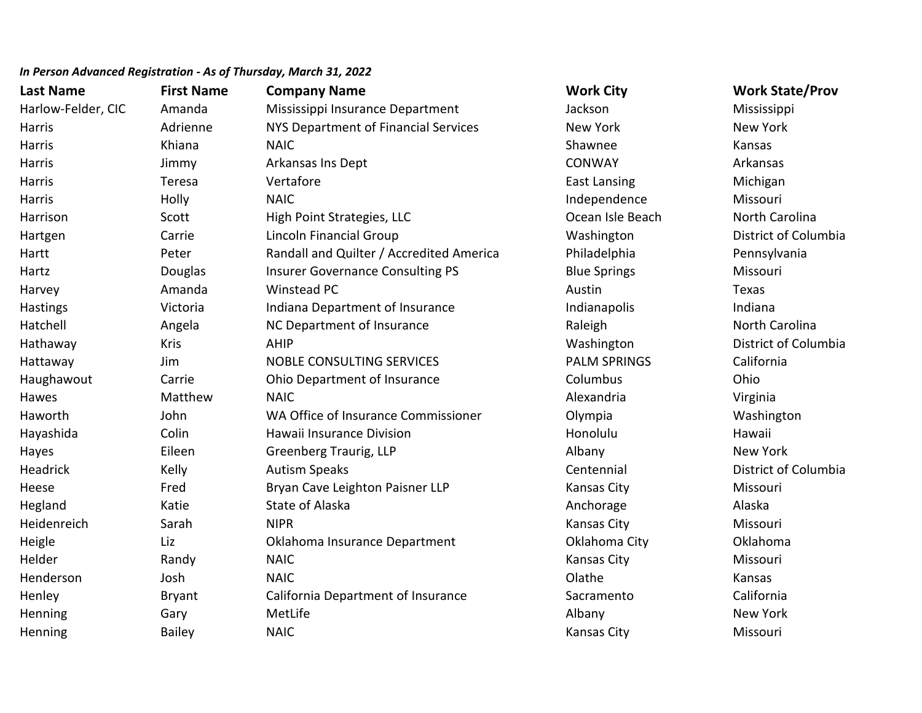***In Person Advanced Registration - As of Thursday, March 31, 2022***

| Last Name | First Name | Company Name | Work City | Work State/Prov |
|---|---|---|---|---|
| Harlow-Felder, CIC | Amanda | Mississippi Insurance Department | Jackson | Mississippi |
| Harris | Adrienne | NYS Department of Financial Services | New York | New York |
| Harris | Khiana | NAIC | Shawnee | Kansas |
| Harris | Jimmy | Arkansas Ins Dept | CONWAY | Arkansas |
| Harris | Teresa | Vertafore | East Lansing | Michigan |
| Harris | Holly | NAIC | Independence | Missouri |
| Harrison | Scott | High Point Strategies, LLC | Ocean Isle Beach | North Carolina |
| Hartgen | Carrie | Lincoln Financial Group | Washington | District of Columbia |
| Hartt | Peter | Randall and Quilter / Accredited America | Philadelphia | Pennsylvania |
| Hartz | Douglas | Insurer Governance Consulting PS | Blue Springs | Missouri |
| Harvey | Amanda | Winstead PC | Austin | Texas |
| Hastings | Victoria | Indiana Department of Insurance | Indianapolis | Indiana |
| Hatchell | Angela | NC Department of Insurance | Raleigh | North Carolina |
| Hathaway | Kris | AHIP | Washington | District of Columbia |
| Hattaway | Jim | NOBLE CONSULTING SERVICES | PALM SPRINGS | California |
| Haughawout | Carrie | Ohio Department of Insurance | Columbus | Ohio |
| Hawes | Matthew | NAIC | Alexandria | Virginia |
| Haworth | John | WA Office of Insurance Commissioner | Olympia | Washington |
| Hayashida | Colin | Hawaii Insurance Division | Honolulu | Hawaii |
| Hayes | Eileen | Greenberg Traurig, LLP | Albany | New York |
| Headrick | Kelly | Autism Speaks | Centennial | District of Columbia |
| Heese | Fred | Bryan Cave Leighton Paisner LLP | Kansas City | Missouri |
| Hegland | Katie | State of Alaska | Anchorage | Alaska |
| Heidenreich | Sarah | NIPR | Kansas City | Missouri |
| Heigle | Liz | Oklahoma Insurance Department | Oklahoma City | Oklahoma |
| Helder | Randy | NAIC | Kansas City | Missouri |
| Henderson | Josh | NAIC | Olathe | Kansas |
| Henley | Bryant | California Department of Insurance | Sacramento | California |
| Henning | Gary | MetLife | Albany | New York |
| Henning | Bailey | NAIC | Kansas City | Missouri |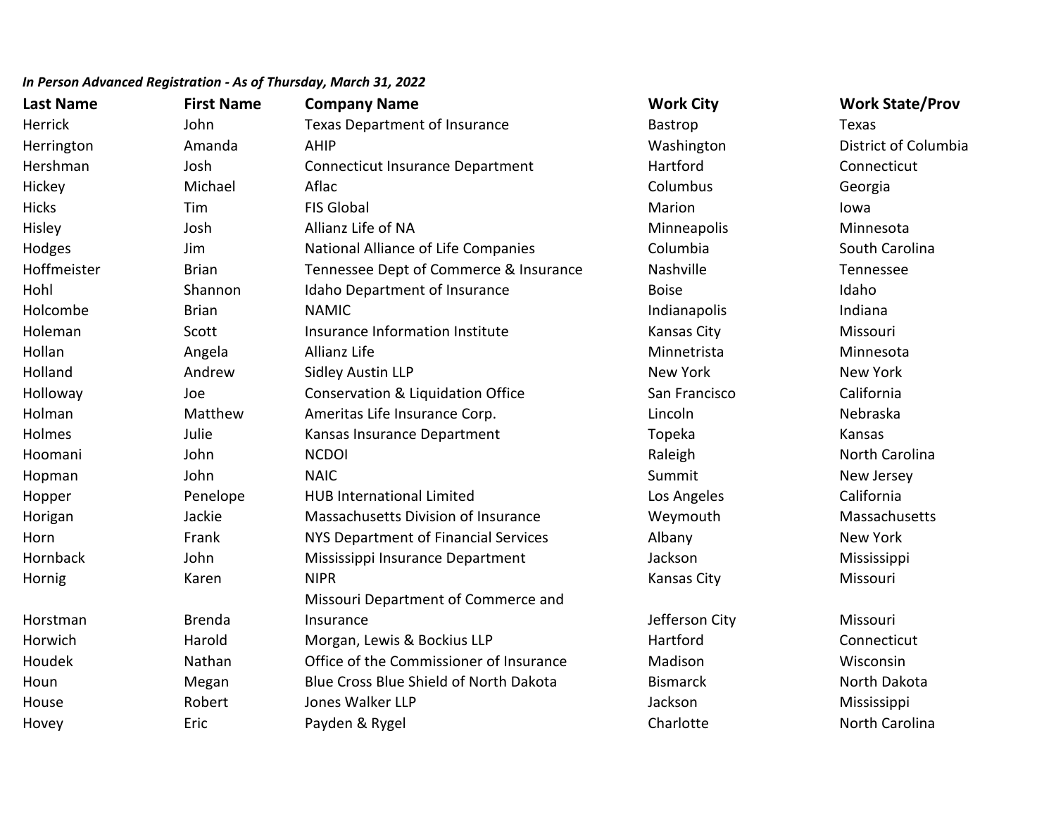*In Person Advanced Registration - As of Thursday, March 31, 2022*

| Last Name | First Name | Company Name | Work City | Work State/Prov |
|---|---|---|---|---|
| Herrick | John | Texas Department of Insurance | Bastrop | Texas |
| Herrington | Amanda | AHIP | Washington | District of Columbia |
| Hershman | Josh | Connecticut Insurance Department | Hartford | Connecticut |
| Hickey | Michael | Aflac | Columbus | Georgia |
| Hicks | Tim | FIS Global | Marion | Iowa |
| Hisley | Josh | Allianz Life of NA | Minneapolis | Minnesota |
| Hodges | Jim | National Alliance of Life Companies | Columbia | South Carolina |
| Hoffmeister | Brian | Tennessee Dept of Commerce & Insurance | Nashville | Tennessee |
| Hohl | Shannon | Idaho Department of Insurance | Boise | Idaho |
| Holcombe | Brian | NAMIC | Indianapolis | Indiana |
| Holeman | Scott | Insurance Information Institute | Kansas City | Missouri |
| Hollan | Angela | Allianz Life | Minnetrista | Minnesota |
| Holland | Andrew | Sidley Austin LLP | New York | New York |
| Holloway | Joe | Conservation & Liquidation Office | San Francisco | California |
| Holman | Matthew | Ameritas Life Insurance Corp. | Lincoln | Nebraska |
| Holmes | Julie | Kansas Insurance Department | Topeka | Kansas |
| Hoomani | John | NCDOI | Raleigh | North Carolina |
| Hopman | John | NAIC | Summit | New Jersey |
| Hopper | Penelope | HUB International Limited | Los Angeles | California |
| Horigan | Jackie | Massachusetts Division of Insurance | Weymouth | Massachusetts |
| Horn | Frank | NYS Department of Financial Services | Albany | New York |
| Hornback | John | Mississippi Insurance Department | Jackson | Mississippi |
| Hornig | Karen | NIPR | Kansas City | Missouri |
| Horstman | Brenda | Missouri Department of Commerce and Insurance | Jefferson City | Missouri |
| Horwich | Harold | Morgan, Lewis & Bockius LLP | Hartford | Connecticut |
| Houdek | Nathan | Office of the Commissioner of Insurance | Madison | Wisconsin |
| Houn | Megan | Blue Cross Blue Shield of North Dakota | Bismarck | North Dakota |
| House | Robert | Jones Walker LLP | Jackson | Mississippi |
| Hovey | Eric | Payden & Rygel | Charlotte | North Carolina |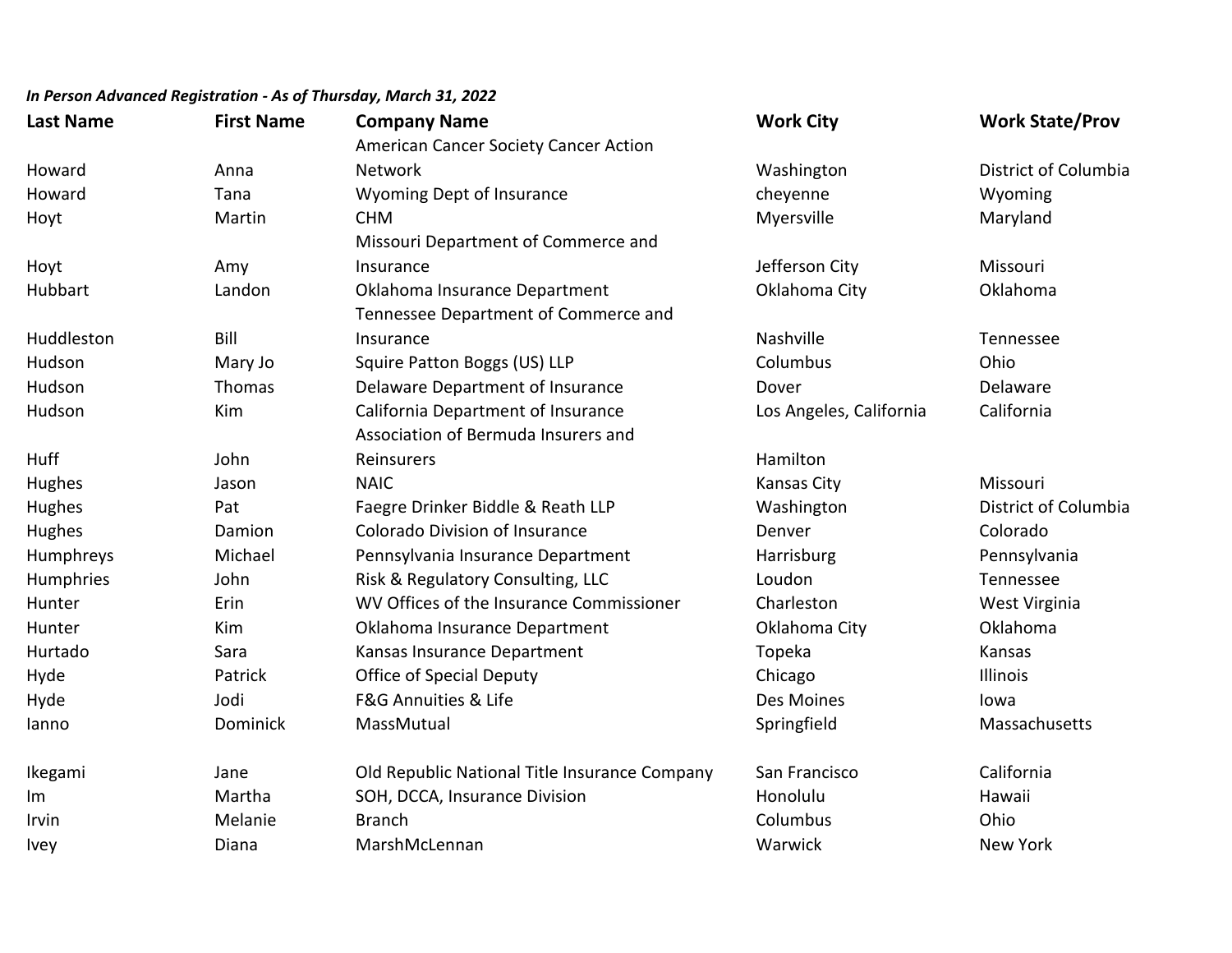*In Person Advanced Registration - As of Thursday, March 31, 2022*

| Last Name | First Name | Company Name | Work City | Work State/Prov |
|---|---|---|---|---|
| Howard | Anna | American Cancer Society Cancer Action Network | Washington | District of Columbia |
| Howard | Tana | Wyoming Dept of Insurance | cheyenne | Wyoming |
| Hoyt | Martin | CHM | Myersville | Maryland |
| Hoyt | Amy | Missouri Department of Commerce and Insurance | Jefferson City | Missouri |
| Hubbart | Landon | Oklahoma Insurance Department | Oklahoma City | Oklahoma |
| Huddleston | Bill | Tennessee Department of Commerce and Insurance | Nashville | Tennessee |
| Hudson | Mary Jo | Squire Patton Boggs (US) LLP | Columbus | Ohio |
| Hudson | Thomas | Delaware Department of Insurance | Dover | Delaware |
| Hudson | Kim | California Department of Insurance | Los Angeles, California | California |
| Huff | John | Association of Bermuda Insurers and Reinsurers | Hamilton | |
| Hughes | Jason | NAIC | Kansas City | Missouri |
| Hughes | Pat | Faegre Drinker Biddle & Reath LLP | Washington | District of Columbia |
| Hughes | Damion | Colorado Division of Insurance | Denver | Colorado |
| Humphreys | Michael | Pennsylvania Insurance Department | Harrisburg | Pennsylvania |
| Humphries | John | Risk & Regulatory Consulting, LLC | Loudon | Tennessee |
| Hunter | Erin | WV Offices of the Insurance Commissioner | Charleston | West Virginia |
| Hunter | Kim | Oklahoma Insurance Department | Oklahoma City | Oklahoma |
| Hurtado | Sara | Kansas Insurance Department | Topeka | Kansas |
| Hyde | Patrick | Office of Special Deputy | Chicago | Illinois |
| Hyde | Jodi | F&G Annuities & Life | Des Moines | Iowa |
| Ianno | Dominick | MassMutual | Springfield | Massachusetts |
| Ikegami | Jane | Old Republic National Title Insurance Company | San Francisco | California |
| Im | Martha | SOH, DCCA, Insurance Division | Honolulu | Hawaii |
| Irvin | Melanie | Branch | Columbus | Ohio |
| Ivey | Diana | MarshMcLennan | Warwick | New York |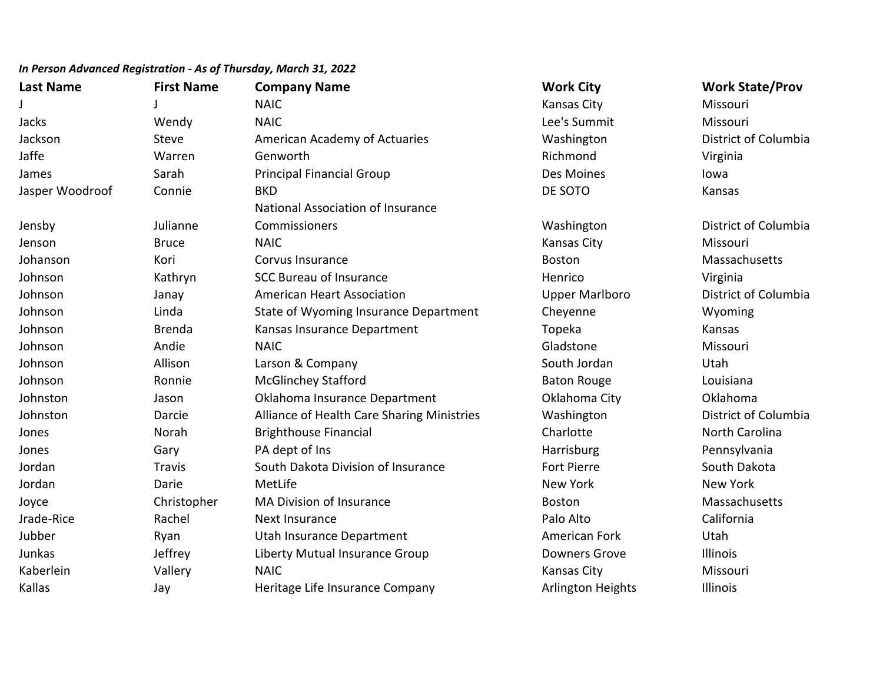*In Person Advanced Registration - As of Thursday, March 31, 2022*

| Last Name | First Name | Company Name | Work City | Work State/Prov |
|---|---|---|---|---|
| J | J | NAIC | Kansas City | Missouri |
| Jacks | Wendy | NAIC | Lee's Summit | Missouri |
| Jackson | Steve | American Academy of Actuaries | Washington | District of Columbia |
| Jaffe | Warren | Genworth | Richmond | Virginia |
| James | Sarah | Principal Financial Group | Des Moines | Iowa |
| Jasper Woodroof | Connie | BKD | DE SOTO | Kansas |
| Jensby | Julianne | National Association of Insurance Commissioners | Washington | District of Columbia |
| Jenson | Bruce | NAIC | Kansas City | Missouri |
| Johanson | Kori | Corvus Insurance | Boston | Massachusetts |
| Johnson | Kathryn | SCC Bureau of Insurance | Henrico | Virginia |
| Johnson | Janay | American Heart Association | Upper Marlboro | District of Columbia |
| Johnson | Linda | State of Wyoming Insurance Department | Cheyenne | Wyoming |
| Johnson | Brenda | Kansas Insurance Department | Topeka | Kansas |
| Johnson | Andie | NAIC | Gladstone | Missouri |
| Johnson | Allison | Larson & Company | South Jordan | Utah |
| Johnson | Ronnie | McGlinchey Stafford | Baton Rouge | Louisiana |
| Johnston | Jason | Oklahoma Insurance Department | Oklahoma City | Oklahoma |
| Johnston | Darcie | Alliance of Health Care Sharing Ministries | Washington | District of Columbia |
| Jones | Norah | Brighthouse Financial | Charlotte | North Carolina |
| Jones | Gary | PA dept of Ins | Harrisburg | Pennsylvania |
| Jordan | Travis | South Dakota Division of Insurance | Fort Pierre | South Dakota |
| Jordan | Darie | MetLife | New York | New York |
| Joyce | Christopher | MA Division of Insurance | Boston | Massachusetts |
| Jrade-Rice | Rachel | Next Insurance | Palo Alto | California |
| Jubber | Ryan | Utah Insurance Department | American Fork | Utah |
| Junkas | Jeffrey | Liberty Mutual Insurance Group | Downers Grove | Illinois |
| Kaberlein | Vallery | NAIC | Kansas City | Missouri |
| Kallas | Jay | Heritage Life Insurance Company | Arlington Heights | Illinois |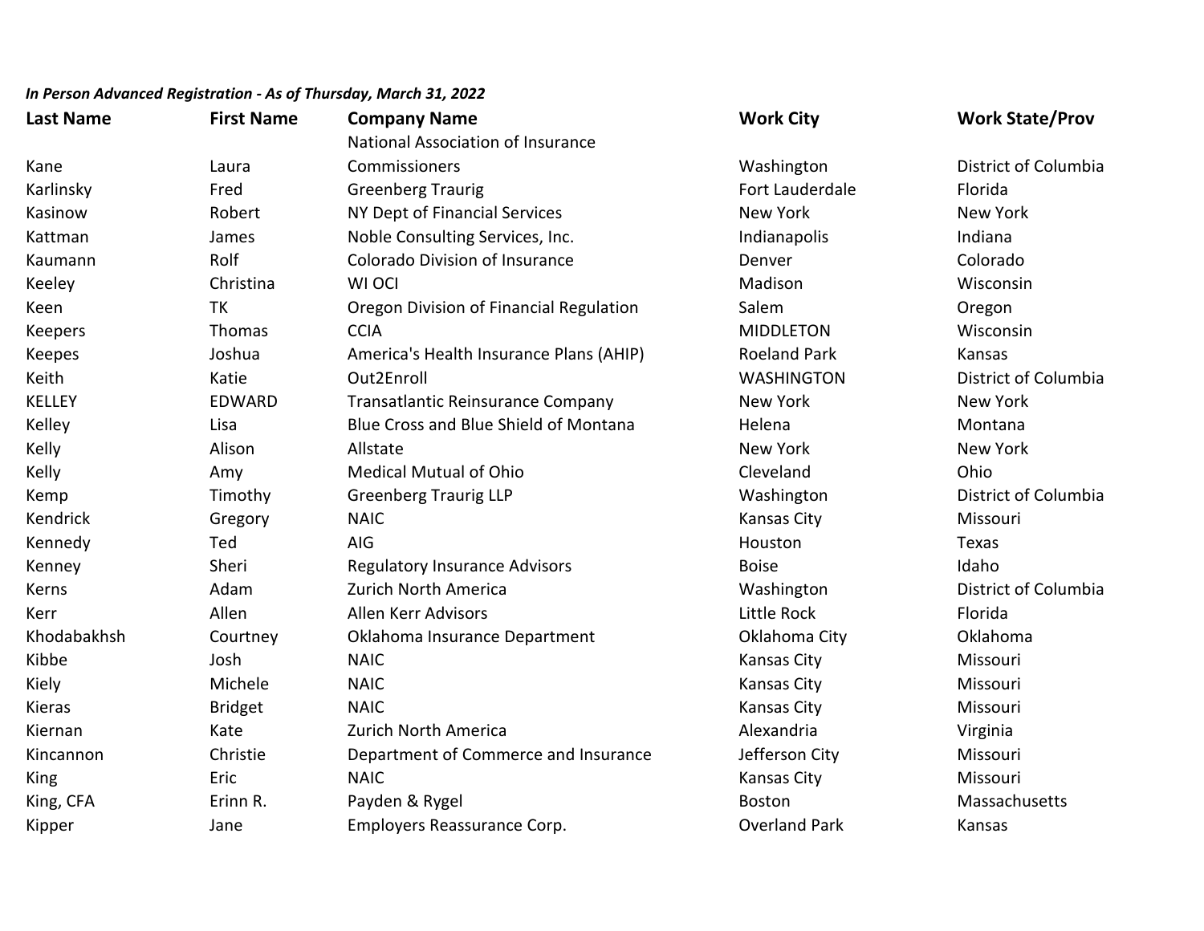***In Person Advanced Registration - As of Thursday, March 31, 2022***

| Last Name | First Name | Company Name | Work City | Work State/Prov |
|---|---|---|---|---|
| Kane | Laura | National Association of Insurance Commissioners | Washington | District of Columbia |
| Karlinsky | Fred | Greenberg Traurig | Fort Lauderdale | Florida |
| Kasinow | Robert | NY Dept of Financial Services | New York | New York |
| Kattman | James | Noble Consulting Services, Inc. | Indianapolis | Indiana |
| Kaumann | Rolf | Colorado Division of Insurance | Denver | Colorado |
| Keeley | Christina | WI OCI | Madison | Wisconsin |
| Keen | TK | Oregon Division of Financial Regulation | Salem | Oregon |
| Keepers | Thomas | CCIA | MIDDLETON | Wisconsin |
| Keepes | Joshua | America's Health Insurance Plans (AHIP) | Roeland Park | Kansas |
| Keith | Katie | Out2Enroll | WASHINGTON | District of Columbia |
| KELLEY | EDWARD | Transatlantic Reinsurance Company | New York | New York |
| Kelley | Lisa | Blue Cross and Blue Shield of Montana | Helena | Montana |
| Kelly | Alison | Allstate | New York | New York |
| Kelly | Amy | Medical Mutual of Ohio | Cleveland | Ohio |
| Kemp | Timothy | Greenberg Traurig LLP | Washington | District of Columbia |
| Kendrick | Gregory | NAIC | Kansas City | Missouri |
| Kennedy | Ted | AIG | Houston | Texas |
| Kenney | Sheri | Regulatory Insurance Advisors | Boise | Idaho |
| Kerns | Adam | Zurich North America | Washington | District of Columbia |
| Kerr | Allen | Allen Kerr Advisors | Little Rock | Florida |
| Khodabakhsh | Courtney | Oklahoma Insurance Department | Oklahoma City | Oklahoma |
| Kibbe | Josh | NAIC | Kansas City | Missouri |
| Kiely | Michele | NAIC | Kansas City | Missouri |
| Kieras | Bridget | NAIC | Kansas City | Missouri |
| Kiernan | Kate | Zurich North America | Alexandria | Virginia |
| Kincannon | Christie | Department of Commerce and Insurance | Jefferson City | Missouri |
| King | Eric | NAIC | Kansas City | Missouri |
| King, CFA | Erinn R. | Payden & Rygel | Boston | Massachusetts |
| Kipper | Jane | Employers Reassurance Corp. | Overland Park | Kansas |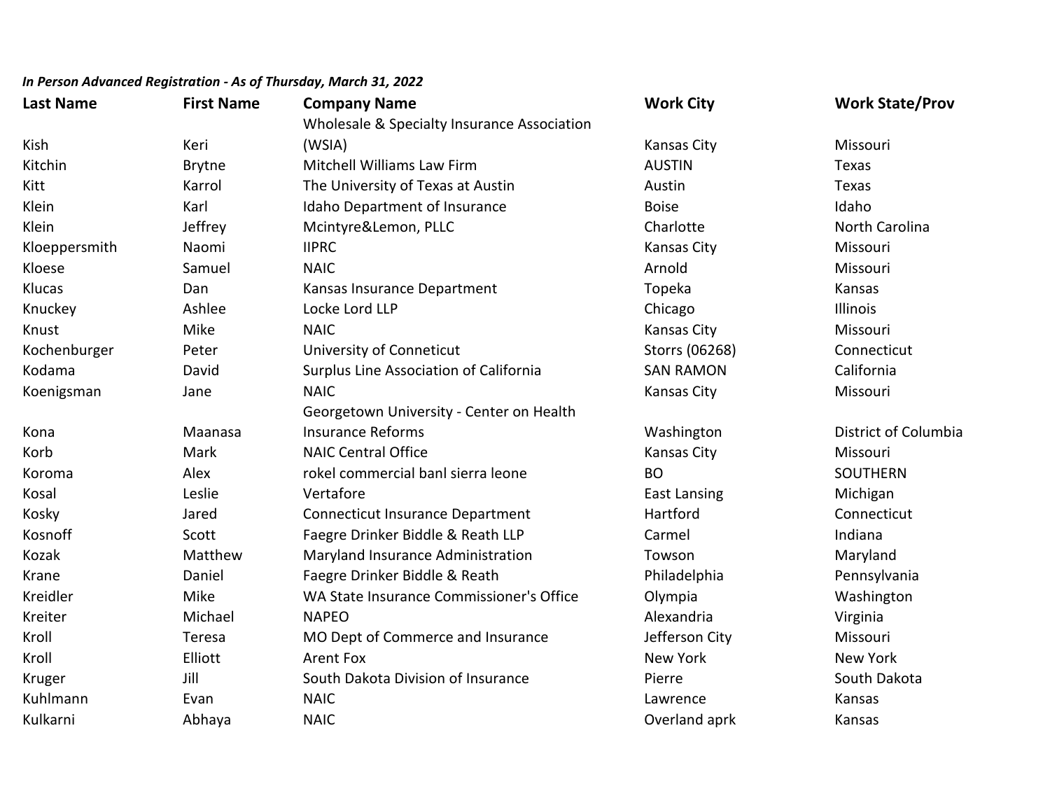*In Person Advanced Registration - As of Thursday, March 31, 2022*

| Last Name | First Name | Company Name | Work City | Work State/Prov |
|---|---|---|---|---|
| Kish | Keri | Wholesale & Specialty Insurance Association (WSIA) | Kansas City | Missouri |
| Kitchin | Brytne | Mitchell Williams Law Firm | AUSTIN | Texas |
| Kitt | Karrol | The University of Texas at Austin | Austin | Texas |
| Klein | Karl | Idaho Department of Insurance | Boise | Idaho |
| Klein | Jeffrey | Mcintyre&Lemon, PLLC | Charlotte | North Carolina |
| Kloeppersmith | Naomi | IIPRC | Kansas City | Missouri |
| Kloese | Samuel | NAIC | Arnold | Missouri |
| Klucas | Dan | Kansas Insurance Department | Topeka | Kansas |
| Knuckey | Ashlee | Locke Lord LLP | Chicago | Illinois |
| Knust | Mike | NAIC | Kansas City | Missouri |
| Kochenburger | Peter | University of Conneticut | Storrs (06268) | Connecticut |
| Kodama | David | Surplus Line Association of California | SAN RAMON | California |
| Koenigsman | Jane | NAIC | Kansas City | Missouri |
| Kona | Maanasa | Georgetown University - Center on Health Insurance Reforms | Washington | District of Columbia |
| Korb | Mark | NAIC Central Office | Kansas City | Missouri |
| Koroma | Alex | rokel commercial banl sierra leone | BO | SOUTHERN |
| Kosal | Leslie | Vertafore | East Lansing | Michigan |
| Kosky | Jared | Connecticut Insurance Department | Hartford | Connecticut |
| Kosnoff | Scott | Faegre Drinker Biddle & Reath LLP | Carmel | Indiana |
| Kozak | Matthew | Maryland Insurance Administration | Towson | Maryland |
| Krane | Daniel | Faegre Drinker Biddle & Reath | Philadelphia | Pennsylvania |
| Kreidler | Mike | WA State Insurance Commissioner's Office | Olympia | Washington |
| Kreiter | Michael | NAPEO | Alexandria | Virginia |
| Kroll | Teresa | MO Dept of Commerce and Insurance | Jefferson City | Missouri |
| Kroll | Elliott | Arent Fox | New York | New York |
| Kruger | Jill | South Dakota Division of Insurance | Pierre | South Dakota |
| Kuhlmann | Evan | NAIC | Lawrence | Kansas |
| Kulkarni | Abhaya | NAIC | Overland aprk | Kansas |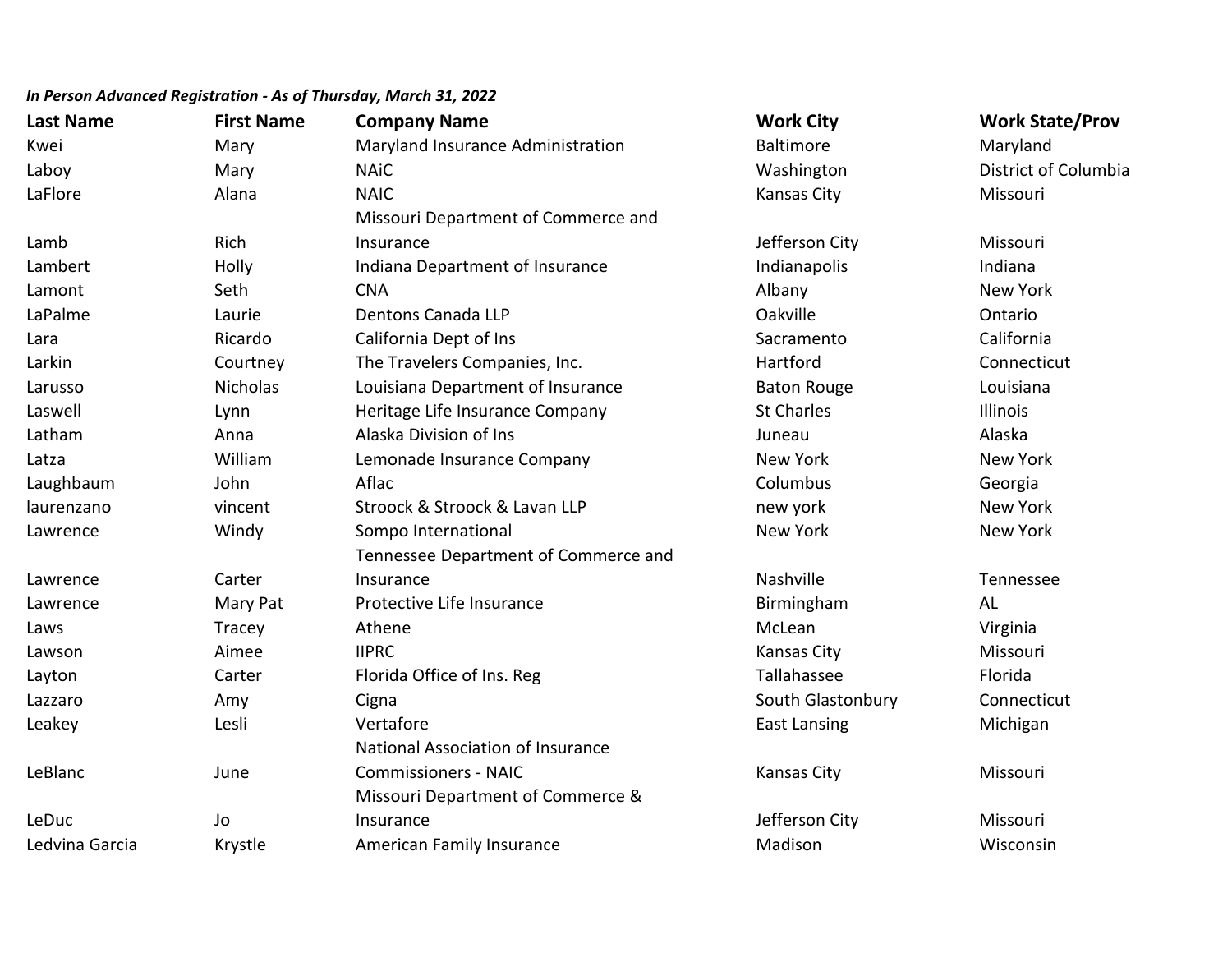*In Person Advanced Registration - As of Thursday, March 31, 2022*

| Last Name | First Name | Company Name | Work City | Work State/Prov |
|---|---|---|---|---|
| Kwei | Mary | Maryland Insurance Administration | Baltimore | Maryland |
| Laboy | Mary | NAiC | Washington | District of Columbia |
| LaFlore | Alana | NAIC | Kansas City | Missouri |
| Lamb | Rich | Missouri Department of Commerce and Insurance | Jefferson City | Missouri |
| Lambert | Holly | Indiana Department of Insurance | Indianapolis | Indiana |
| Lamont | Seth | CNA | Albany | New York |
| LaPalme | Laurie | Dentons Canada LLP | Oakville | Ontario |
| Lara | Ricardo | California Dept of Ins | Sacramento | California |
| Larkin | Courtney | The Travelers Companies, Inc. | Hartford | Connecticut |
| Larusso | Nicholas | Louisiana Department of Insurance | Baton Rouge | Louisiana |
| Laswell | Lynn | Heritage Life Insurance Company | St Charles | Illinois |
| Latham | Anna | Alaska Division of Ins | Juneau | Alaska |
| Latza | William | Lemonade Insurance Company | New York | New York |
| Laughbaum | John | Aflac | Columbus | Georgia |
| laurenzano | vincent | Stroock & Stroock & Lavan LLP | new york | New York |
| Lawrence | Windy | Sompo International | New York | New York |
| Lawrence | Carter | Tennessee Department of Commerce and Insurance | Nashville | Tennessee |
| Lawrence | Mary Pat | Protective Life Insurance | Birmingham | AL |
| Laws | Tracey | Athene | McLean | Virginia |
| Lawson | Aimee | IIPRC | Kansas City | Missouri |
| Layton | Carter | Florida Office of Ins. Reg | Tallahassee | Florida |
| Lazzaro | Amy | Cigna | South Glastonbury | Connecticut |
| Leakey | Lesli | Vertafore | East Lansing | Michigan |
| LeBlanc | June | National Association of Insurance Commissioners - NAIC | Kansas City | Missouri |
| LeDuc | Jo | Missouri Department of Commerce & Insurance | Jefferson City | Missouri |
| Ledvina Garcia | Krystle | American Family Insurance | Madison | Wisconsin |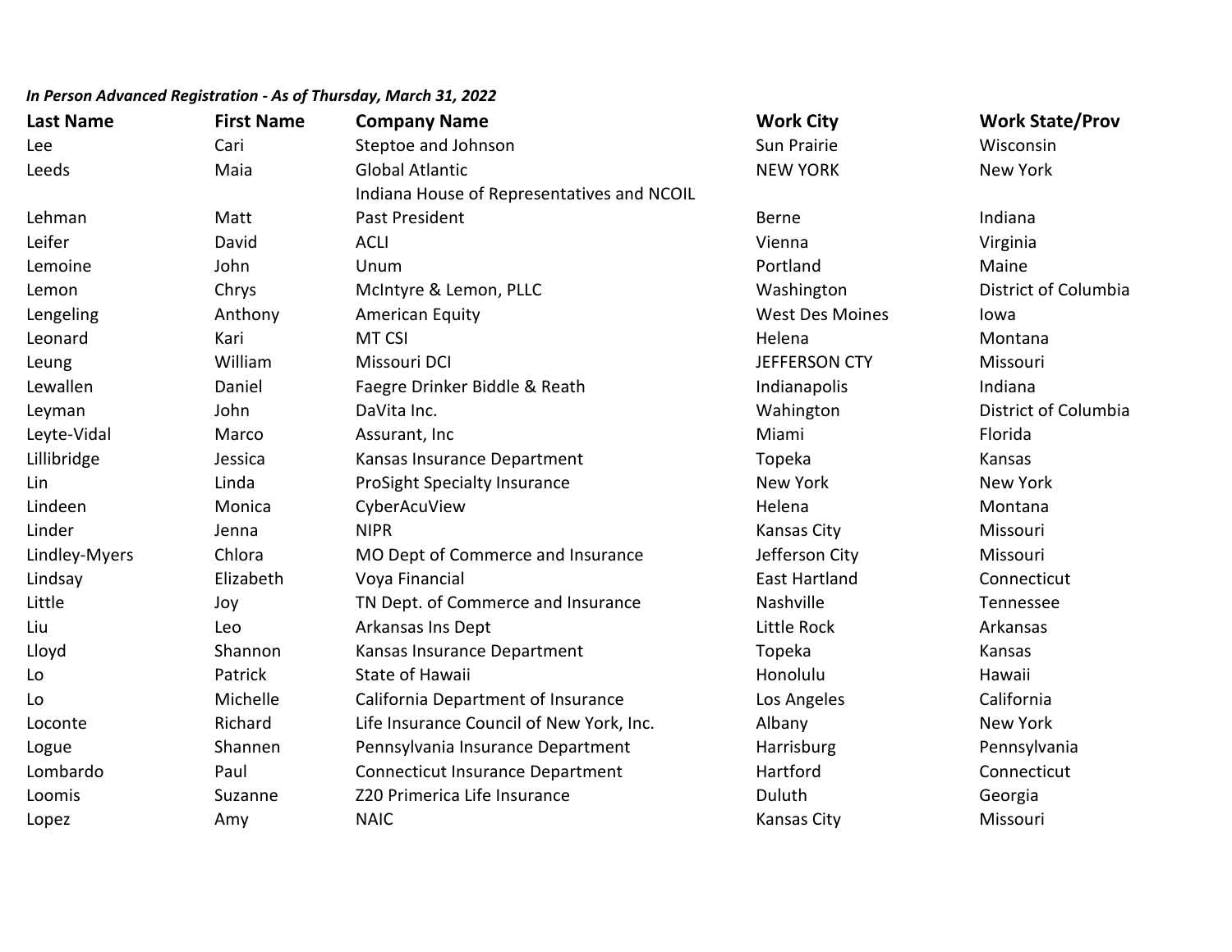***In Person Advanced Registration - As of Thursday, March 31, 2022***

| Last Name | First Name | Company Name | Work City | Work State/Prov |
|---|---|---|---|---|
| Lee | Cari | Steptoe and Johnson | Sun Prairie | Wisconsin |
| Leeds | Maia | Global Atlantic | NEW YORK | New York |
| Lehman | Matt | Indiana House of Representatives and NCOIL Past President | Berne | Indiana |
| Leifer | David | ACLI | Vienna | Virginia |
| Lemoine | John | Unum | Portland | Maine |
| Lemon | Chrys | McIntyre & Lemon, PLLC | Washington | District of Columbia |
| Lengeling | Anthony | American Equity | West Des Moines | Iowa |
| Leonard | Kari | MT CSI | Helena | Montana |
| Leung | William | Missouri DCI | JEFFERSON CTY | Missouri |
| Lewallen | Daniel | Faegre Drinker Biddle & Reath | Indianapolis | Indiana |
| Leyman | John | DaVita Inc. | Wahington | District of Columbia |
| Leyte-Vidal | Marco | Assurant, Inc | Miami | Florida |
| Lillibridge | Jessica | Kansas Insurance Department | Topeka | Kansas |
| Lin | Linda | ProSight Specialty Insurance | New York | New York |
| Lindeen | Monica | CyberAcuView | Helena | Montana |
| Linder | Jenna | NIPR | Kansas City | Missouri |
| Lindley-Myers | Chlora | MO Dept of Commerce and Insurance | Jefferson City | Missouri |
| Lindsay | Elizabeth | Voya Financial | East Hartland | Connecticut |
| Little | Joy | TN Dept. of Commerce and Insurance | Nashville | Tennessee |
| Liu | Leo | Arkansas Ins Dept | Little Rock | Arkansas |
| Lloyd | Shannon | Kansas Insurance Department | Topeka | Kansas |
| Lo | Patrick | State of Hawaii | Honolulu | Hawaii |
| Lo | Michelle | California Department of Insurance | Los Angeles | California |
| Loconte | Richard | Life Insurance Council of New York, Inc. | Albany | New York |
| Logue | Shannen | Pennsylvania Insurance Department | Harrisburg | Pennsylvania |
| Lombardo | Paul | Connecticut Insurance Department | Hartford | Connecticut |
| Loomis | Suzanne | Z20 Primerica Life Insurance | Duluth | Georgia |
| Lopez | Amy | NAIC | Kansas City | Missouri |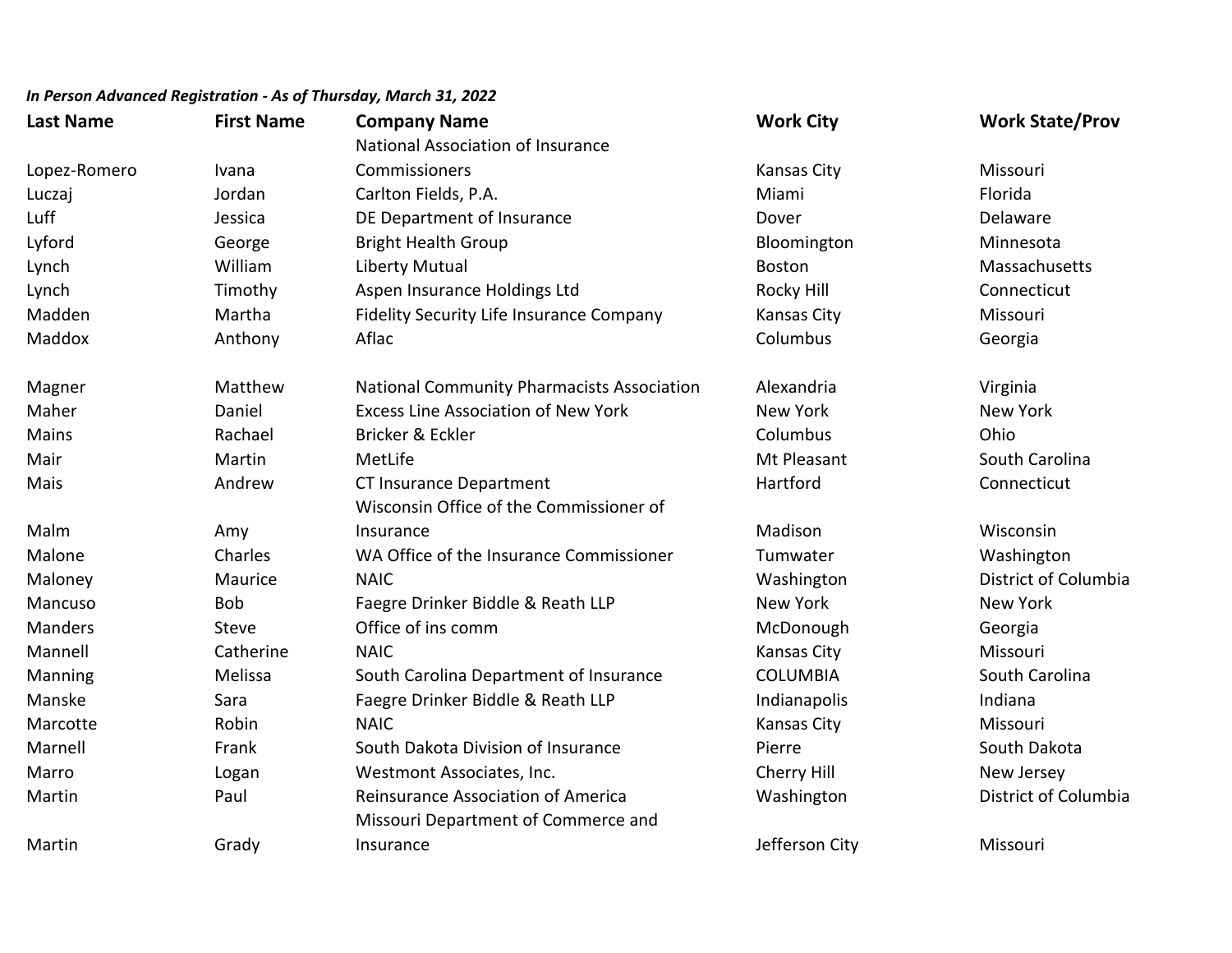*In Person Advanced Registration - As of Thursday, March 31, 2022*

| Last Name | First Name | Company Name | Work City | Work State/Prov |
|---|---|---|---|---|
| Lopez-Romero | Ivana | National Association of Insurance Commissioners | Kansas City | Missouri |
| Luczaj | Jordan | Carlton Fields, P.A. | Miami | Florida |
| Luff | Jessica | DE Department of Insurance | Dover | Delaware |
| Lyford | George | Bright Health Group | Bloomington | Minnesota |
| Lynch | William | Liberty Mutual | Boston | Massachusetts |
| Lynch | Timothy | Aspen Insurance Holdings Ltd | Rocky Hill | Connecticut |
| Madden | Martha | Fidelity Security Life Insurance Company | Kansas City | Missouri |
| Maddox | Anthony | Aflac | Columbus | Georgia |
| Magner | Matthew | National Community Pharmacists Association | Alexandria | Virginia |
| Maher | Daniel | Excess Line Association of New York | New York | New York |
| Mains | Rachael | Bricker & Eckler | Columbus | Ohio |
| Mair | Martin | MetLife | Mt Pleasant | South Carolina |
| Mais | Andrew | CT Insurance Department | Hartford | Connecticut |
| Malm | Amy | Wisconsin Office of the Commissioner of Insurance | Madison | Wisconsin |
| Malone | Charles | WA Office of the Insurance Commissioner | Tumwater | Washington |
| Maloney | Maurice | NAIC | Washington | District of Columbia |
| Mancuso | Bob | Faegre Drinker Biddle & Reath LLP | New York | New York |
| Manders | Steve | Office of ins comm | McDonough | Georgia |
| Mannell | Catherine | NAIC | Kansas City | Missouri |
| Manning | Melissa | South Carolina Department of Insurance | COLUMBIA | South Carolina |
| Manske | Sara | Faegre Drinker Biddle & Reath LLP | Indianapolis | Indiana |
| Marcotte | Robin | NAIC | Kansas City | Missouri |
| Marnell | Frank | South Dakota Division of Insurance | Pierre | South Dakota |
| Marro | Logan | Westmont Associates, Inc. | Cherry Hill | New Jersey |
| Martin | Paul | Reinsurance Association of America | Washington | District of Columbia |
| Martin | Grady | Missouri Department of Commerce and Insurance | Jefferson City | Missouri |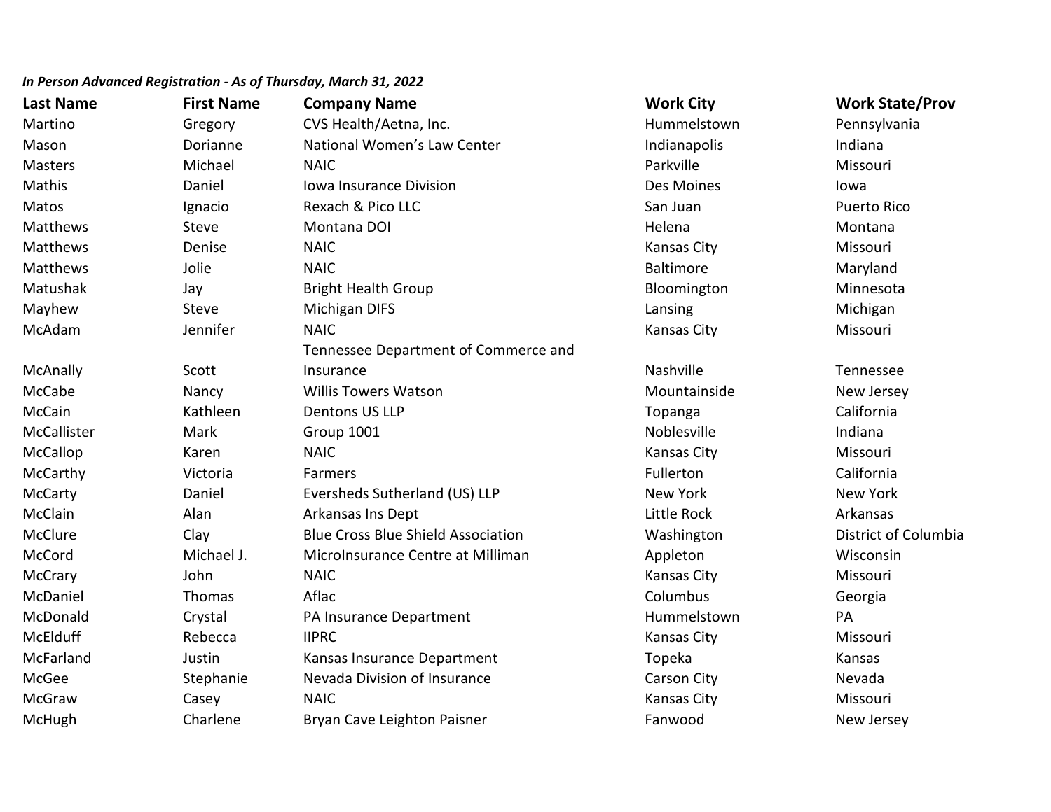***In Person Advanced Registration - As of Thursday, March 31, 2022***

| Last Name | First Name | Company Name | Work City | Work State/Prov |
|---|---|---|---|---|
| Martino | Gregory | CVS Health/Aetna, Inc. | Hummelstown | Pennsylvania |
| Mason | Dorianne | National Women's Law Center | Indianapolis | Indiana |
| Masters | Michael | NAIC | Parkville | Missouri |
| Mathis | Daniel | Iowa Insurance Division | Des Moines | Iowa |
| Matos | Ignacio | Rexach & Pico LLC | San Juan | Puerto Rico |
| Matthews | Steve | Montana DOI | Helena | Montana |
| Matthews | Denise | NAIC | Kansas City | Missouri |
| Matthews | Jolie | NAIC | Baltimore | Maryland |
| Matushak | Jay | Bright Health Group | Bloomington | Minnesota |
| Mayhew | Steve | Michigan DIFS | Lansing | Michigan |
| McAdam | Jennifer | NAIC | Kansas City | Missouri |
| McAnally | Scott | Tennessee Department of Commerce and Insurance | Nashville | Tennessee |
| McCabe | Nancy | Willis Towers Watson | Mountainside | New Jersey |
| McCain | Kathleen | Dentons US LLP | Topanga | California |
| McCallister | Mark | Group 1001 | Noblesville | Indiana |
| McCallop | Karen | NAIC | Kansas City | Missouri |
| McCarthy | Victoria | Farmers | Fullerton | California |
| McCarty | Daniel | Eversheds Sutherland (US) LLP | New York | New York |
| McClain | Alan | Arkansas Ins Dept | Little Rock | Arkansas |
| McClure | Clay | Blue Cross Blue Shield Association | Washington | District of Columbia |
| McCord | Michael J. | MicroInsurance Centre at Milliman | Appleton | Wisconsin |
| McCrary | John | NAIC | Kansas City | Missouri |
| McDaniel | Thomas | Aflac | Columbus | Georgia |
| McDonald | Crystal | PA Insurance Department | Hummelstown | PA |
| McElduff | Rebecca | IIPRC | Kansas City | Missouri |
| McFarland | Justin | Kansas Insurance Department | Topeka | Kansas |
| McGee | Stephanie | Nevada Division of Insurance | Carson City | Nevada |
| McGraw | Casey | NAIC | Kansas City | Missouri |
| McHugh | Charlene | Bryan Cave Leighton Paisner | Fanwood | New Jersey |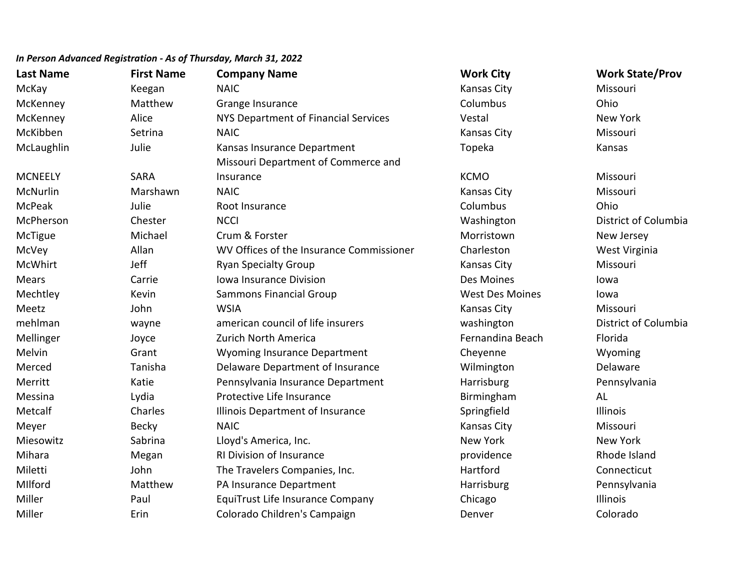*In Person Advanced Registration - As of Thursday, March 31, 2022*

| Last Name | First Name | Company Name | Work City | Work State/Prov |
|---|---|---|---|---|
| McKay | Keegan | NAIC | Kansas City | Missouri |
| McKenney | Matthew | Grange Insurance | Columbus | Ohio |
| McKenney | Alice | NYS Department of Financial Services | Vestal | New York |
| McKibben | Setrina | NAIC | Kansas City | Missouri |
| McLaughlin | Julie | Kansas Insurance Department | Topeka | Kansas |
| MCNEELY | SARA | Missouri Department of Commerce and Insurance | KCMO | Missouri |
| McNurlin | Marshawn | NAIC | Kansas City | Missouri |
| McPeak | Julie | Root Insurance | Columbus | Ohio |
| McPherson | Chester | NCCI | Washington | District of Columbia |
| McTigue | Michael | Crum & Forster | Morristown | New Jersey |
| McVey | Allan | WV Offices of the Insurance Commissioner | Charleston | West Virginia |
| McWhirt | Jeff | Ryan Specialty Group | Kansas City | Missouri |
| Mears | Carrie | Iowa Insurance Division | Des Moines | Iowa |
| Mechtley | Kevin | Sammons Financial Group | West Des Moines | Iowa |
| Meetz | John | WSIA | Kansas City | Missouri |
| mehlman | wayne | american council of life insurers | washington | District of Columbia |
| Mellinger | Joyce | Zurich North America | Fernandina Beach | Florida |
| Melvin | Grant | Wyoming Insurance Department | Cheyenne | Wyoming |
| Merced | Tanisha | Delaware Department of Insurance | Wilmington | Delaware |
| Merritt | Katie | Pennsylvania Insurance Department | Harrisburg | Pennsylvania |
| Messina | Lydia | Protective Life Insurance | Birmingham | AL |
| Metcalf | Charles | Illinois Department of Insurance | Springfield | Illinois |
| Meyer | Becky | NAIC | Kansas City | Missouri |
| Miesowitz | Sabrina | Lloyd's America, Inc. | New York | New York |
| Mihara | Megan | RI Division of Insurance | providence | Rhode Island |
| Miletti | John | The Travelers Companies, Inc. | Hartford | Connecticut |
| MIlford | Matthew | PA Insurance Department | Harrisburg | Pennsylvania |
| Miller | Paul | EquiTrust Life Insurance Company | Chicago | Illinois |
| Miller | Erin | Colorado Children's Campaign | Denver | Colorado |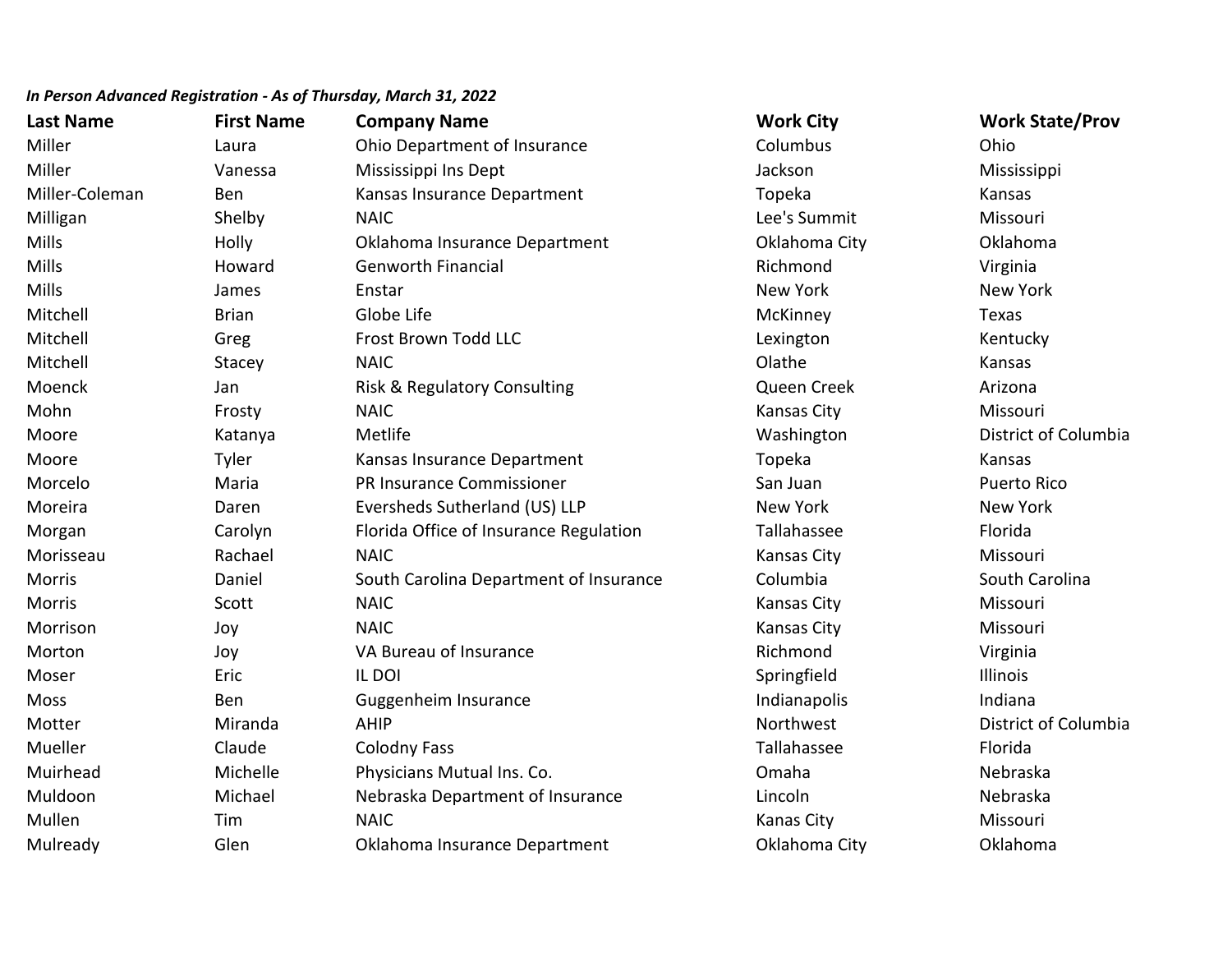***In Person Advanced Registration - As of Thursday, March 31, 2022***

| Last Name | First Name | Company Name | Work City | Work State/Prov |
|---|---|---|---|---|
| Miller | Laura | Ohio Department of Insurance | Columbus | Ohio |
| Miller | Vanessa | Mississippi Ins Dept | Jackson | Mississippi |
| Miller-Coleman | Ben | Kansas Insurance Department | Topeka | Kansas |
| Milligan | Shelby | NAIC | Lee's Summit | Missouri |
| Mills | Holly | Oklahoma Insurance Department | Oklahoma City | Oklahoma |
| Mills | Howard | Genworth Financial | Richmond | Virginia |
| Mills | James | Enstar | New York | New York |
| Mitchell | Brian | Globe Life | McKinney | Texas |
| Mitchell | Greg | Frost Brown Todd LLC | Lexington | Kentucky |
| Mitchell | Stacey | NAIC | Olathe | Kansas |
| Moenck | Jan | Risk & Regulatory Consulting | Queen Creek | Arizona |
| Mohn | Frosty | NAIC | Kansas City | Missouri |
| Moore | Katanya | Metlife | Washington | District of Columbia |
| Moore | Tyler | Kansas Insurance Department | Topeka | Kansas |
| Morcelo | Maria | PR Insurance Commissioner | San Juan | Puerto Rico |
| Moreira | Daren | Eversheds Sutherland (US) LLP | New York | New York |
| Morgan | Carolyn | Florida Office of Insurance Regulation | Tallahassee | Florida |
| Morisseau | Rachael | NAIC | Kansas City | Missouri |
| Morris | Daniel | South Carolina Department of Insurance | Columbia | South Carolina |
| Morris | Scott | NAIC | Kansas City | Missouri |
| Morrison | Joy | NAIC | Kansas City | Missouri |
| Morton | Joy | VA Bureau of Insurance | Richmond | Virginia |
| Moser | Eric | IL DOI | Springfield | Illinois |
| Moss | Ben | Guggenheim Insurance | Indianapolis | Indiana |
| Motter | Miranda | AHIP | Northwest | District of Columbia |
| Mueller | Claude | Colodny Fass | Tallahassee | Florida |
| Muirhead | Michelle | Physicians Mutual Ins. Co. | Omaha | Nebraska |
| Muldoon | Michael | Nebraska Department of Insurance | Lincoln | Nebraska |
| Mullen | Tim | NAIC | Kanas City | Missouri |
| Mulready | Glen | Oklahoma Insurance Department | Oklahoma City | Oklahoma |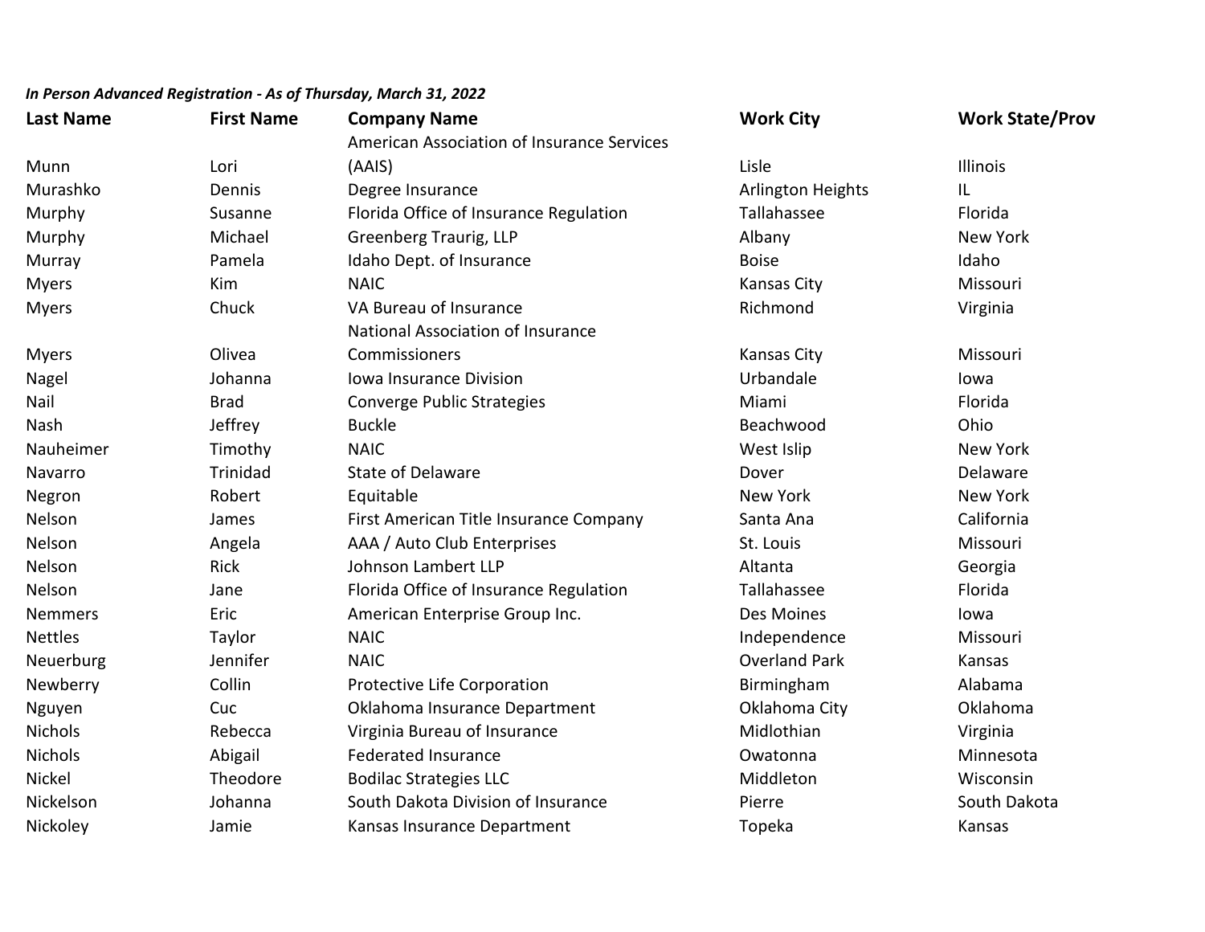*In Person Advanced Registration - As of Thursday, March 31, 2022*

| Last Name | First Name | Company Name | Work City | Work State/Prov |
|---|---|---|---|---|
| Munn | Lori | American Association of Insurance Services (AAIS) | Lisle | Illinois |
| Murashko | Dennis | Degree Insurance | Arlington Heights | IL |
| Murphy | Susanne | Florida Office of Insurance Regulation | Tallahassee | Florida |
| Murphy | Michael | Greenberg Traurig, LLP | Albany | New York |
| Murray | Pamela | Idaho Dept. of Insurance | Boise | Idaho |
| Myers | Kim | NAIC | Kansas City | Missouri |
| Myers | Chuck | VA Bureau of Insurance | Richmond | Virginia |
| Myers | Olivea | National Association of Insurance Commissioners | Kansas City | Missouri |
| Nagel | Johanna | Iowa Insurance Division | Urbandale | Iowa |
| Nail | Brad | Converge Public Strategies | Miami | Florida |
| Nash | Jeffrey | Buckle | Beachwood | Ohio |
| Nauheimer | Timothy | NAIC | West Islip | New York |
| Navarro | Trinidad | State of Delaware | Dover | Delaware |
| Negron | Robert | Equitable | New York | New York |
| Nelson | James | First American Title Insurance Company | Santa Ana | California |
| Nelson | Angela | AAA / Auto Club Enterprises | St. Louis | Missouri |
| Nelson | Rick | Johnson Lambert LLP | Altanta | Georgia |
| Nelson | Jane | Florida Office of Insurance Regulation | Tallahassee | Florida |
| Nemmers | Eric | American Enterprise Group Inc. | Des Moines | Iowa |
| Nettles | Taylor | NAIC | Independence | Missouri |
| Neuerburg | Jennifer | NAIC | Overland Park | Kansas |
| Newberry | Collin | Protective Life Corporation | Birmingham | Alabama |
| Nguyen | Cuc | Oklahoma Insurance Department | Oklahoma City | Oklahoma |
| Nichols | Rebecca | Virginia Bureau of Insurance | Midlothian | Virginia |
| Nichols | Abigail | Federated Insurance | Owatonna | Minnesota |
| Nickel | Theodore | Bodilac Strategies LLC | Middleton | Wisconsin |
| Nickelson | Johanna | South Dakota Division of Insurance | Pierre | South Dakota |
| Nickoley | Jamie | Kansas Insurance Department | Topeka | Kansas |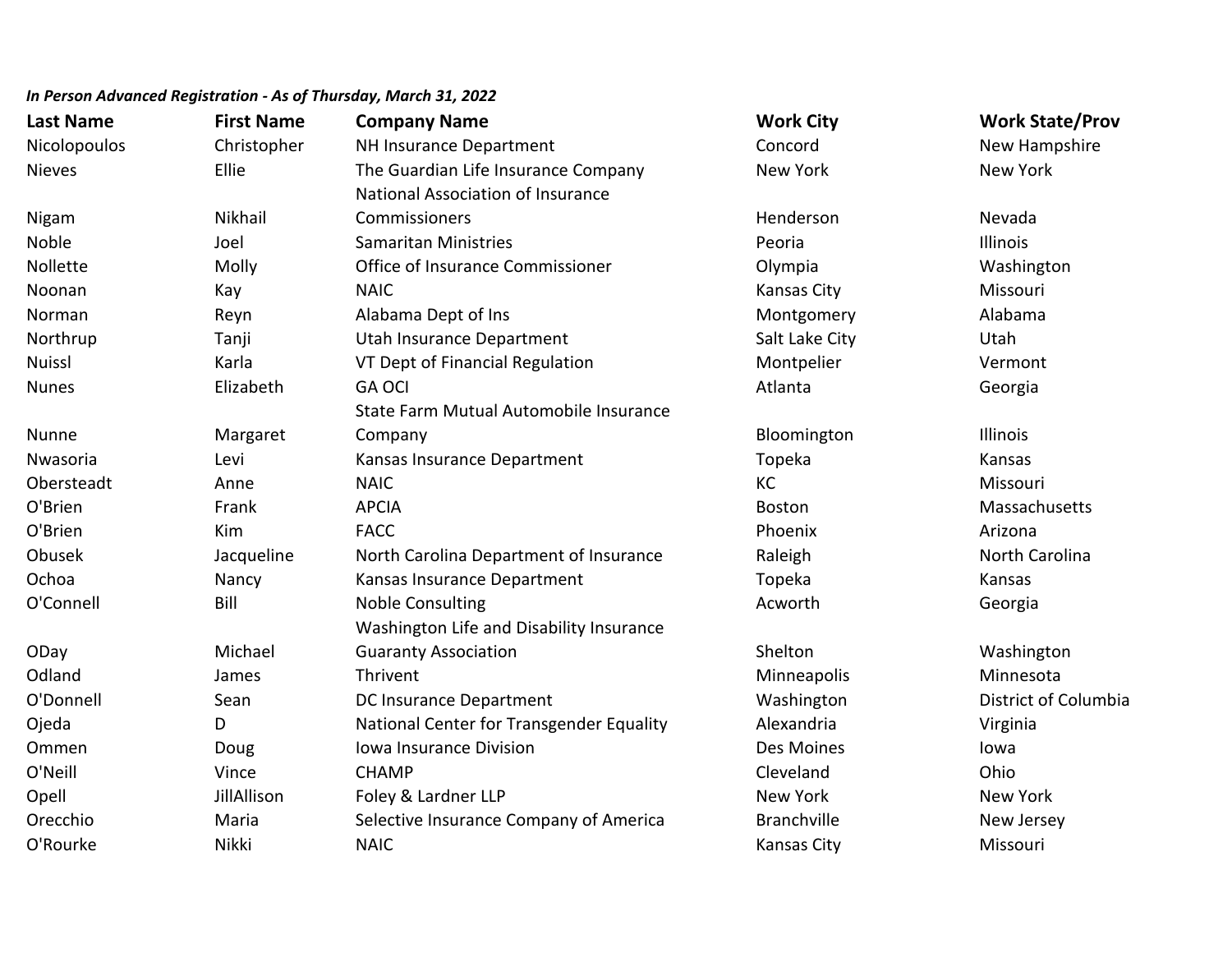*In Person Advanced Registration - As of Thursday, March 31, 2022*

| Last Name | First Name | Company Name | Work City | Work State/Prov |
|---|---|---|---|---|
| Nicolopoulos | Christopher | NH Insurance Department | Concord | New Hampshire |
| Nieves | Ellie | The Guardian Life Insurance Company | New York | New York |
| Nigam | Nikhail | National Association of Insurance Commissioners | Henderson | Nevada |
| Noble | Joel | Samaritan Ministries | Peoria | Illinois |
| Nollette | Molly | Office of Insurance Commissioner | Olympia | Washington |
| Noonan | Kay | NAIC | Kansas City | Missouri |
| Norman | Reyn | Alabama Dept of Ins | Montgomery | Alabama |
| Northrup | Tanji | Utah Insurance Department | Salt Lake City | Utah |
| Nuissl | Karla | VT Dept of Financial Regulation | Montpelier | Vermont |
| Nunes | Elizabeth | GA OCI | Atlanta | Georgia |
| Nunne | Margaret | State Farm Mutual Automobile Insurance Company | Bloomington | Illinois |
| Nwasoria | Levi | Kansas Insurance Department | Topeka | Kansas |
| Obersteadt | Anne | NAIC | KC | Missouri |
| O'Brien | Frank | APCIA | Boston | Massachusetts |
| O'Brien | Kim | FACC | Phoenix | Arizona |
| Obusek | Jacqueline | North Carolina Department of Insurance | Raleigh | North Carolina |
| Ochoa | Nancy | Kansas Insurance Department | Topeka | Kansas |
| O'Connell | Bill | Noble Consulting | Acworth | Georgia |
| ODay | Michael | Washington Life and Disability Insurance Guaranty Association | Shelton | Washington |
| Odland | James | Thrivent | Minneapolis | Minnesota |
| O'Donnell | Sean | DC Insurance Department | Washington | District of Columbia |
| Ojeda | D | National Center for Transgender Equality | Alexandria | Virginia |
| Ommen | Doug | Iowa Insurance Division | Des Moines | Iowa |
| O'Neill | Vince | CHAMP | Cleveland | Ohio |
| Opell | JillAllison | Foley & Lardner LLP | New York | New York |
| Orecchio | Maria | Selective Insurance Company of America | Branchville | New Jersey |
| O'Rourke | Nikki | NAIC | Kansas City | Missouri |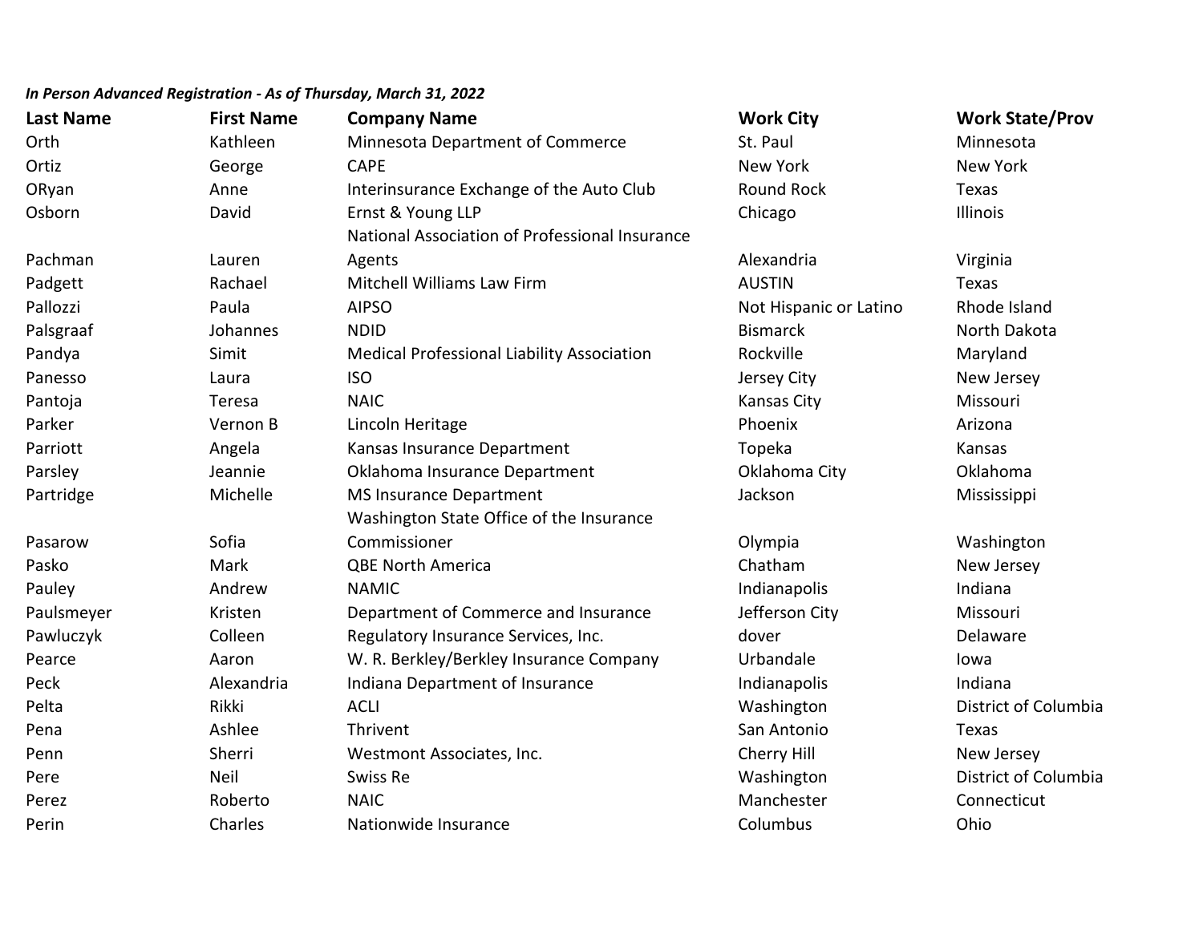***In Person Advanced Registration - As of Thursday, March 31, 2022***

| Last Name | First Name | Company Name | Work City | Work State/Prov |
|---|---|---|---|---|
| Orth | Kathleen | Minnesota Department of Commerce | St. Paul | Minnesota |
| Ortiz | George | CAPE | New York | New York |
| ORyan | Anne | Interinsurance Exchange of the Auto Club | Round Rock | Texas |
| Osborn | David | Ernst & Young LLP | Chicago | Illinois |
| Pachman | Lauren | National Association of Professional Insurance Agents | Alexandria | Virginia |
| Padgett | Rachael | Mitchell Williams Law Firm | AUSTIN | Texas |
| Pallozzi | Paula | AIPSO | Not Hispanic or Latino | Rhode Island |
| Palsgraaf | Johannes | NDID | Bismarck | North Dakota |
| Pandya | Simit | Medical Professional Liability Association | Rockville | Maryland |
| Panesso | Laura | ISO | Jersey City | New Jersey |
| Pantoja | Teresa | NAIC | Kansas City | Missouri |
| Parker | Vernon B | Lincoln Heritage | Phoenix | Arizona |
| Parriott | Angela | Kansas Insurance Department | Topeka | Kansas |
| Parsley | Jeannie | Oklahoma Insurance Department | Oklahoma City | Oklahoma |
| Partridge | Michelle | MS Insurance Department | Jackson | Mississippi |
| Pasarow | Sofia | Washington State Office of the Insurance Commissioner | Olympia | Washington |
| Pasko | Mark | QBE North America | Chatham | New Jersey |
| Pauley | Andrew | NAMIC | Indianapolis | Indiana |
| Paulsmeyer | Kristen | Department of Commerce and Insurance | Jefferson City | Missouri |
| Pawluczyk | Colleen | Regulatory Insurance Services, Inc. | dover | Delaware |
| Pearce | Aaron | W. R. Berkley/Berkley Insurance Company | Urbandale | Iowa |
| Peck | Alexandria | Indiana Department of Insurance | Indianapolis | Indiana |
| Pelta | Rikki | ACLI | Washington | District of Columbia |
| Pena | Ashlee | Thrivent | San Antonio | Texas |
| Penn | Sherri | Westmont Associates, Inc. | Cherry Hill | New Jersey |
| Pere | Neil | Swiss Re | Washington | District of Columbia |
| Perez | Roberto | NAIC | Manchester | Connecticut |
| Perin | Charles | Nationwide Insurance | Columbus | Ohio |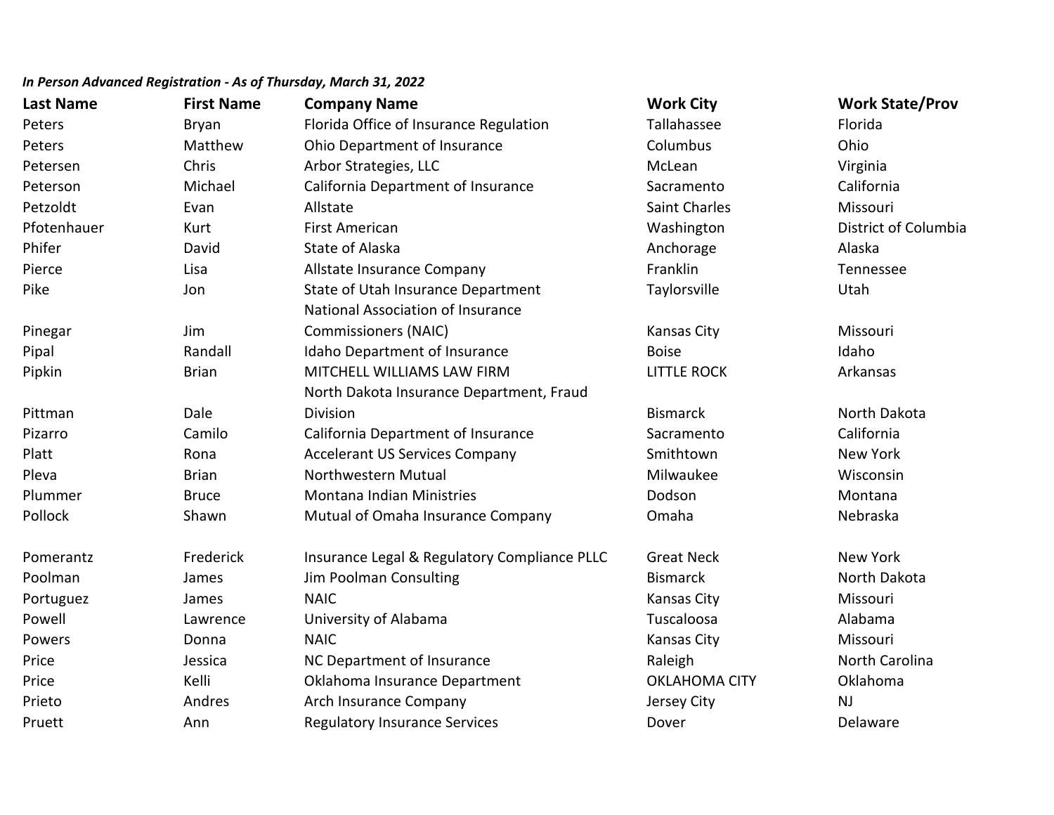***In Person Advanced Registration - As of Thursday, March 31, 2022***

| Last Name | First Name | Company Name | Work City | Work State/Prov |
|---|---|---|---|---|
| Peters | Bryan | Florida Office of Insurance Regulation | Tallahassee | Florida |
| Peters | Matthew | Ohio Department of Insurance | Columbus | Ohio |
| Petersen | Chris | Arbor Strategies, LLC | McLean | Virginia |
| Peterson | Michael | California Department of Insurance | Sacramento | California |
| Petzoldt | Evan | Allstate | Saint Charles | Missouri |
| Pfotenhauer | Kurt | First American | Washington | District of Columbia |
| Phifer | David | State of Alaska | Anchorage | Alaska |
| Pierce | Lisa | Allstate Insurance Company | Franklin | Tennessee |
| Pike | Jon | State of Utah Insurance Department | Taylorsville | Utah |
| Pinegar | Jim | National Association of Insurance Commissioners (NAIC) | Kansas City | Missouri |
| Pipal | Randall | Idaho Department of Insurance | Boise | Idaho |
| Pipkin | Brian | MITCHELL WILLIAMS LAW FIRM | LITTLE ROCK | Arkansas |
| Pittman | Dale | North Dakota Insurance Department, Fraud Division | Bismarck | North Dakota |
| Pizarro | Camilo | California Department of Insurance | Sacramento | California |
| Platt | Rona | Accelerant US Services Company | Smithtown | New York |
| Pleva | Brian | Northwestern Mutual | Milwaukee | Wisconsin |
| Plummer | Bruce | Montana Indian Ministries | Dodson | Montana |
| Pollock | Shawn | Mutual of Omaha Insurance Company | Omaha | Nebraska |
| Pomerantz | Frederick | Insurance Legal & Regulatory Compliance PLLC | Great Neck | New York |
| Poolman | James | Jim Poolman Consulting | Bismarck | North Dakota |
| Portuguez | James | NAIC | Kansas City | Missouri |
| Powell | Lawrence | University of Alabama | Tuscaloosa | Alabama |
| Powers | Donna | NAIC | Kansas City | Missouri |
| Price | Jessica | NC Department of Insurance | Raleigh | North Carolina |
| Price | Kelli | Oklahoma Insurance Department | OKLAHOMA CITY | Oklahoma |
| Prieto | Andres | Arch Insurance Company | Jersey City | NJ |
| Pruett | Ann | Regulatory Insurance Services | Dover | Delaware |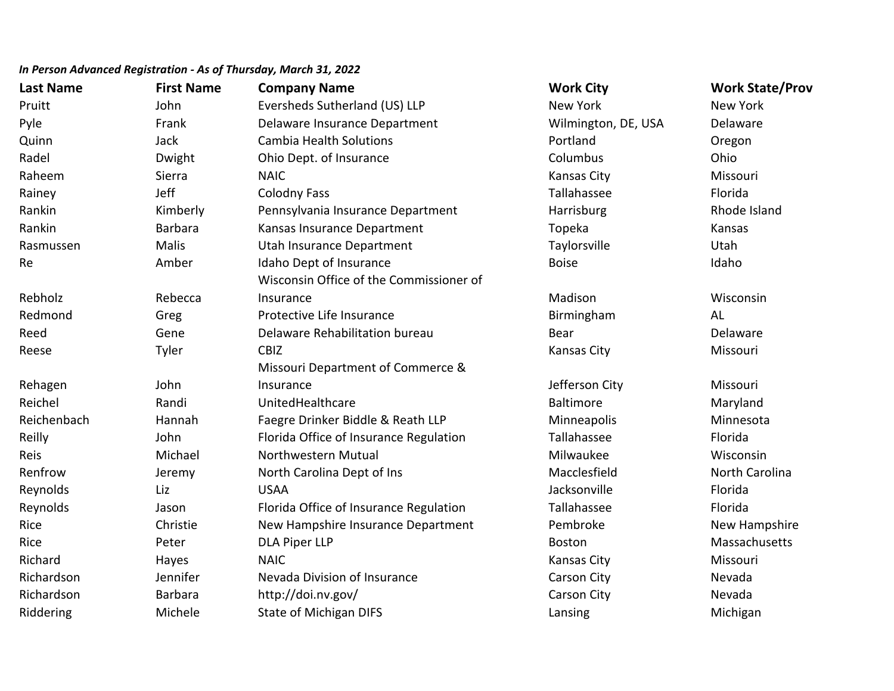*In Person Advanced Registration - As of Thursday, March 31, 2022*

| Last Name | First Name | Company Name | Work City | Work State/Prov |
|---|---|---|---|---|
| Pruitt | John | Eversheds Sutherland (US) LLP | New York | New York |
| Pyle | Frank | Delaware Insurance Department | Wilmington, DE, USA | Delaware |
| Quinn | Jack | Cambia Health Solutions | Portland | Oregon |
| Radel | Dwight | Ohio Dept. of Insurance | Columbus | Ohio |
| Raheem | Sierra | NAIC | Kansas City | Missouri |
| Rainey | Jeff | Colodny Fass | Tallahassee | Florida |
| Rankin | Kimberly | Pennsylvania Insurance Department | Harrisburg | Rhode Island |
| Rankin | Barbara | Kansas Insurance Department | Topeka | Kansas |
| Rasmussen | Malis | Utah Insurance Department | Taylorsville | Utah |
| Re | Amber | Idaho Dept of Insurance | Boise | Idaho |
| Rebholz | Rebecca | Wisconsin Office of the Commissioner of Insurance | Madison | Wisconsin |
| Redmond | Greg | Protective Life Insurance | Birmingham | AL |
| Reed | Gene | Delaware Rehabilitation bureau | Bear | Delaware |
| Reese | Tyler | CBIZ | Kansas City | Missouri |
| Rehagen | John | Missouri Department of Commerce & Insurance | Jefferson City | Missouri |
| Reichel | Randi | UnitedHealthcare | Baltimore | Maryland |
| Reichenbach | Hannah | Faegre Drinker Biddle & Reath LLP | Minneapolis | Minnesota |
| Reilly | John | Florida Office of Insurance Regulation | Tallahassee | Florida |
| Reis | Michael | Northwestern Mutual | Milwaukee | Wisconsin |
| Renfrow | Jeremy | North Carolina Dept of Ins | Macclesfield | North Carolina |
| Reynolds | Liz | USAA | Jacksonville | Florida |
| Reynolds | Jason | Florida Office of Insurance Regulation | Tallahassee | Florida |
| Rice | Christie | New Hampshire Insurance Department | Pembroke | New Hampshire |
| Rice | Peter | DLA Piper LLP | Boston | Massachusetts |
| Richard | Hayes | NAIC | Kansas City | Missouri |
| Richardson | Jennifer | Nevada Division of Insurance | Carson City | Nevada |
| Richardson | Barbara | http://doi.nv.gov/ | Carson City | Nevada |
| Riddering | Michele | State of Michigan DIFS | Lansing | Michigan |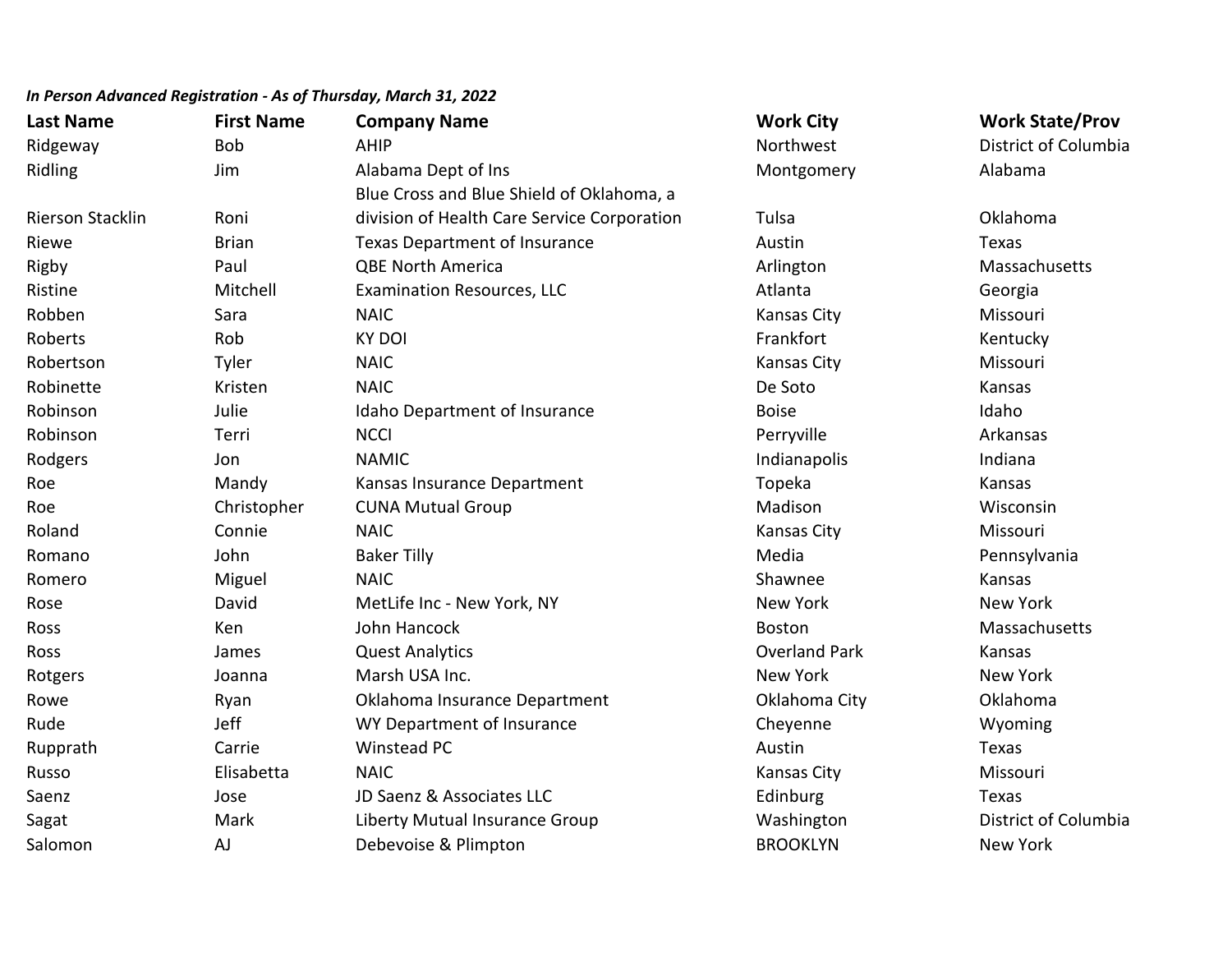*In Person Advanced Registration - As of Thursday, March 31, 2022*

| Last Name | First Name | Company Name | Work City | Work State/Prov |
|---|---|---|---|---|
| Ridgeway | Bob | AHIP | Northwest | District of Columbia |
| Ridling | Jim | Alabama Dept of Ins | Montgomery | Alabama |
| Rierson Stacklin | Roni | Blue Cross and Blue Shield of Oklahoma, a division of Health Care Service Corporation | Tulsa | Oklahoma |
| Riewe | Brian | Texas Department of Insurance | Austin | Texas |
| Rigby | Paul | QBE North America | Arlington | Massachusetts |
| Ristine | Mitchell | Examination Resources, LLC | Atlanta | Georgia |
| Robben | Sara | NAIC | Kansas City | Missouri |
| Roberts | Rob | KY DOI | Frankfort | Kentucky |
| Robertson | Tyler | NAIC | Kansas City | Missouri |
| Robinette | Kristen | NAIC | De Soto | Kansas |
| Robinson | Julie | Idaho Department of Insurance | Boise | Idaho |
| Robinson | Terri | NCCI | Perryville | Arkansas |
| Rodgers | Jon | NAMIC | Indianapolis | Indiana |
| Roe | Mandy | Kansas Insurance Department | Topeka | Kansas |
| Roe | Christopher | CUNA Mutual Group | Madison | Wisconsin |
| Roland | Connie | NAIC | Kansas City | Missouri |
| Romano | John | Baker Tilly | Media | Pennsylvania |
| Romero | Miguel | NAIC | Shawnee | Kansas |
| Rose | David | MetLife Inc - New York, NY | New York | New York |
| Ross | Ken | John Hancock | Boston | Massachusetts |
| Ross | James | Quest Analytics | Overland Park | Kansas |
| Rotgers | Joanna | Marsh USA Inc. | New York | New York |
| Rowe | Ryan | Oklahoma Insurance Department | Oklahoma City | Oklahoma |
| Rude | Jeff | WY Department of Insurance | Cheyenne | Wyoming |
| Rupprath | Carrie | Winstead PC | Austin | Texas |
| Russo | Elisabetta | NAIC | Kansas City | Missouri |
| Saenz | Jose | JD Saenz & Associates LLC | Edinburg | Texas |
| Sagat | Mark | Liberty Mutual Insurance Group | Washington | District of Columbia |
| Salomon | AJ | Debevoise & Plimpton | BROOKLYN | New York |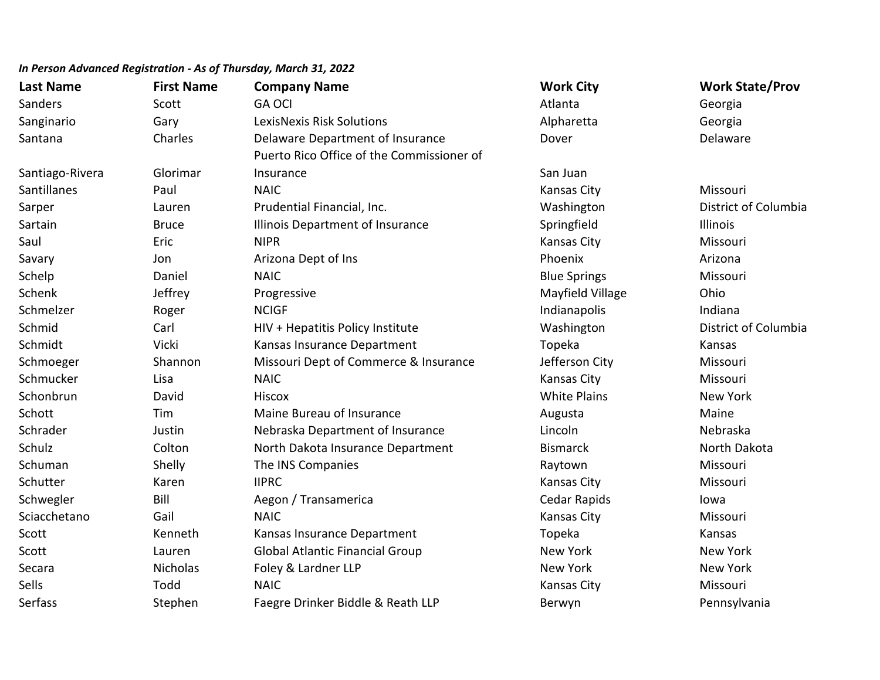*In Person Advanced Registration - As of Thursday, March 31, 2022*

| Last Name | First Name | Company Name | Work City | Work State/Prov |
|---|---|---|---|---|
| Sanders | Scott | GA OCI | Atlanta | Georgia |
| Sanginario | Gary | LexisNexis Risk Solutions | Alpharetta | Georgia |
| Santana | Charles | Delaware Department of Insurance | Dover | Delaware |
| Santiago-Rivera | Glorimar | Puerto Rico Office of the Commissioner of Insurance | San Juan | |
| Santillanes | Paul | NAIC | Kansas City | Missouri |
| Sarper | Lauren | Prudential Financial, Inc. | Washington | District of Columbia |
| Sartain | Bruce | Illinois Department of Insurance | Springfield | Illinois |
| Saul | Eric | NIPR | Kansas City | Missouri |
| Savary | Jon | Arizona Dept of Ins | Phoenix | Arizona |
| Schelp | Daniel | NAIC | Blue Springs | Missouri |
| Schenk | Jeffrey | Progressive | Mayfield Village | Ohio |
| Schmelzer | Roger | NCIGF | Indianapolis | Indiana |
| Schmid | Carl | HIV + Hepatitis Policy Institute | Washington | District of Columbia |
| Schmidt | Vicki | Kansas Insurance Department | Topeka | Kansas |
| Schmoeger | Shannon | Missouri Dept of Commerce & Insurance | Jefferson City | Missouri |
| Schmucker | Lisa | NAIC | Kansas City | Missouri |
| Schonbrun | David | Hiscox | White Plains | New York |
| Schott | Tim | Maine Bureau of Insurance | Augusta | Maine |
| Schrader | Justin | Nebraska Department of Insurance | Lincoln | Nebraska |
| Schulz | Colton | North Dakota Insurance Department | Bismarck | North Dakota |
| Schuman | Shelly | The INS Companies | Raytown | Missouri |
| Schutter | Karen | IIPRC | Kansas City | Missouri |
| Schwegler | Bill | Aegon / Transamerica | Cedar Rapids | Iowa |
| Sciacchetano | Gail | NAIC | Kansas City | Missouri |
| Scott | Kenneth | Kansas Insurance Department | Topeka | Kansas |
| Scott | Lauren | Global Atlantic Financial Group | New York | New York |
| Secara | Nicholas | Foley & Lardner LLP | New York | New York |
| Sells | Todd | NAIC | Kansas City | Missouri |
| Serfass | Stephen | Faegre Drinker Biddle & Reath LLP | Berwyn | Pennsylvania |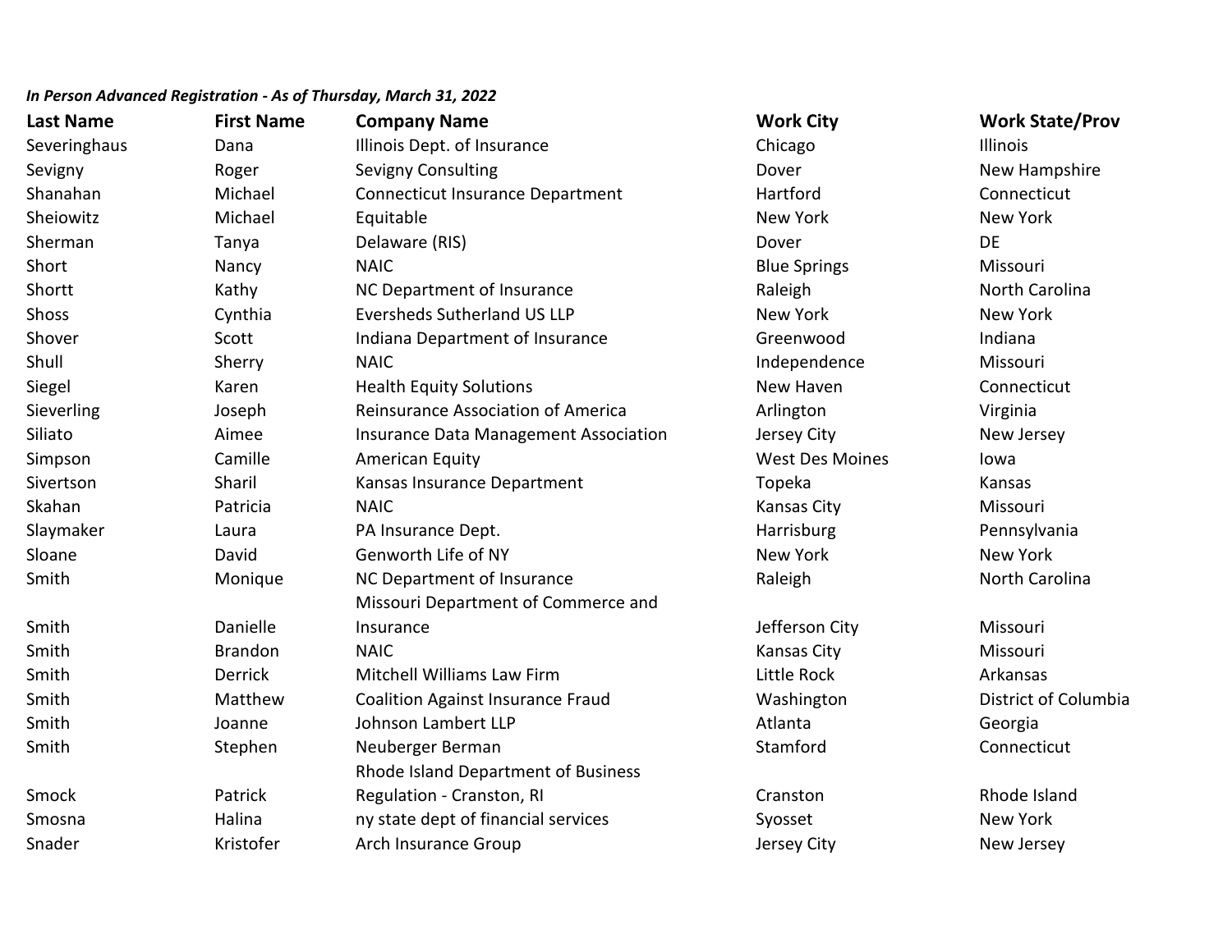*In Person Advanced Registration - As of Thursday, March 31, 2022*

| Last Name | First Name | Company Name | Work City | Work State/Prov |
|---|---|---|---|---|
| Severinghaus | Dana | Illinois Dept. of Insurance | Chicago | Illinois |
| Sevigny | Roger | Sevigny Consulting | Dover | New Hampshire |
| Shanahan | Michael | Connecticut Insurance Department | Hartford | Connecticut |
| Sheiowitz | Michael | Equitable | New York | New York |
| Sherman | Tanya | Delaware (RIS) | Dover | DE |
| Short | Nancy | NAIC | Blue Springs | Missouri |
| Shortt | Kathy | NC Department of Insurance | Raleigh | North Carolina |
| Shoss | Cynthia | Eversheds Sutherland US LLP | New York | New York |
| Shover | Scott | Indiana Department of Insurance | Greenwood | Indiana |
| Shull | Sherry | NAIC | Independence | Missouri |
| Siegel | Karen | Health Equity Solutions | New Haven | Connecticut |
| Sieverling | Joseph | Reinsurance Association of America | Arlington | Virginia |
| Siliato | Aimee | Insurance Data Management Association | Jersey City | New Jersey |
| Simpson | Camille | American Equity | West Des Moines | Iowa |
| Sivertson | Sharil | Kansas Insurance Department | Topeka | Kansas |
| Skahan | Patricia | NAIC | Kansas City | Missouri |
| Slaymaker | Laura | PA Insurance Dept. | Harrisburg | Pennsylvania |
| Sloane | David | Genworth Life of NY | New York | New York |
| Smith | Monique | NC Department of Insurance | Raleigh | North Carolina |
| Smith | Danielle | Missouri Department of Commerce and Insurance | Jefferson City | Missouri |
| Smith | Brandon | NAIC | Kansas City | Missouri |
| Smith | Derrick | Mitchell Williams Law Firm | Little Rock | Arkansas |
| Smith | Matthew | Coalition Against Insurance Fraud | Washington | District of Columbia |
| Smith | Joanne | Johnson Lambert LLP | Atlanta | Georgia |
| Smith | Stephen | Neuberger Berman | Stamford | Connecticut |
| Smock | Patrick | Rhode Island Department of Business Regulation - Cranston, RI | Cranston | Rhode Island |
| Smosna | Halina | ny state dept of financial services | Syosset | New York |
| Snader | Kristofer | Arch Insurance Group | Jersey City | New Jersey |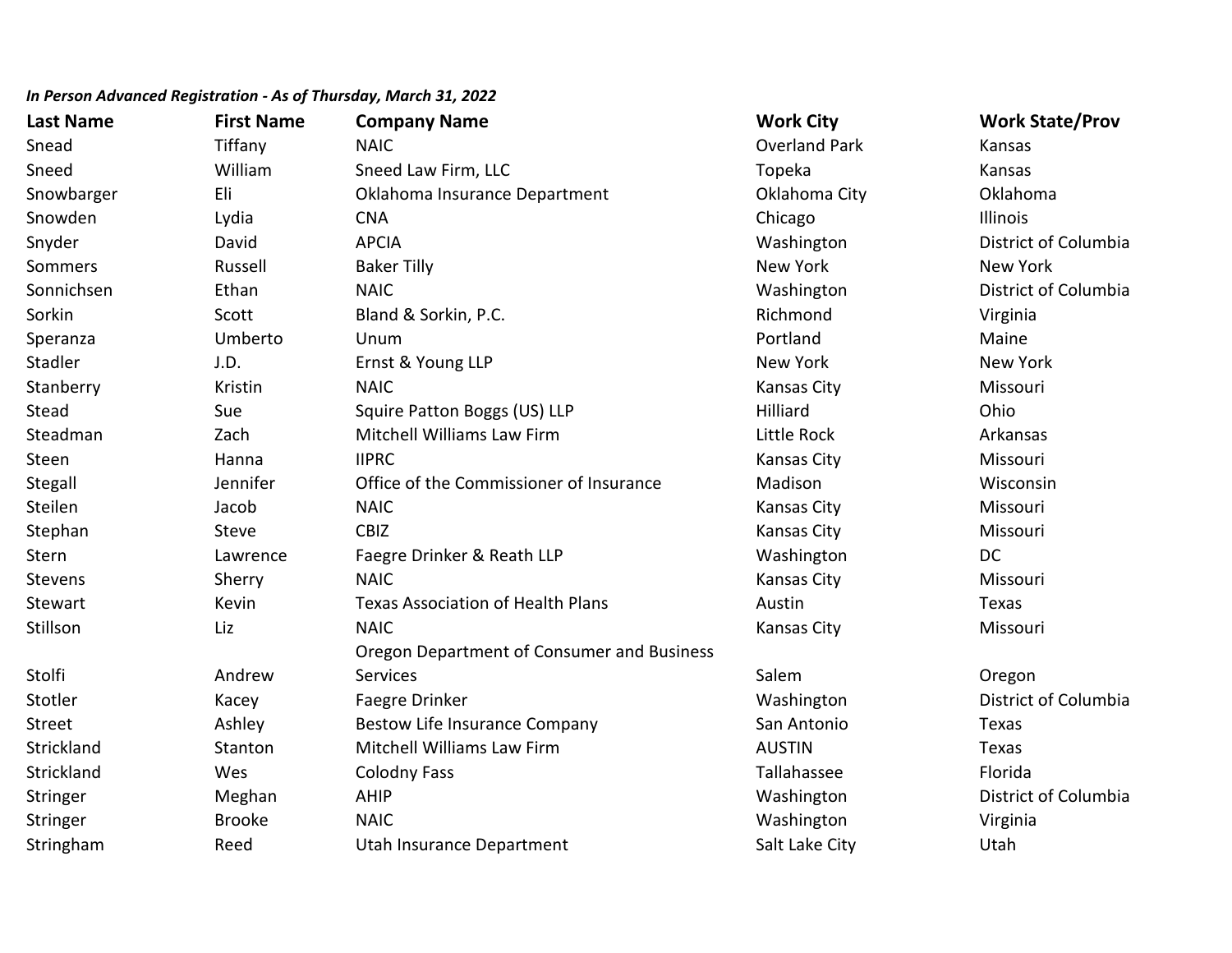*In Person Advanced Registration - As of Thursday, March 31, 2022*

| Last Name | First Name | Company Name | Work City | Work State/Prov |
|---|---|---|---|---|
| Snead | Tiffany | NAIC | Overland Park | Kansas |
| Sneed | William | Sneed Law Firm, LLC | Topeka | Kansas |
| Snowbarger | Eli | Oklahoma Insurance Department | Oklahoma City | Oklahoma |
| Snowden | Lydia | CNA | Chicago | Illinois |
| Snyder | David | APCIA | Washington | District of Columbia |
| Sommers | Russell | Baker Tilly | New York | New York |
| Sonnichsen | Ethan | NAIC | Washington | District of Columbia |
| Sorkin | Scott | Bland & Sorkin, P.C. | Richmond | Virginia |
| Speranza | Umberto | Unum | Portland | Maine |
| Stadler | J.D. | Ernst & Young LLP | New York | New York |
| Stanberry | Kristin | NAIC | Kansas City | Missouri |
| Stead | Sue | Squire Patton Boggs (US) LLP | Hilliard | Ohio |
| Steadman | Zach | Mitchell Williams Law Firm | Little Rock | Arkansas |
| Steen | Hanna | IIPRC | Kansas City | Missouri |
| Stegall | Jennifer | Office of the Commissioner of Insurance | Madison | Wisconsin |
| Steilen | Jacob | NAIC | Kansas City | Missouri |
| Stephan | Steve | CBIZ | Kansas City | Missouri |
| Stern | Lawrence | Faegre Drinker & Reath LLP | Washington | DC |
| Stevens | Sherry | NAIC | Kansas City | Missouri |
| Stewart | Kevin | Texas Association of Health Plans | Austin | Texas |
| Stillson | Liz | NAIC | Kansas City | Missouri |
| Stolfi | Andrew | Oregon Department of Consumer and Business Services | Salem | Oregon |
| Stotler | Kacey | Faegre Drinker | Washington | District of Columbia |
| Street | Ashley | Bestow Life Insurance Company | San Antonio | Texas |
| Strickland | Stanton | Mitchell Williams Law Firm | AUSTIN | Texas |
| Strickland | Wes | Colodny Fass | Tallahassee | Florida |
| Stringer | Meghan | AHIP | Washington | District of Columbia |
| Stringer | Brooke | NAIC | Washington | Virginia |
| Stringham | Reed | Utah Insurance Department | Salt Lake City | Utah |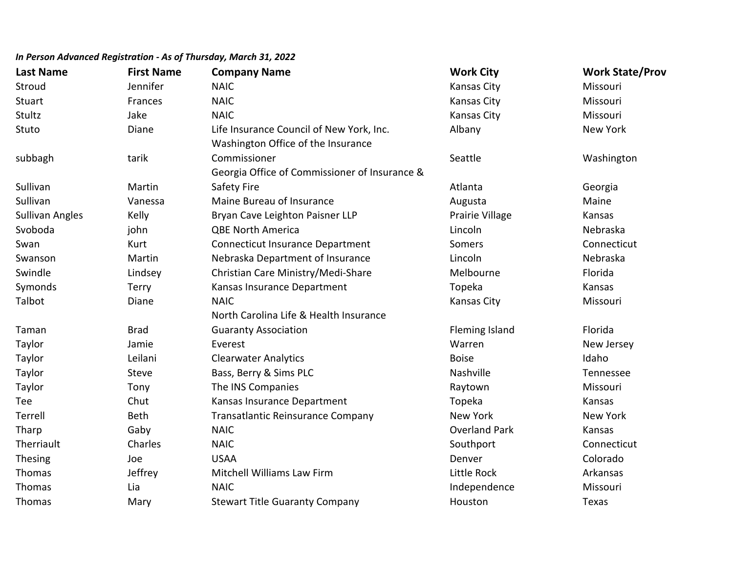*In Person Advanced Registration - As of Thursday, March 31, 2022*

| Last Name | First Name | Company Name | Work City | Work State/Prov |
|---|---|---|---|---|
| Stroud | Jennifer | NAIC | Kansas City | Missouri |
| Stuart | Frances | NAIC | Kansas City | Missouri |
| Stultz | Jake | NAIC | Kansas City | Missouri |
| Stuto | Diane | Life Insurance Council of New York, Inc. | Albany | New York |
| subbagh | tarik | Washington Office of the Insurance Commissioner | Seattle | Washington |
| Sullivan | Martin | Georgia Office of Commissioner of Insurance & Safety Fire | Atlanta | Georgia |
| Sullivan | Vanessa | Maine Bureau of Insurance | Augusta | Maine |
| Sullivan Angles | Kelly | Bryan Cave Leighton Paisner LLP | Prairie Village | Kansas |
| Svoboda | john | QBE North America | Lincoln | Nebraska |
| Swan | Kurt | Connecticut Insurance Department | Somers | Connecticut |
| Swanson | Martin | Nebraska Department of Insurance | Lincoln | Nebraska |
| Swindle | Lindsey | Christian Care Ministry/Medi-Share | Melbourne | Florida |
| Symonds | Terry | Kansas Insurance Department | Topeka | Kansas |
| Talbot | Diane | NAIC | Kansas City | Missouri |
| Taman | Brad | North Carolina Life & Health Insurance Guaranty Association | Fleming Island | Florida |
| Taylor | Jamie | Everest | Warren | New Jersey |
| Taylor | Leilani | Clearwater Analytics | Boise | Idaho |
| Taylor | Steve | Bass, Berry & Sims PLC | Nashville | Tennessee |
| Taylor | Tony | The INS Companies | Raytown | Missouri |
| Tee | Chut | Kansas Insurance Department | Topeka | Kansas |
| Terrell | Beth | Transatlantic Reinsurance Company | New York | New York |
| Tharp | Gaby | NAIC | Overland Park | Kansas |
| Therriault | Charles | NAIC | Southport | Connecticut |
| Thesing | Joe | USAA | Denver | Colorado |
| Thomas | Jeffrey | Mitchell Williams Law Firm | Little Rock | Arkansas |
| Thomas | Lia | NAIC | Independence | Missouri |
| Thomas | Mary | Stewart Title Guaranty Company | Houston | Texas |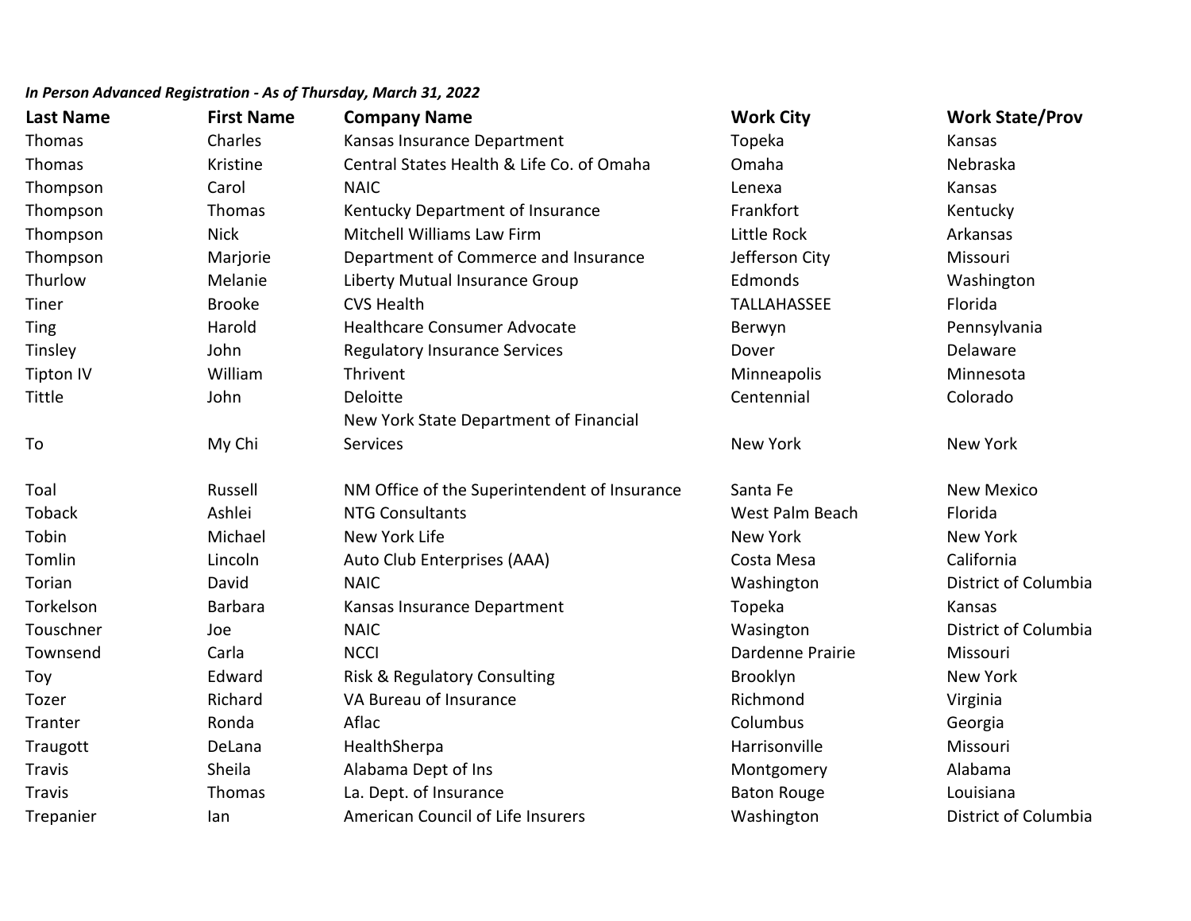***In Person Advanced Registration - As of Thursday, March 31, 2022***

| Last Name | First Name | Company Name | Work City | Work State/Prov |
|---|---|---|---|---|
| Thomas | Charles | Kansas Insurance Department | Topeka | Kansas |
| Thomas | Kristine | Central States Health & Life Co. of Omaha | Omaha | Nebraska |
| Thompson | Carol | NAIC | Lenexa | Kansas |
| Thompson | Thomas | Kentucky Department of Insurance | Frankfort | Kentucky |
| Thompson | Nick | Mitchell Williams Law Firm | Little Rock | Arkansas |
| Thompson | Marjorie | Department of Commerce and Insurance | Jefferson City | Missouri |
| Thurlow | Melanie | Liberty Mutual Insurance Group | Edmonds | Washington |
| Tiner | Brooke | CVS Health | TALLAHASSEE | Florida |
| Ting | Harold | Healthcare Consumer Advocate | Berwyn | Pennsylvania |
| Tinsley | John | Regulatory Insurance Services | Dover | Delaware |
| Tipton IV | William | Thrivent | Minneapolis | Minnesota |
| Tittle | John | Deloitte | Centennial | Colorado |
| To | My Chi | New York State Department of Financial Services | New York | New York |
| Toal | Russell | NM Office of the Superintendent of Insurance | Santa Fe | New Mexico |
| Toback | Ashlei | NTG Consultants | West Palm Beach | Florida |
| Tobin | Michael | New York Life | New York | New York |
| Tomlin | Lincoln | Auto Club Enterprises (AAA) | Costa Mesa | California |
| Torian | David | NAIC | Washington | District of Columbia |
| Torkelson | Barbara | Kansas Insurance Department | Topeka | Kansas |
| Touschner | Joe | NAIC | Wasington | District of Columbia |
| Townsend | Carla | NCCI | Dardenne Prairie | Missouri |
| Toy | Edward | Risk & Regulatory Consulting | Brooklyn | New York |
| Tozer | Richard | VA Bureau of Insurance | Richmond | Virginia |
| Tranter | Ronda | Aflac | Columbus | Georgia |
| Traugott | DeLana | HealthSherpa | Harrisonville | Missouri |
| Travis | Sheila | Alabama Dept of Ins | Montgomery | Alabama |
| Travis | Thomas | La. Dept. of Insurance | Baton Rouge | Louisiana |
| Trepanier | Ian | American Council of Life Insurers | Washington | District of Columbia |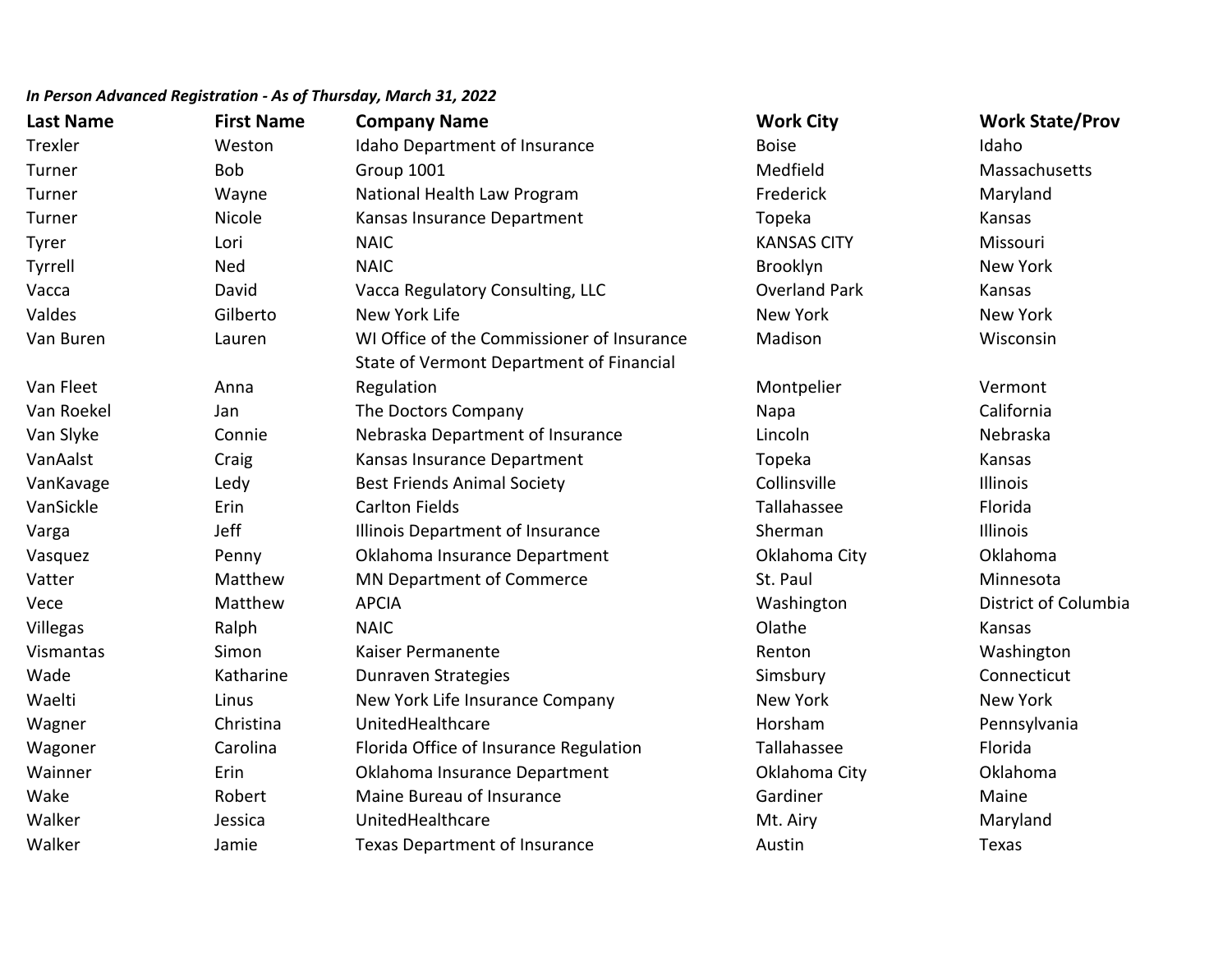*In Person Advanced Registration - As of Thursday, March 31, 2022*

| Last Name | First Name | Company Name | Work City | Work State/Prov |
|---|---|---|---|---|
| Trexler | Weston | Idaho Department of Insurance | Boise | Idaho |
| Turner | Bob | Group 1001 | Medfield | Massachusetts |
| Turner | Wayne | National Health Law Program | Frederick | Maryland |
| Turner | Nicole | Kansas Insurance Department | Topeka | Kansas |
| Tyrer | Lori | NAIC | KANSAS CITY | Missouri |
| Tyrrell | Ned | NAIC | Brooklyn | New York |
| Vacca | David | Vacca Regulatory Consulting, LLC | Overland Park | Kansas |
| Valdes | Gilberto | New York Life | New York | New York |
| Van Buren | Lauren | WI Office of the Commissioner of Insurance | Madison | Wisconsin |
| Van Fleet | Anna | State of Vermont Department of Financial Regulation | Montpelier | Vermont |
| Van Roekel | Jan | The Doctors Company | Napa | California |
| Van Slyke | Connie | Nebraska Department of Insurance | Lincoln | Nebraska |
| VanAalst | Craig | Kansas Insurance Department | Topeka | Kansas |
| VanKavage | Ledy | Best Friends Animal Society | Collinsville | Illinois |
| VanSickle | Erin | Carlton Fields | Tallahassee | Florida |
| Varga | Jeff | Illinois Department of Insurance | Sherman | Illinois |
| Vasquez | Penny | Oklahoma Insurance Department | Oklahoma City | Oklahoma |
| Vatter | Matthew | MN Department of Commerce | St. Paul | Minnesota |
| Vece | Matthew | APCIA | Washington | District of Columbia |
| Villegas | Ralph | NAIC | Olathe | Kansas |
| Vismantas | Simon | Kaiser Permanente | Renton | Washington |
| Wade | Katharine | Dunraven Strategies | Simsbury | Connecticut |
| Waelti | Linus | New York Life Insurance Company | New York | New York |
| Wagner | Christina | UnitedHealthcare | Horsham | Pennsylvania |
| Wagoner | Carolina | Florida Office of Insurance Regulation | Tallahassee | Florida |
| Wainner | Erin | Oklahoma Insurance Department | Oklahoma City | Oklahoma |
| Wake | Robert | Maine Bureau of Insurance | Gardiner | Maine |
| Walker | Jessica | UnitedHealthcare | Mt. Airy | Maryland |
| Walker | Jamie | Texas Department of Insurance | Austin | Texas |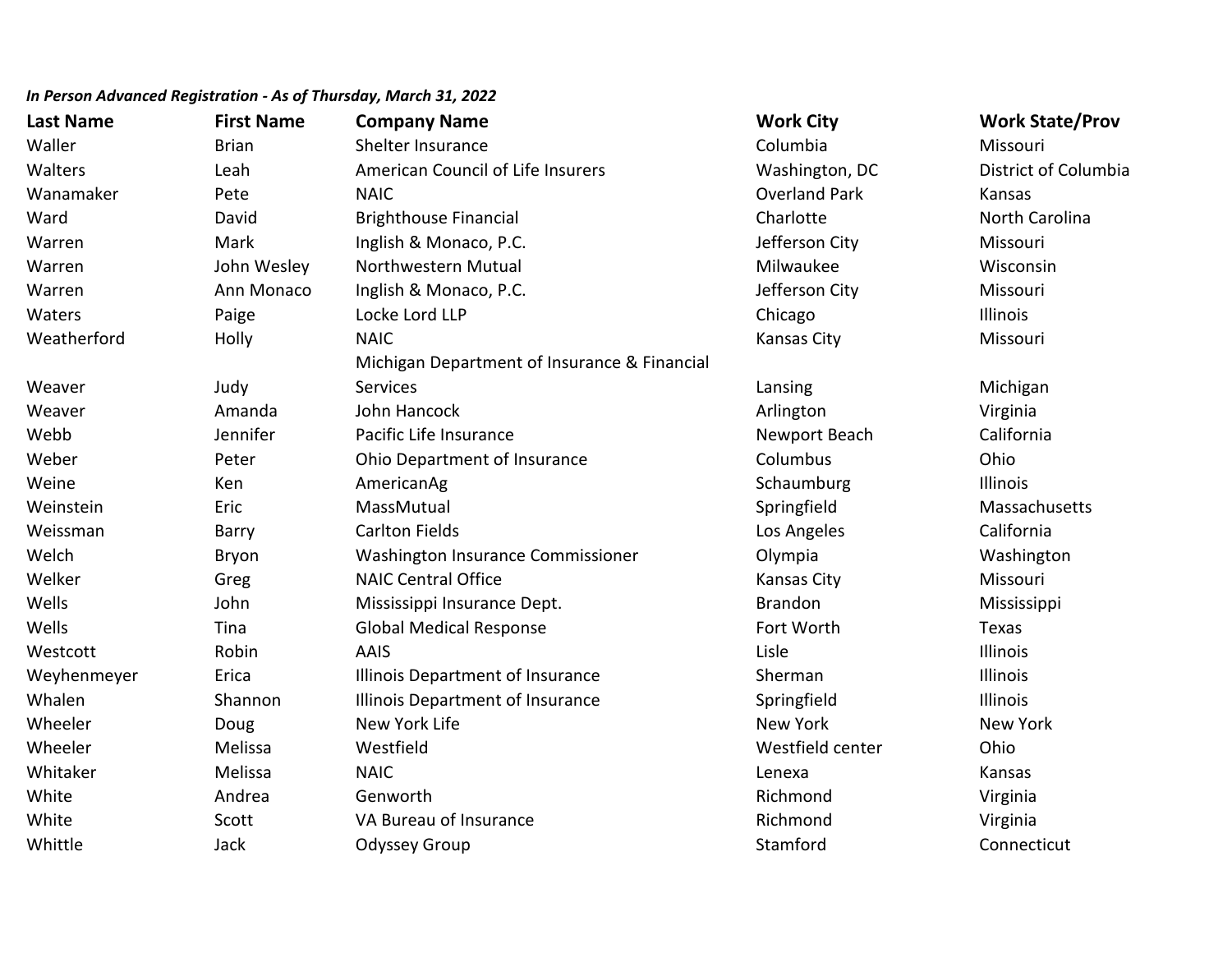***In Person Advanced Registration - As of Thursday, March 31, 2022***

| Last Name | First Name | Company Name | Work City | Work State/Prov |
|---|---|---|---|---|
| Waller | Brian | Shelter Insurance | Columbia | Missouri |
| Walters | Leah | American Council of Life Insurers | Washington, DC | District of Columbia |
| Wanamaker | Pete | NAIC | Overland Park | Kansas |
| Ward | David | Brighthouse Financial | Charlotte | North Carolina |
| Warren | Mark | Inglish & Monaco, P.C. | Jefferson City | Missouri |
| Warren | John Wesley | Northwestern Mutual | Milwaukee | Wisconsin |
| Warren | Ann Monaco | Inglish & Monaco, P.C. | Jefferson City | Missouri |
| Waters | Paige | Locke Lord LLP | Chicago | Illinois |
| Weatherford | Holly | NAIC | Kansas City | Missouri |
| Weaver | Judy | Michigan Department of Insurance & Financial Services | Lansing | Michigan |
| Weaver | Amanda | John Hancock | Arlington | Virginia |
| Webb | Jennifer | Pacific Life Insurance | Newport Beach | California |
| Weber | Peter | Ohio Department of Insurance | Columbus | Ohio |
| Weine | Ken | AmericanAg | Schaumburg | Illinois |
| Weinstein | Eric | MassMutual | Springfield | Massachusetts |
| Weissman | Barry | Carlton Fields | Los Angeles | California |
| Welch | Bryon | Washington Insurance Commissioner | Olympia | Washington |
| Welker | Greg | NAIC Central Office | Kansas City | Missouri |
| Wells | John | Mississippi Insurance Dept. | Brandon | Mississippi |
| Wells | Tina | Global Medical Response | Fort Worth | Texas |
| Westcott | Robin | AAIS | Lisle | Illinois |
| Weyhenmeyer | Erica | Illinois Department of Insurance | Sherman | Illinois |
| Whalen | Shannon | Illinois Department of Insurance | Springfield | Illinois |
| Wheeler | Doug | New York Life | New York | New York |
| Wheeler | Melissa | Westfield | Westfield center | Ohio |
| Whitaker | Melissa | NAIC | Lenexa | Kansas |
| White | Andrea | Genworth | Richmond | Virginia |
| White | Scott | VA Bureau of Insurance | Richmond | Virginia |
| Whittle | Jack | Odyssey Group | Stamford | Connecticut |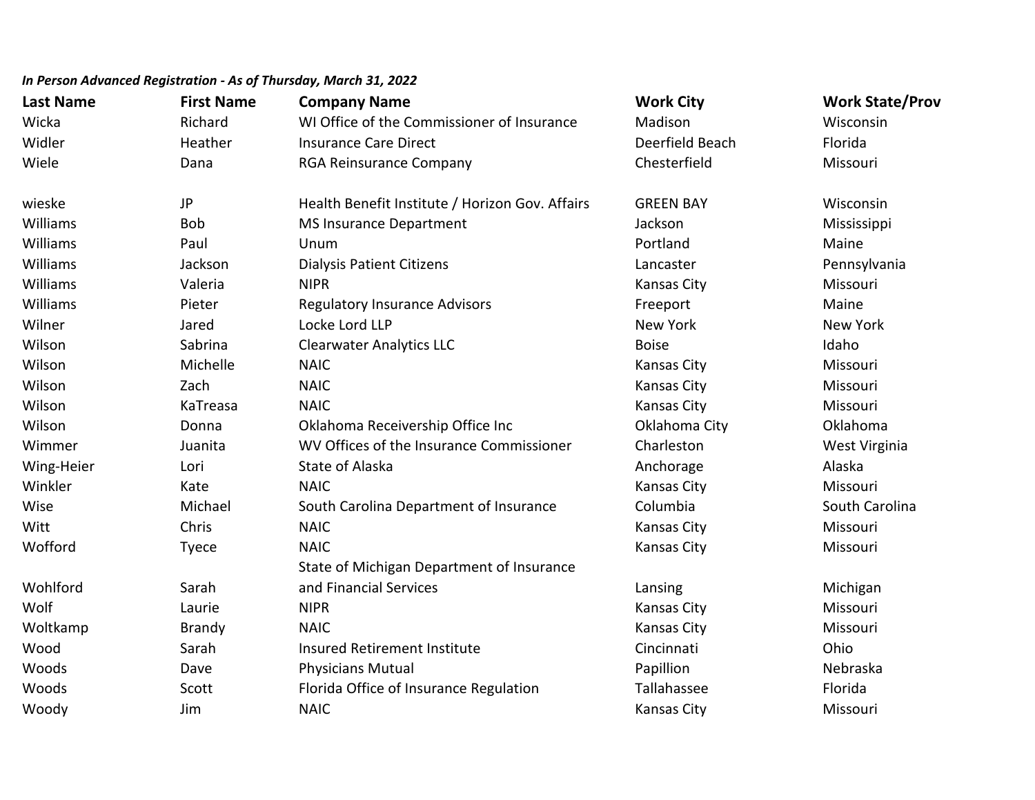*In Person Advanced Registration - As of Thursday, March 31, 2022*

| Last Name | First Name | Company Name | Work City | Work State/Prov |
|---|---|---|---|---|
| Wicka | Richard | WI Office of the Commissioner of Insurance | Madison | Wisconsin |
| Widler | Heather | Insurance Care Direct | Deerfield Beach | Florida |
| Wiele | Dana | RGA Reinsurance Company | Chesterfield | Missouri |
| wieske | JP | Health Benefit Institute / Horizon Gov. Affairs | GREEN BAY | Wisconsin |
| Williams | Bob | MS Insurance Department | Jackson | Mississippi |
| Williams | Paul | Unum | Portland | Maine |
| Williams | Jackson | Dialysis Patient Citizens | Lancaster | Pennsylvania |
| Williams | Valeria | NIPR | Kansas City | Missouri |
| Williams | Pieter | Regulatory Insurance Advisors | Freeport | Maine |
| Wilner | Jared | Locke Lord LLP | New York | New York |
| Wilson | Sabrina | Clearwater Analytics LLC | Boise | Idaho |
| Wilson | Michelle | NAIC | Kansas City | Missouri |
| Wilson | Zach | NAIC | Kansas City | Missouri |
| Wilson | KaTreasa | NAIC | Kansas City | Missouri |
| Wilson | Donna | Oklahoma Receivership Office Inc | Oklahoma City | Oklahoma |
| Wimmer | Juanita | WV Offices of the Insurance Commissioner | Charleston | West Virginia |
| Wing-Heier | Lori | State of Alaska | Anchorage | Alaska |
| Winkler | Kate | NAIC | Kansas City | Missouri |
| Wise | Michael | South Carolina Department of Insurance | Columbia | South Carolina |
| Witt | Chris | NAIC | Kansas City | Missouri |
| Wofford | Tyece | NAIC | Kansas City | Missouri |
| Wohlford | Sarah | State of Michigan Department of Insurance and Financial Services | Lansing | Michigan |
| Wolf | Laurie | NIPR | Kansas City | Missouri |
| Woltkamp | Brandy | NAIC | Kansas City | Missouri |
| Wood | Sarah | Insured Retirement Institute | Cincinnati | Ohio |
| Woods | Dave | Physicians Mutual | Papillion | Nebraska |
| Woods | Scott | Florida Office of Insurance Regulation | Tallahassee | Florida |
| Woody | Jim | NAIC | Kansas City | Missouri |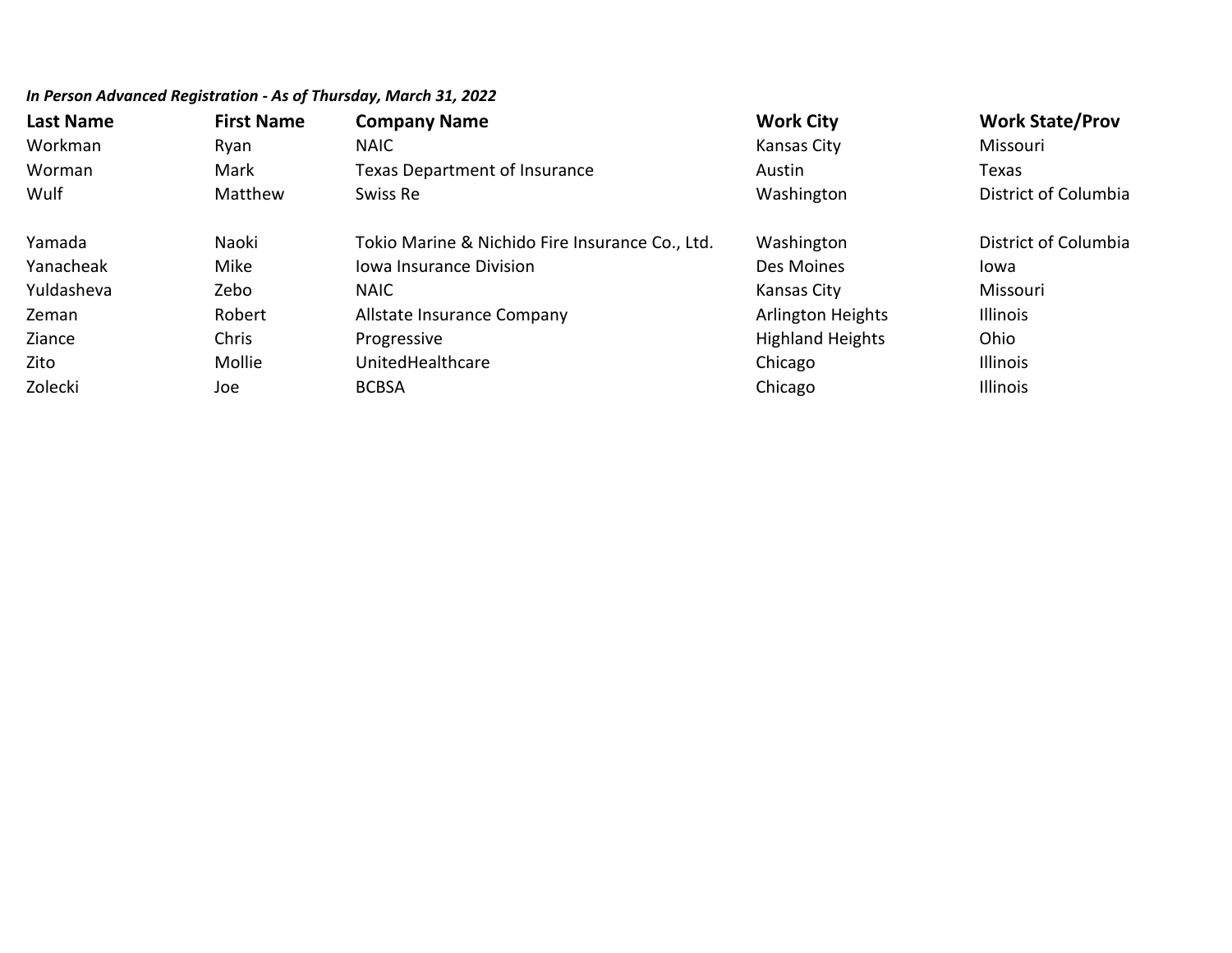***In Person Advanced Registration - As of Thursday, March 31, 2022***

| Last Name | First Name | Company Name | Work City | Work State/Prov |
|---|---|---|---|---|
| Workman | Ryan | NAIC | Kansas City | Missouri |
| Worman | Mark | Texas Department of Insurance | Austin | Texas |
| Wulf | Matthew | Swiss Re | Washington | District of Columbia |
| Yamada | Naoki | Tokio Marine & Nichido Fire Insurance Co., Ltd. | Washington | District of Columbia |
| Yanacheak | Mike | Iowa Insurance Division | Des Moines | Iowa |
| Yuldasheva | Zebo | NAIC | Kansas City | Missouri |
| Zeman | Robert | Allstate Insurance Company | Arlington Heights | Illinois |
| Ziance | Chris | Progressive | Highland Heights | Ohio |
| Zito | Mollie | UnitedHealthcare | Chicago | Illinois |
| Zolecki | Joe | BCBSA | Chicago | Illinois |